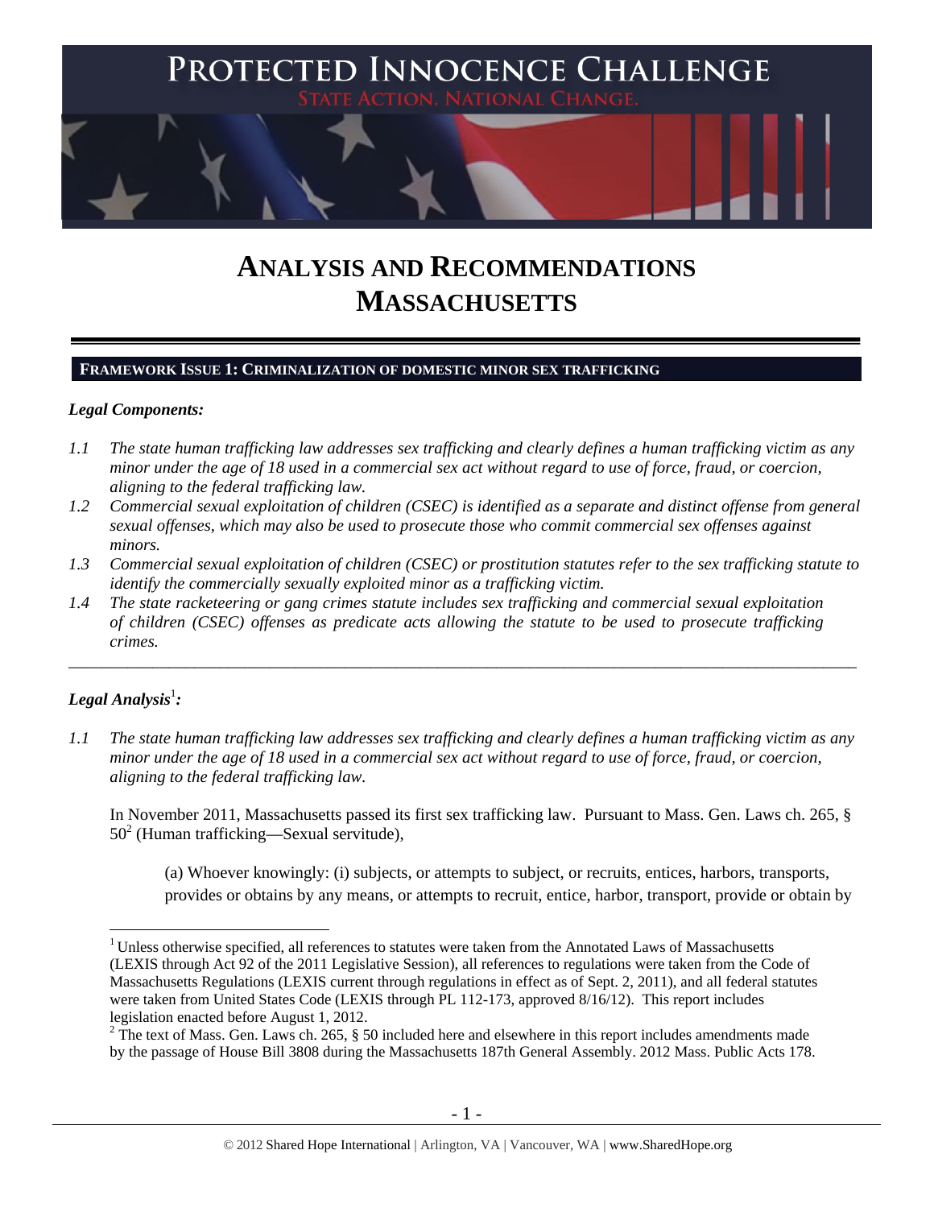# PROTECTED INNOCENCE CHALLENGE

STATE ACTION. NATIONAL CHANGE.

# ANALYSIS AND RECOMMENDATIONS
# MASSACHUSETTS

## FRAMEWORK ISSUE 1: CRIMINALIZATION OF DOMESTIC MINOR SEX TRAFFICKING

### *Legal Components:*

*1.1 The state human trafficking law addresses sex trafficking and clearly defines a human trafficking victim as any minor under the age of 18 used in a commercial sex act without regard to use of force, fraud, or coercion, aligning to the federal trafficking law.*

*1.2 Commercial sexual exploitation of children (CSEC) is identified as a separate and distinct offense from general sexual offenses, which may also be used to prosecute those who commit commercial sex offenses against minors.*

*1.3 Commercial sexual exploitation of children (CSEC) or prostitution statutes refer to the sex trafficking statute to identify the commercially sexually exploited minor as a trafficking victim.*

*1.4 The state racketeering or gang crimes statute includes sex trafficking and commercial sexual exploitation of children (CSEC) offenses as predicate acts allowing the statute to be used to prosecute trafficking crimes.*

---

### *Legal Analysis*[1]*:*

*1.1 The state human trafficking law addresses sex trafficking and clearly defines a human trafficking victim as any minor under the age of 18 used in a commercial sex act without regard to use of force, fraud, or coercion, aligning to the federal trafficking law.*

In November 2011, Massachusetts passed its first sex trafficking law. Pursuant to Mass. Gen. Laws ch. 265, § 50[2] (Human trafficking—Sexual servitude),

> (a) Whoever knowingly: (i) subjects, or attempts to subject, or recruits, entices, harbors, transports, provides or obtains by any means, or attempts to recruit, entice, harbor, transport, provide or obtain by

---

[1] Unless otherwise specified, all references to statutes were taken from the Annotated Laws of Massachusetts (LEXIS through Act 92 of the 2011 Legislative Session), all references to regulations were taken from the Code of Massachusetts Regulations (LEXIS current through regulations in effect as of Sept. 2, 2011), and all federal statutes were taken from United States Code (LEXIS through PL 112-173, approved 8/16/12). This report includes legislation enacted before August 1, 2012.

[2] The text of Mass. Gen. Laws ch. 265, § 50 included here and elsewhere in this report includes amendments made by the passage of House Bill 3808 during the Massachusetts 187th General Assembly. 2012 Mass. Public Acts 178.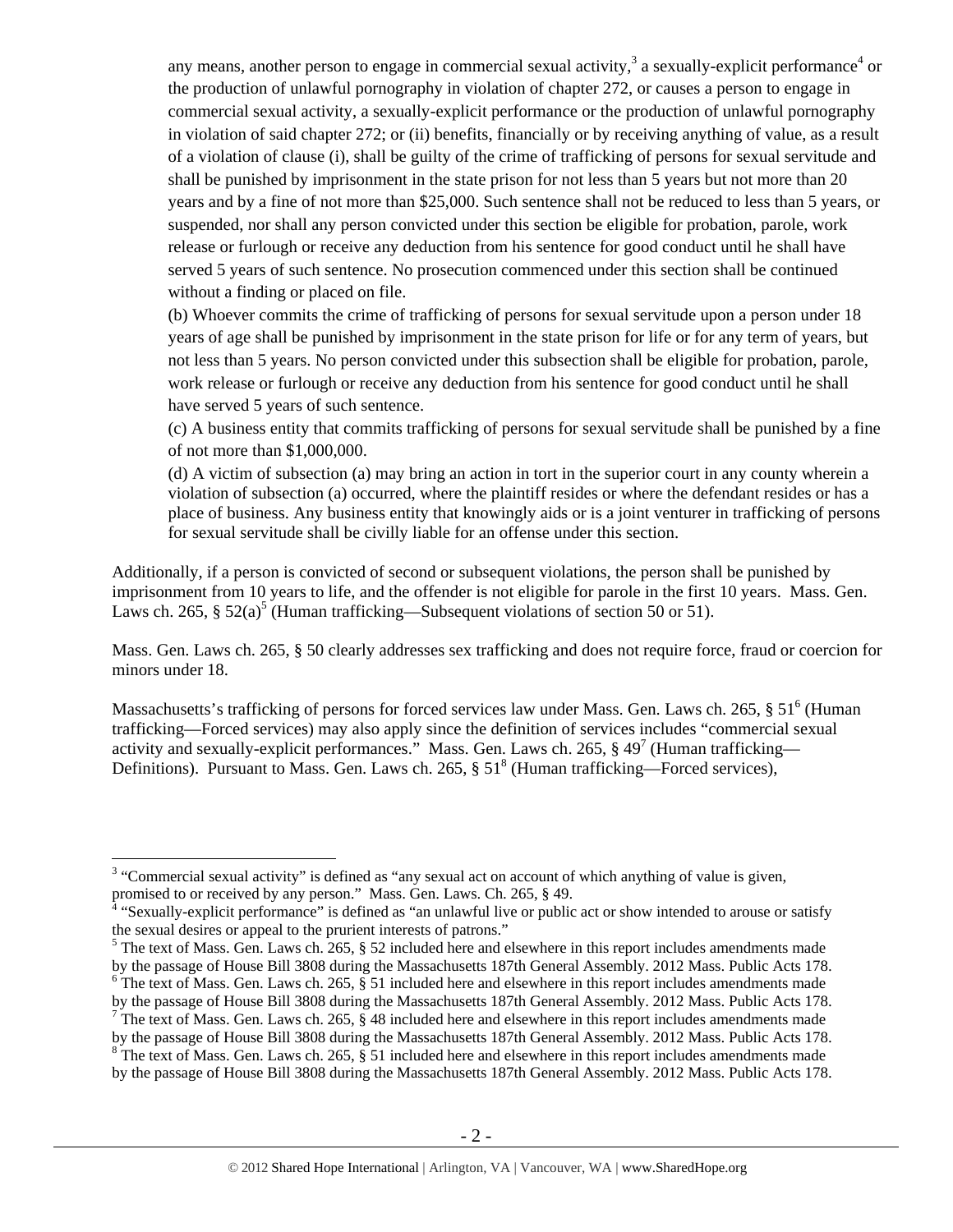any means, another person to engage in commercial sexual activity,[3] a sexually-explicit performance[4] or the production of unlawful pornography in violation of chapter 272, or causes a person to engage in commercial sexual activity, a sexually-explicit performance or the production of unlawful pornography in violation of said chapter 272; or (ii) benefits, financially or by receiving anything of value, as a result of a violation of clause (i), shall be guilty of the crime of trafficking of persons for sexual servitude and shall be punished by imprisonment in the state prison for not less than 5 years but not more than 20 years and by a fine of not more than $25,000. Such sentence shall not be reduced to less than 5 years, or suspended, nor shall any person convicted under this section be eligible for probation, parole, work release or furlough or receive any deduction from his sentence for good conduct until he shall have served 5 years of such sentence. No prosecution commenced under this section shall be continued without a finding or placed on file.

> (b) Whoever commits the crime of trafficking of persons for sexual servitude upon a person under 18 years of age shall be punished by imprisonment in the state prison for life or for any term of years, but not less than 5 years. No person convicted under this subsection shall be eligible for probation, parole, work release or furlough or receive any deduction from his sentence for good conduct until he shall have served 5 years of such sentence.
>
> (c) A business entity that commits trafficking of persons for sexual servitude shall be punished by a fine of not more than $1,000,000.
>
> (d) A victim of subsection (a) may bring an action in tort in the superior court in any county wherein a violation of subsection (a) occurred, where the plaintiff resides or where the defendant resides or has a place of business. Any business entity that knowingly aids or is a joint venturer in trafficking of persons for sexual servitude shall be civilly liable for an offense under this section.

Additionally, if a person is convicted of second or subsequent violations, the person shall be punished by imprisonment from 10 years to life, and the offender is not eligible for parole in the first 10 years. Mass. Gen. Laws ch. 265, § 52(a)[5] (Human trafficking—Subsequent violations of section 50 or 51).

Mass. Gen. Laws ch. 265, § 50 clearly addresses sex trafficking and does not require force, fraud or coercion for minors under 18.

Massachusetts's trafficking of persons for forced services law under Mass. Gen. Laws ch. 265, § 51[6] (Human trafficking—Forced services) may also apply since the definition of services includes "commercial sexual activity and sexually-explicit performances." Mass. Gen. Laws ch. 265, § 49[7] (Human trafficking—Definitions). Pursuant to Mass. Gen. Laws ch. 265, § 51[8] (Human trafficking—Forced services),

---

[3] "Commercial sexual activity" is defined as "any sexual act on account of which anything of value is given, promised to or received by any person." Mass. Gen. Laws. Ch. 265, § 49.

[4] "Sexually-explicit performance" is defined as "an unlawful live or public act or show intended to arouse or satisfy the sexual desires or appeal to the prurient interests of patrons."

[5] The text of Mass. Gen. Laws ch. 265, § 52 included here and elsewhere in this report includes amendments made by the passage of House Bill 3808 during the Massachusetts 187th General Assembly. 2012 Mass. Public Acts 178.

[6] The text of Mass. Gen. Laws ch. 265, § 51 included here and elsewhere in this report includes amendments made by the passage of House Bill 3808 during the Massachusetts 187th General Assembly. 2012 Mass. Public Acts 178.

[7] The text of Mass. Gen. Laws ch. 265, § 48 included here and elsewhere in this report includes amendments made by the passage of House Bill 3808 during the Massachusetts 187th General Assembly. 2012 Mass. Public Acts 178.

[8] The text of Mass. Gen. Laws ch. 265, § 51 included here and elsewhere in this report includes amendments made by the passage of House Bill 3808 during the Massachusetts 187th General Assembly. 2012 Mass. Public Acts 178.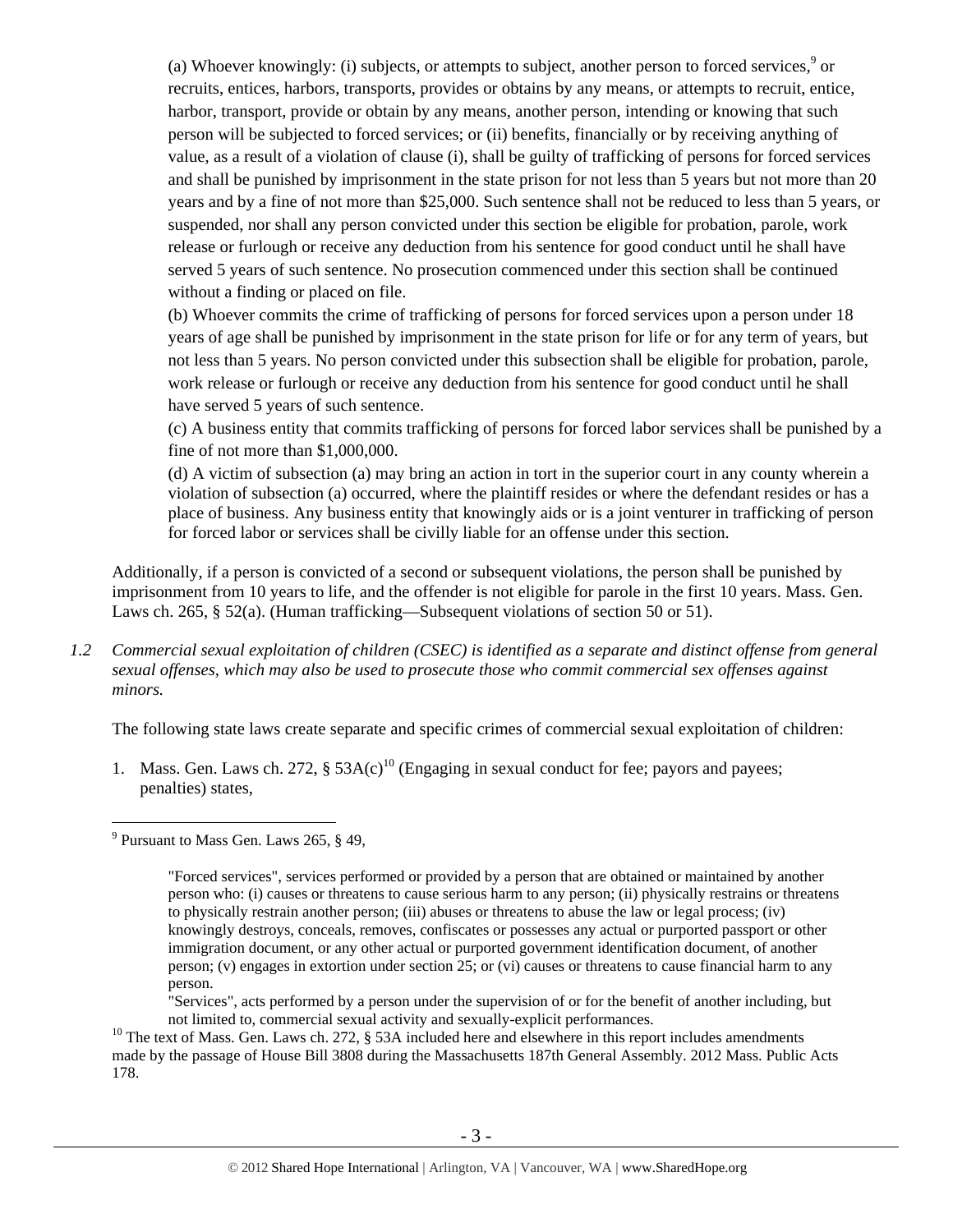(a) Whoever knowingly: (i) subjects, or attempts to subject, another person to forced services,[9] or recruits, entices, harbors, transports, provides or obtains by any means, or attempts to recruit, entice, harbor, transport, provide or obtain by any means, another person, intending or knowing that such person will be subjected to forced services; or (ii) benefits, financially or by receiving anything of value, as a result of a violation of clause (i), shall be guilty of trafficking of persons for forced services and shall be punished by imprisonment in the state prison for not less than 5 years but not more than 20 years and by a fine of not more than $25,000. Such sentence shall not be reduced to less than 5 years, or suspended, nor shall any person convicted under this section be eligible for probation, parole, work release or furlough or receive any deduction from his sentence for good conduct until he shall have served 5 years of such sentence. No prosecution commenced under this section shall be continued without a finding or placed on file.

(b) Whoever commits the crime of trafficking of persons for forced services upon a person under 18 years of age shall be punished by imprisonment in the state prison for life or for any term of years, but not less than 5 years. No person convicted under this subsection shall be eligible for probation, parole, work release or furlough or receive any deduction from his sentence for good conduct until he shall have served 5 years of such sentence.

(c) A business entity that commits trafficking of persons for forced labor services shall be punished by a fine of not more than $1,000,000.

(d) A victim of subsection (a) may bring an action in tort in the superior court in any county wherein a violation of subsection (a) occurred, where the plaintiff resides or where the defendant resides or has a place of business. Any business entity that knowingly aids or is a joint venturer in trafficking of person for forced labor or services shall be civilly liable for an offense under this section.

Additionally, if a person is convicted of a second or subsequent violations, the person shall be punished by imprisonment from 10 years to life, and the offender is not eligible for parole in the first 10 years. Mass. Gen. Laws ch. 265, § 52(a). (Human trafficking—Subsequent violations of section 50 or 51).

*1.2 Commercial sexual exploitation of children (CSEC) is identified as a separate and distinct offense from general sexual offenses, which may also be used to prosecute those who commit commercial sex offenses against minors.*

The following state laws create separate and specific crimes of commercial sexual exploitation of children:

1. Mass. Gen. Laws ch. 272, § 53A(c)[10] (Engaging in sexual conduct for fee; payors and payees; penalties) states,

---

[9] Pursuant to Mass Gen. Laws 265, § 49,

> "Forced services", services performed or provided by a person that are obtained or maintained by another person who: (i) causes or threatens to cause serious harm to any person; (ii) physically restrains or threatens to physically restrain another person; (iii) abuses or threatens to abuse the law or legal process; (iv) knowingly destroys, conceals, removes, confiscates or possesses any actual or purported passport or other immigration document, or any other actual or purported government identification document, of another person; (v) engages in extortion under section 25; or (vi) causes or threatens to cause financial harm to any person.
>
> "Services", acts performed by a person under the supervision of or for the benefit of another including, but not limited to, commercial sexual activity and sexually-explicit performances.

[10] The text of Mass. Gen. Laws ch. 272, § 53A included here and elsewhere in this report includes amendments made by the passage of House Bill 3808 during the Massachusetts 187th General Assembly. 2012 Mass. Public Acts 178.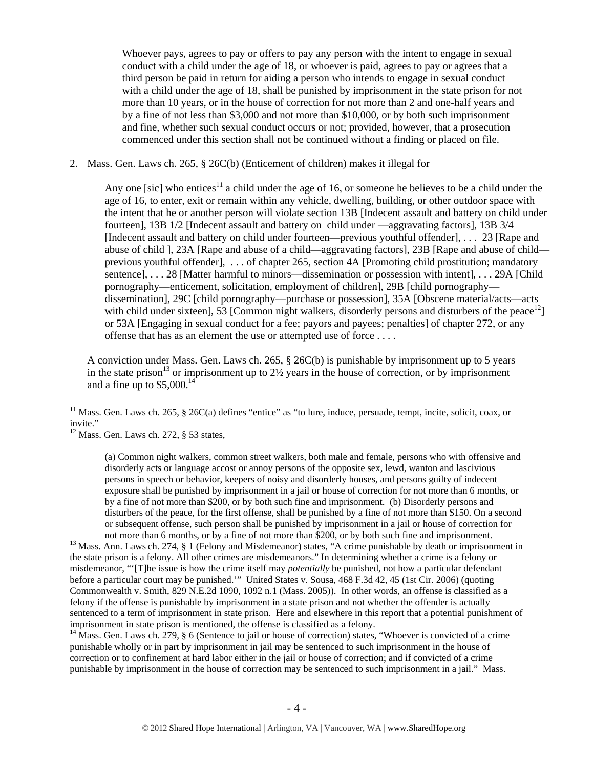> Whoever pays, agrees to pay or offers to pay any person with the intent to engage in sexual conduct with a child under the age of 18, or whoever is paid, agrees to pay or agrees that a third person be paid in return for aiding a person who intends to engage in sexual conduct with a child under the age of 18, shall be punished by imprisonment in the state prison for not more than 10 years, or in the house of correction for not more than 2 and one-half years and by a fine of not less than $3,000 and not more than $10,000, or by both such imprisonment and fine, whether such sexual conduct occurs or not; provided, however, that a prosecution commenced under this section shall not be continued without a finding or placed on file.

2. Mass. Gen. Laws ch. 265, § 26C(b) (Enticement of children) makes it illegal for

> Any one [sic] who entices[11] a child under the age of 16, or someone he believes to be a child under the age of 16, to enter, exit or remain within any vehicle, dwelling, building, or other outdoor space with the intent that he or another person will violate section 13B [Indecent assault and battery on child under fourteen], 13B 1/2 [Indecent assault and battery on child under —aggravating factors], 13B 3/4 [Indecent assault and battery on child under fourteen—previous youthful offender], . . . 23 [Rape and abuse of child ], 23A [Rape and abuse of a child—aggravating factors], 23B [Rape and abuse of child—previous youthful offender], . . . of chapter 265, section 4A [Promoting child prostitution; mandatory sentence], . . . 28 [Matter harmful to minors—dissemination or possession with intent], . . . 29A [Child pornography—enticement, solicitation, employment of children], 29B [child pornography—dissemination], 29C [child pornography—purchase or possession], 35A [Obscene material/acts—acts with child under sixteen], 53 [Common night walkers, disorderly persons and disturbers of the peace[12]] or 53A [Engaging in sexual conduct for a fee; payors and payees; penalties] of chapter 272, or any offense that has as an element the use or attempted use of force . . . .

A conviction under Mass. Gen. Laws ch. 265, § 26C(b) is punishable by imprisonment up to 5 years in the state prison[13] or imprisonment up to 2½ years in the house of correction, or by imprisonment and a fine up to $5,000.[14]

---

[11] Mass. Gen. Laws ch. 265, § 26C(a) defines "entice" as "to lure, induce, persuade, tempt, incite, solicit, coax, or invite."

[12] Mass. Gen. Laws ch. 272, § 53 states,

> (a) Common night walkers, common street walkers, both male and female, persons who with offensive and disorderly acts or language accost or annoy persons of the opposite sex, lewd, wanton and lascivious persons in speech or behavior, keepers of noisy and disorderly houses, and persons guilty of indecent exposure shall be punished by imprisonment in a jail or house of correction for not more than 6 months, or by a fine of not more than $200, or by both such fine and imprisonment. (b) Disorderly persons and disturbers of the peace, for the first offense, shall be punished by a fine of not more than $150. On a second or subsequent offense, such person shall be punished by imprisonment in a jail or house of correction for not more than 6 months, or by a fine of not more than $200, or by both such fine and imprisonment.

[13] Mass. Ann. Laws ch. 274, § 1 (Felony and Misdemeanor) states, "A crime punishable by death or imprisonment in the state prison is a felony. All other crimes are misdemeanors." In determining whether a crime is a felony or misdemeanor, "'[T]he issue is how the crime itself may *potentially* be punished, not how a particular defendant before a particular court may be punished.'" United States v. Sousa, 468 F.3d 42, 45 (1st Cir. 2006) (quoting Commonwealth v. Smith, 829 N.E.2d 1090, 1092 n.1 (Mass. 2005)). In other words, an offense is classified as a felony if the offense is punishable by imprisonment in a state prison and not whether the offender is actually sentenced to a term of imprisonment in state prison. Here and elsewhere in this report that a potential punishment of imprisonment in state prison is mentioned, the offense is classified as a felony.

[14] Mass. Gen. Laws ch. 279, § 6 (Sentence to jail or house of correction) states, "Whoever is convicted of a crime punishable wholly or in part by imprisonment in jail may be sentenced to such imprisonment in the house of correction or to confinement at hard labor either in the jail or house of correction; and if convicted of a crime punishable by imprisonment in the house of correction may be sentenced to such imprisonment in a jail." Mass.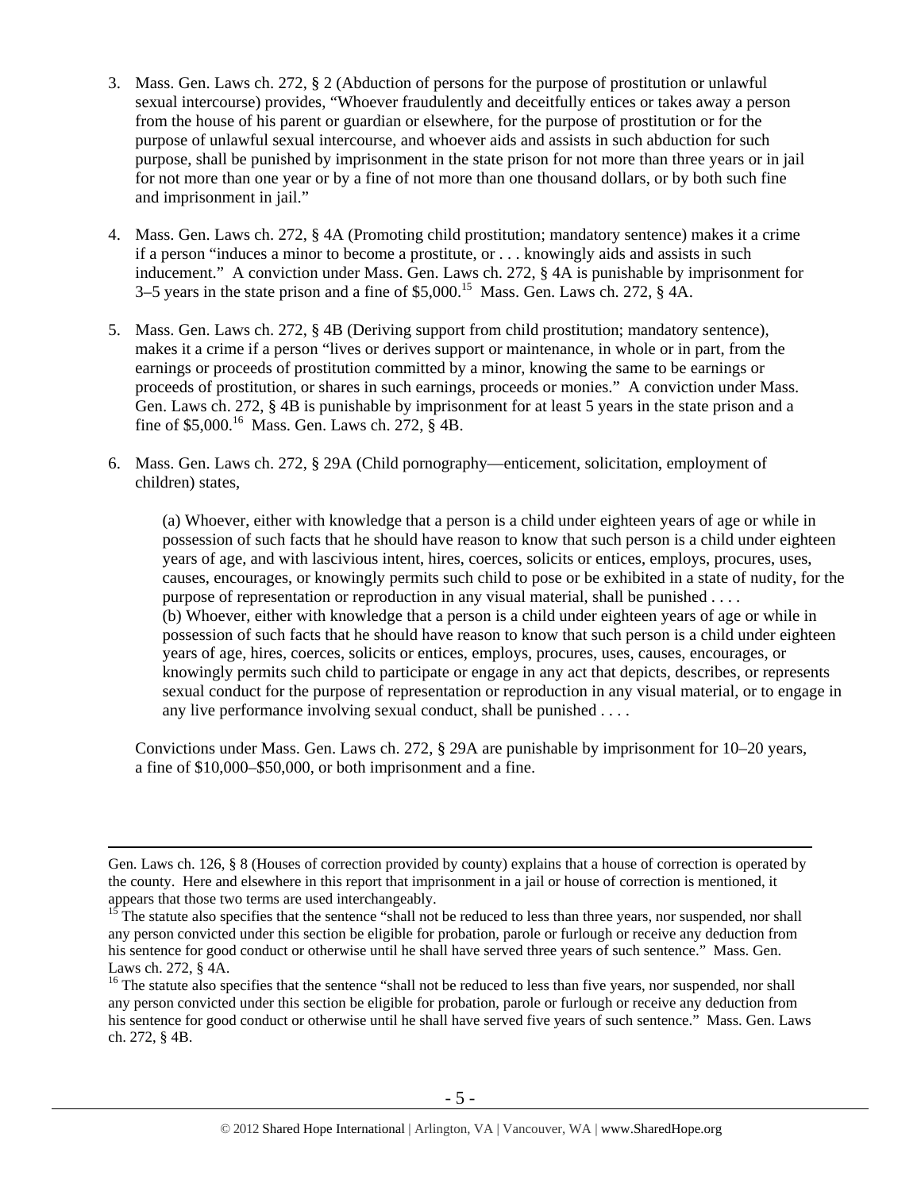3. Mass. Gen. Laws ch. 272, § 2 (Abduction of persons for the purpose of prostitution or unlawful sexual intercourse) provides, "Whoever fraudulently and deceitfully entices or takes away a person from the house of his parent or guardian or elsewhere, for the purpose of prostitution or for the purpose of unlawful sexual intercourse, and whoever aids and assists in such abduction for such purpose, shall be punished by imprisonment in the state prison for not more than three years or in jail for not more than one year or by a fine of not more than one thousand dollars, or by both such fine and imprisonment in jail."

4. Mass. Gen. Laws ch. 272, § 4A (Promoting child prostitution; mandatory sentence) makes it a crime if a person "induces a minor to become a prostitute, or . . . knowingly aids and assists in such inducement." A conviction under Mass. Gen. Laws ch. 272, § 4A is punishable by imprisonment for 3–5 years in the state prison and a fine of $5,000.[15] Mass. Gen. Laws ch. 272, § 4A.

5. Mass. Gen. Laws ch. 272, § 4B (Deriving support from child prostitution; mandatory sentence), makes it a crime if a person "lives or derives support or maintenance, in whole or in part, from the earnings or proceeds of prostitution committed by a minor, knowing the same to be earnings or proceeds of prostitution, or shares in such earnings, proceeds or monies." A conviction under Mass. Gen. Laws ch. 272, § 4B is punishable by imprisonment for at least 5 years in the state prison and a fine of $5,000.[16] Mass. Gen. Laws ch. 272, § 4B.

6. Mass. Gen. Laws ch. 272, § 29A (Child pornography—enticement, solicitation, employment of children) states,

   > (a) Whoever, either with knowledge that a person is a child under eighteen years of age or while in possession of such facts that he should have reason to know that such person is a child under eighteen years of age, and with lascivious intent, hires, coerces, solicits or entices, employs, procures, uses, causes, encourages, or knowingly permits such child to pose or be exhibited in a state of nudity, for the purpose of representation or reproduction in any visual material, shall be punished . . . .
   > (b) Whoever, either with knowledge that a person is a child under eighteen years of age or while in possession of such facts that he should have reason to know that such person is a child under eighteen years of age, hires, coerces, solicits or entices, employs, procures, uses, causes, encourages, or knowingly permits such child to participate or engage in any act that depicts, describes, or represents sexual conduct for the purpose of representation or reproduction in any visual material, or to engage in any live performance involving sexual conduct, shall be punished . . . .

   Convictions under Mass. Gen. Laws ch. 272, § 29A are punishable by imprisonment for 10–20 years, a fine of $10,000–$50,000, or both imprisonment and a fine.

---

Gen. Laws ch. 126, § 8 (Houses of correction provided by county) explains that a house of correction is operated by the county. Here and elsewhere in this report that imprisonment in a jail or house of correction is mentioned, it appears that those two terms are used interchangeably.

[15] The statute also specifies that the sentence "shall not be reduced to less than three years, nor suspended, nor shall any person convicted under this section be eligible for probation, parole or furlough or receive any deduction from his sentence for good conduct or otherwise until he shall have served three years of such sentence." Mass. Gen. Laws ch. 272, § 4A.

[16] The statute also specifies that the sentence "shall not be reduced to less than five years, nor suspended, nor shall any person convicted under this section be eligible for probation, parole or furlough or receive any deduction from his sentence for good conduct or otherwise until he shall have served five years of such sentence." Mass. Gen. Laws ch. 272, § 4B.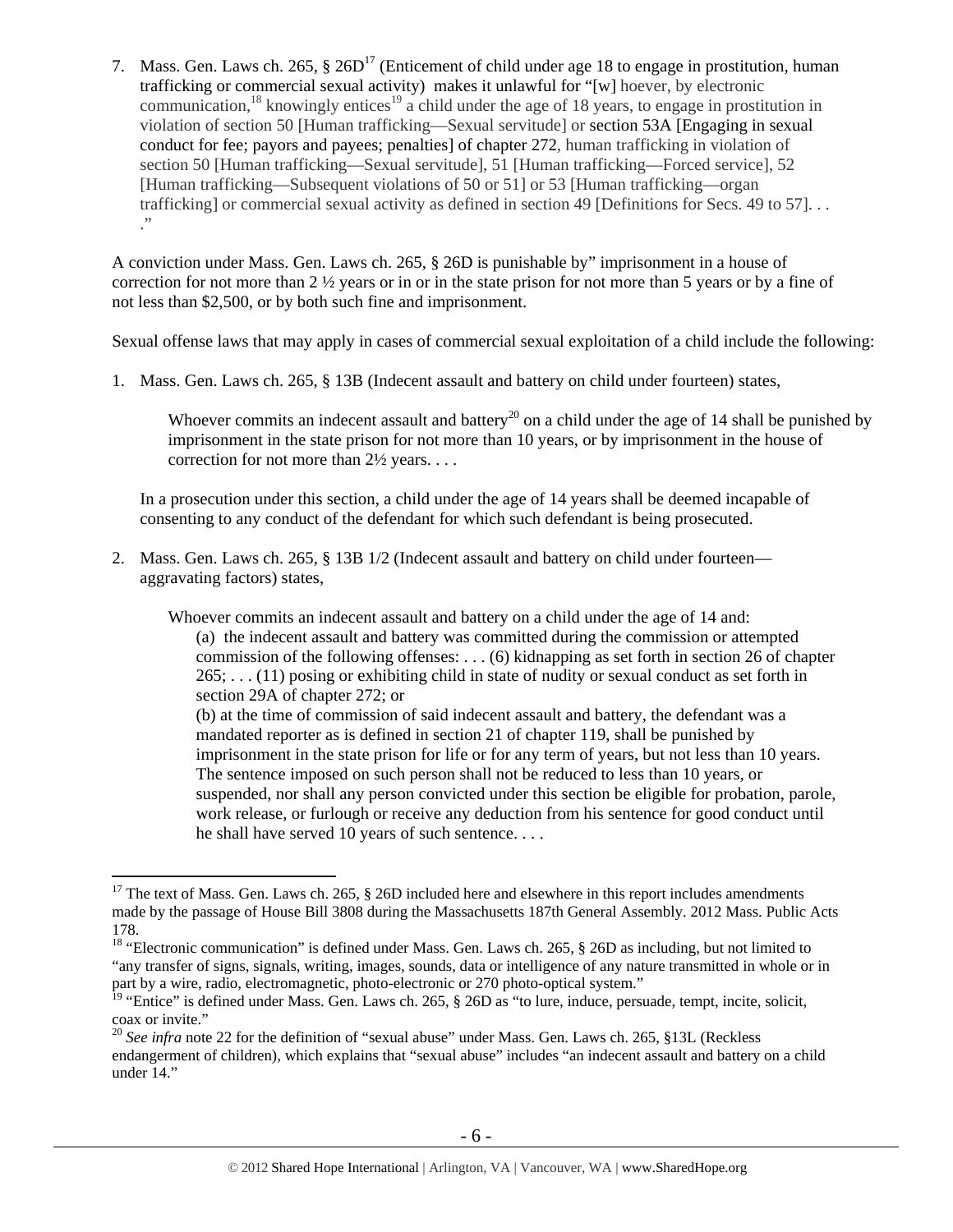7. Mass. Gen. Laws ch. 265, § 26D[17] (Enticement of child under age 18 to engage in prostitution, human trafficking or commercial sexual activity) makes it unlawful for "[w] hoever, by electronic communication,[18] knowingly entices[19] a child under the age of 18 years, to engage in prostitution in violation of section 50 [Human trafficking—Sexual servitude] or section 53A [Engaging in sexual conduct for fee; payors and payees; penalties] of chapter 272, human trafficking in violation of section 50 [Human trafficking—Sexual servitude], 51 [Human trafficking—Forced service], 52 [Human trafficking—Subsequent violations of 50 or 51] or 53 [Human trafficking—organ trafficking] or commercial sexual activity as defined in section 49 [Definitions for Secs. 49 to 57]. . . ."

A conviction under Mass. Gen. Laws ch. 265, § 26D is punishable by" imprisonment in a house of correction for not more than 2 ½ years or in or in the state prison for not more than 5 years or by a fine of not less than $2,500, or by both such fine and imprisonment.

Sexual offense laws that may apply in cases of commercial sexual exploitation of a child include the following:

1. Mass. Gen. Laws ch. 265, § 13B (Indecent assault and battery on child under fourteen) states,

   > Whoever commits an indecent assault and battery[20] on a child under the age of 14 shall be punished by imprisonment in the state prison for not more than 10 years, or by imprisonment in the house of correction for not more than 2½ years. . . .

   In a prosecution under this section, a child under the age of 14 years shall be deemed incapable of consenting to any conduct of the defendant for which such defendant is being prosecuted.

2. Mass. Gen. Laws ch. 265, § 13B 1/2 (Indecent assault and battery on child under fourteen—aggravating factors) states,

   > Whoever commits an indecent assault and battery on a child under the age of 14 and:
   > (a) the indecent assault and battery was committed during the commission or attempted commission of the following offenses: . . . (6) kidnapping as set forth in section 26 of chapter 265; . . . (11) posing or exhibiting child in state of nudity or sexual conduct as set forth in section 29A of chapter 272; or
   > (b) at the time of commission of said indecent assault and battery, the defendant was a mandated reporter as is defined in section 21 of chapter 119, shall be punished by imprisonment in the state prison for life or for any term of years, but not less than 10 years. The sentence imposed on such person shall not be reduced to less than 10 years, or suspended, nor shall any person convicted under this section be eligible for probation, parole, work release, or furlough or receive any deduction from his sentence for good conduct until he shall have served 10 years of such sentence. . . .

---

[17] The text of Mass. Gen. Laws ch. 265, § 26D included here and elsewhere in this report includes amendments made by the passage of House Bill 3808 during the Massachusetts 187th General Assembly. 2012 Mass. Public Acts 178.

[18] "Electronic communication" is defined under Mass. Gen. Laws ch. 265, § 26D as including, but not limited to "any transfer of signs, signals, writing, images, sounds, data or intelligence of any nature transmitted in whole or in part by a wire, radio, electromagnetic, photo-electronic or 270 photo-optical system."

[19] "Entice" is defined under Mass. Gen. Laws ch. 265, § 26D as "to lure, induce, persuade, tempt, incite, solicit, coax or invite."

[20] *See infra* note 22 for the definition of "sexual abuse" under Mass. Gen. Laws ch. 265, §13L (Reckless endangerment of children), which explains that "sexual abuse" includes "an indecent assault and battery on a child under 14."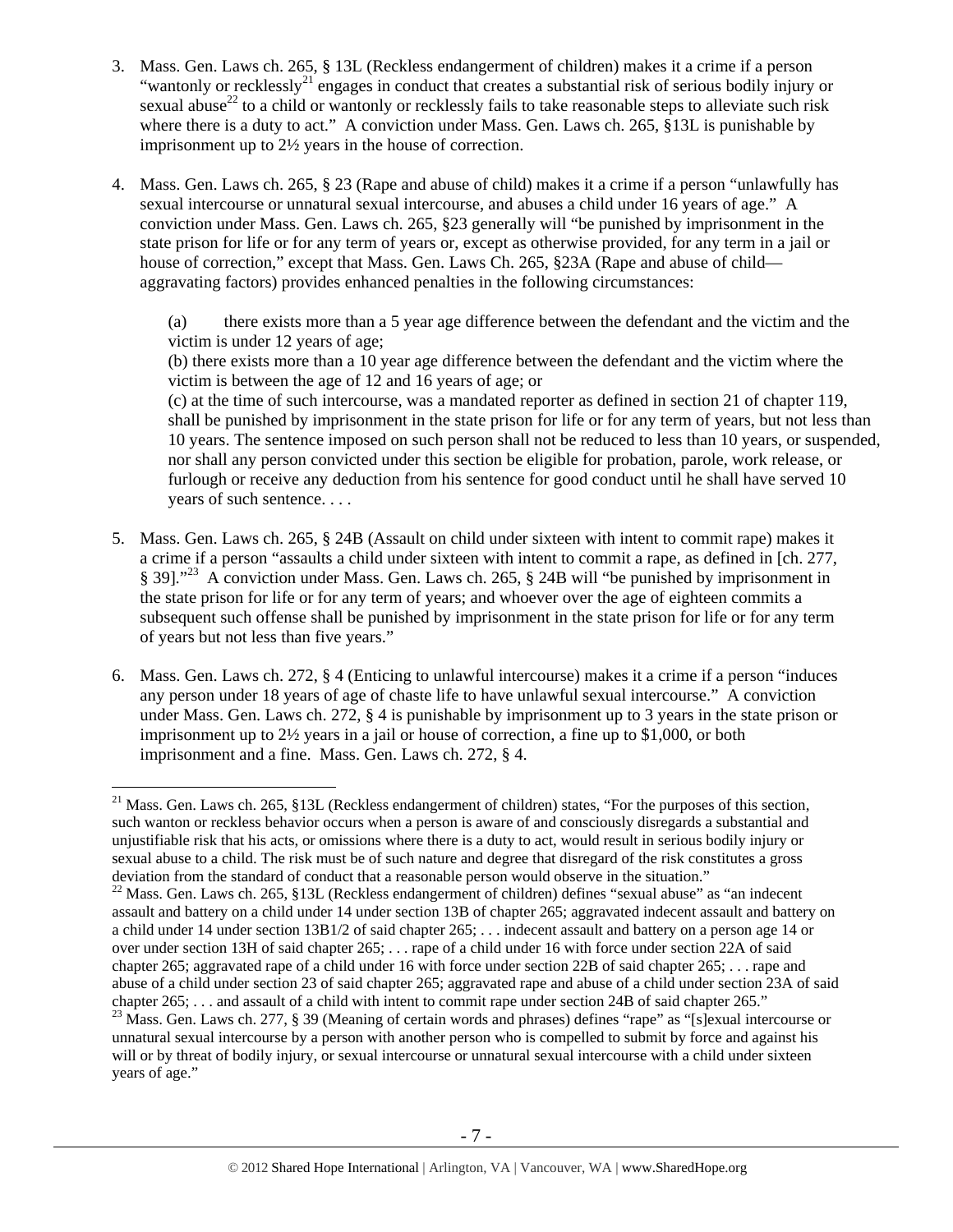3. Mass. Gen. Laws ch. 265, § 13L (Reckless endangerment of children) makes it a crime if a person "wantonly or recklessly[21] engages in conduct that creates a substantial risk of serious bodily injury or sexual abuse[22] to a child or wantonly or recklessly fails to take reasonable steps to alleviate such risk where there is a duty to act." A conviction under Mass. Gen. Laws ch. 265, §13L is punishable by imprisonment up to 2½ years in the house of correction.

4. Mass. Gen. Laws ch. 265, § 23 (Rape and abuse of child) makes it a crime if a person "unlawfully has sexual intercourse or unnatural sexual intercourse, and abuses a child under 16 years of age." A conviction under Mass. Gen. Laws ch. 265, §23 generally will "be punished by imprisonment in the state prison for life or for any term of years or, except as otherwise provided, for any term in a jail or house of correction," except that Mass. Gen. Laws Ch. 265, §23A (Rape and abuse of child—aggravating factors) provides enhanced penalties in the following circumstances:

   (a) there exists more than a 5 year age difference between the defendant and the victim and the victim is under 12 years of age;
   (b) there exists more than a 10 year age difference between the defendant and the victim where the victim is between the age of 12 and 16 years of age; or
   (c) at the time of such intercourse, was a mandated reporter as defined in section 21 of chapter 119, shall be punished by imprisonment in the state prison for life or for any term of years, but not less than 10 years. The sentence imposed on such person shall not be reduced to less than 10 years, or suspended, nor shall any person convicted under this section be eligible for probation, parole, work release, or furlough or receive any deduction from his sentence for good conduct until he shall have served 10 years of such sentence. . . .

5. Mass. Gen. Laws ch. 265, § 24B (Assault on child under sixteen with intent to commit rape) makes it a crime if a person "assaults a child under sixteen with intent to commit a rape, as defined in [ch. 277, § 39]."[23] A conviction under Mass. Gen. Laws ch. 265, § 24B will "be punished by imprisonment in the state prison for life or for any term of years; and whoever over the age of eighteen commits a subsequent such offense shall be punished by imprisonment in the state prison for life or for any term of years but not less than five years."

6. Mass. Gen. Laws ch. 272, § 4 (Enticing to unlawful intercourse) makes it a crime if a person "induces any person under 18 years of age of chaste life to have unlawful sexual intercourse." A conviction under Mass. Gen. Laws ch. 272, § 4 is punishable by imprisonment up to 3 years in the state prison or imprisonment up to 2½ years in a jail or house of correction, a fine up to $1,000, or both imprisonment and a fine. Mass. Gen. Laws ch. 272, § 4.

---

[21] Mass. Gen. Laws ch. 265, §13L (Reckless endangerment of children) states, "For the purposes of this section, such wanton or reckless behavior occurs when a person is aware of and consciously disregards a substantial and unjustifiable risk that his acts, or omissions where there is a duty to act, would result in serious bodily injury or sexual abuse to a child. The risk must be of such nature and degree that disregard of the risk constitutes a gross deviation from the standard of conduct that a reasonable person would observe in the situation."

[22] Mass. Gen. Laws ch. 265, §13L (Reckless endangerment of children) defines "sexual abuse" as "an indecent assault and battery on a child under 14 under section 13B of chapter 265; aggravated indecent assault and battery on a child under 14 under section 13B1/2 of said chapter 265; . . . indecent assault and battery on a person age 14 or over under section 13H of said chapter 265; . . . rape of a child under 16 with force under section 22A of said chapter 265; aggravated rape of a child under 16 with force under section 22B of said chapter 265; . . . rape and abuse of a child under section 23 of said chapter 265; aggravated rape and abuse of a child under section 23A of said chapter 265; . . . and assault of a child with intent to commit rape under section 24B of said chapter 265."

[23] Mass. Gen. Laws ch. 277, § 39 (Meaning of certain words and phrases) defines "rape" as "[s]exual intercourse or unnatural sexual intercourse by a person with another person who is compelled to submit by force and against his will or by threat of bodily injury, or sexual intercourse or unnatural sexual intercourse with a child under sixteen years of age."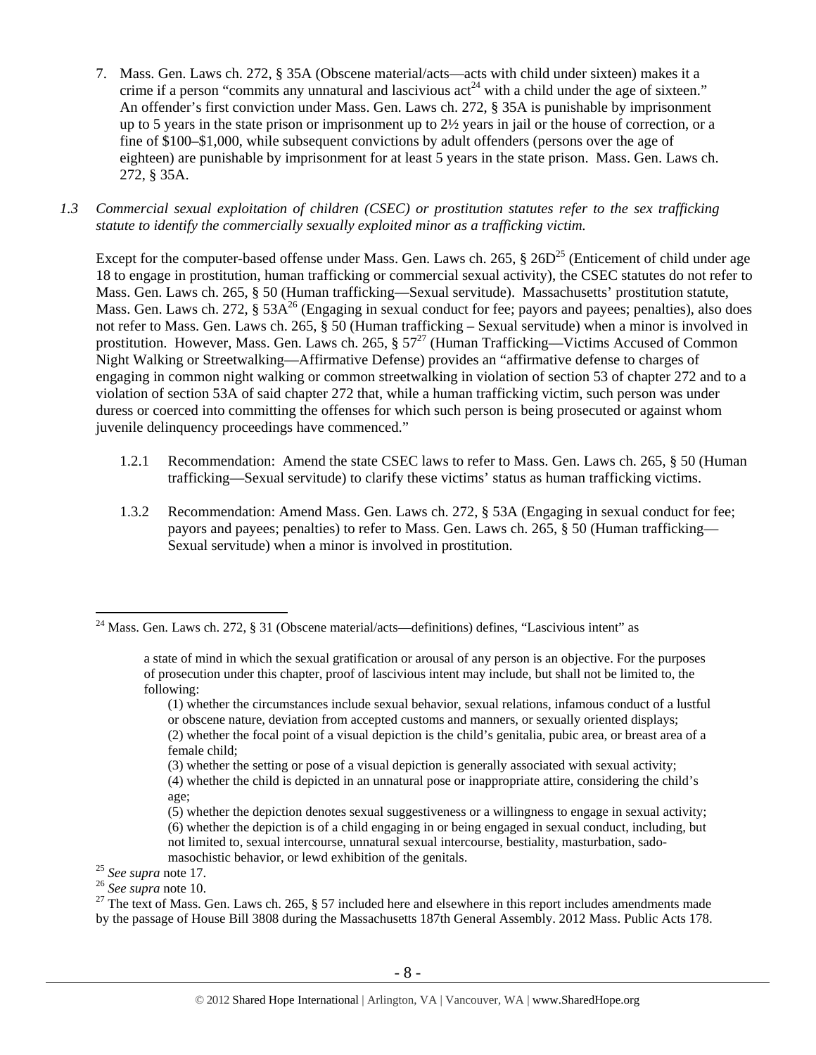7. Mass. Gen. Laws ch. 272, § 35A (Obscene material/acts—acts with child under sixteen) makes it a crime if a person "commits any unnatural and lascivious act[24] with a child under the age of sixteen." An offender's first conviction under Mass. Gen. Laws ch. 272, § 35A is punishable by imprisonment up to 5 years in the state prison or imprisonment up to 2½ years in jail or the house of correction, or a fine of $100–$1,000, while subsequent convictions by adult offenders (persons over the age of eighteen) are punishable by imprisonment for at least 5 years in the state prison. Mass. Gen. Laws ch. 272, § 35A.

*1.3 Commercial sexual exploitation of children (CSEC) or prostitution statutes refer to the sex trafficking statute to identify the commercially sexually exploited minor as a trafficking victim.*

Except for the computer-based offense under Mass. Gen. Laws ch. 265, § 26D[25] (Enticement of child under age 18 to engage in prostitution, human trafficking or commercial sexual activity), the CSEC statutes do not refer to Mass. Gen. Laws ch. 265, § 50 (Human trafficking—Sexual servitude). Massachusetts' prostitution statute, Mass. Gen. Laws ch. 272, § 53A[26] (Engaging in sexual conduct for fee; payors and payees; penalties), also does not refer to Mass. Gen. Laws ch. 265, § 50 (Human trafficking – Sexual servitude) when a minor is involved in prostitution. However, Mass. Gen. Laws ch. 265, § 57[27] (Human Trafficking—Victims Accused of Common Night Walking or Streetwalking—Affirmative Defense) provides an "affirmative defense to charges of engaging in common night walking or common streetwalking in violation of section 53 of chapter 272 and to a violation of section 53A of said chapter 272 that, while a human trafficking victim, such person was under duress or coerced into committing the offenses for which such person is being prosecuted or against whom juvenile delinquency proceedings have commenced."

1.2.1 Recommendation: Amend the state CSEC laws to refer to Mass. Gen. Laws ch. 265, § 50 (Human trafficking—Sexual servitude) to clarify these victims' status as human trafficking victims.

1.3.2 Recommendation: Amend Mass. Gen. Laws ch. 272, § 53A (Engaging in sexual conduct for fee; payors and payees; penalties) to refer to Mass. Gen. Laws ch. 265, § 50 (Human trafficking—Sexual servitude) when a minor is involved in prostitution.

---

[24] Mass. Gen. Laws ch. 272, § 31 (Obscene material/acts—definitions) defines, "Lascivious intent" as

> a state of mind in which the sexual gratification or arousal of any person is an objective. For the purposes of prosecution under this chapter, proof of lascivious intent may include, but shall not be limited to, the following:
>
> (1) whether the circumstances include sexual behavior, sexual relations, infamous conduct of a lustful or obscene nature, deviation from accepted customs and manners, or sexually oriented displays;
> (2) whether the focal point of a visual depiction is the child's genitalia, pubic area, or breast area of a female child;
> (3) whether the setting or pose of a visual depiction is generally associated with sexual activity;
> (4) whether the child is depicted in an unnatural pose or inappropriate attire, considering the child's age;
> (5) whether the depiction denotes sexual suggestiveness or a willingness to engage in sexual activity;
> (6) whether the depiction is of a child engaging in or being engaged in sexual conduct, including, but not limited to, sexual intercourse, unnatural sexual intercourse, bestiality, masturbation, sado-masochistic behavior, or lewd exhibition of the genitals.

[25] *See supra* note 17.

[26] *See supra* note 10.

[27] The text of Mass. Gen. Laws ch. 265, § 57 included here and elsewhere in this report includes amendments made by the passage of House Bill 3808 during the Massachusetts 187th General Assembly. 2012 Mass. Public Acts 178.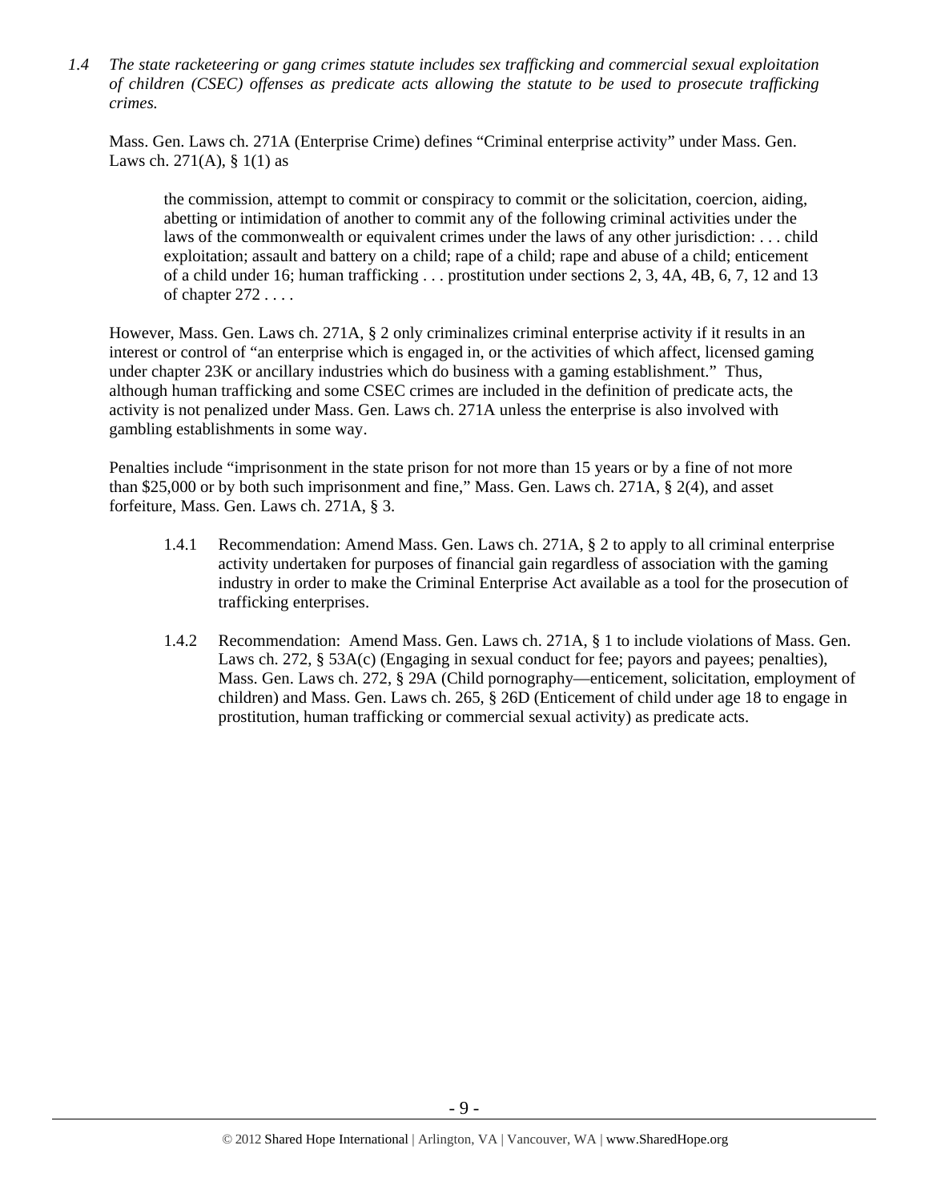1.4 *The state racketeering or gang crimes statute includes sex trafficking and commercial sexual exploitation of children (CSEC) offenses as predicate acts allowing the statute to be used to prosecute trafficking crimes.*

Mass. Gen. Laws ch. 271A (Enterprise Crime) defines "Criminal enterprise activity" under Mass. Gen. Laws ch. 271(A), § 1(1) as

> the commission, attempt to commit or conspiracy to commit or the solicitation, coercion, aiding, abetting or intimidation of another to commit any of the following criminal activities under the laws of the commonwealth or equivalent crimes under the laws of any other jurisdiction: . . . child exploitation; assault and battery on a child; rape of a child; rape and abuse of a child; enticement of a child under 16; human trafficking . . . prostitution under sections 2, 3, 4A, 4B, 6, 7, 12 and 13 of chapter 272 . . . .

However, Mass. Gen. Laws ch. 271A, § 2 only criminalizes criminal enterprise activity if it results in an interest or control of "an enterprise which is engaged in, or the activities of which affect, licensed gaming under chapter 23K or ancillary industries which do business with a gaming establishment." Thus, although human trafficking and some CSEC crimes are included in the definition of predicate acts, the activity is not penalized under Mass. Gen. Laws ch. 271A unless the enterprise is also involved with gambling establishments in some way.

Penalties include "imprisonment in the state prison for not more than 15 years or by a fine of not more than $25,000 or by both such imprisonment and fine," Mass. Gen. Laws ch. 271A, § 2(4), and asset forfeiture, Mass. Gen. Laws ch. 271A, § 3.

1.4.1 Recommendation: Amend Mass. Gen. Laws ch. 271A, § 2 to apply to all criminal enterprise activity undertaken for purposes of financial gain regardless of association with the gaming industry in order to make the Criminal Enterprise Act available as a tool for the prosecution of trafficking enterprises.

1.4.2 Recommendation: Amend Mass. Gen. Laws ch. 271A, § 1 to include violations of Mass. Gen. Laws ch. 272, § 53A(c) (Engaging in sexual conduct for fee; payors and payees; penalties), Mass. Gen. Laws ch. 272, § 29A (Child pornography—enticement, solicitation, employment of children) and Mass. Gen. Laws ch. 265, § 26D (Enticement of child under age 18 to engage in prostitution, human trafficking or commercial sexual activity) as predicate acts.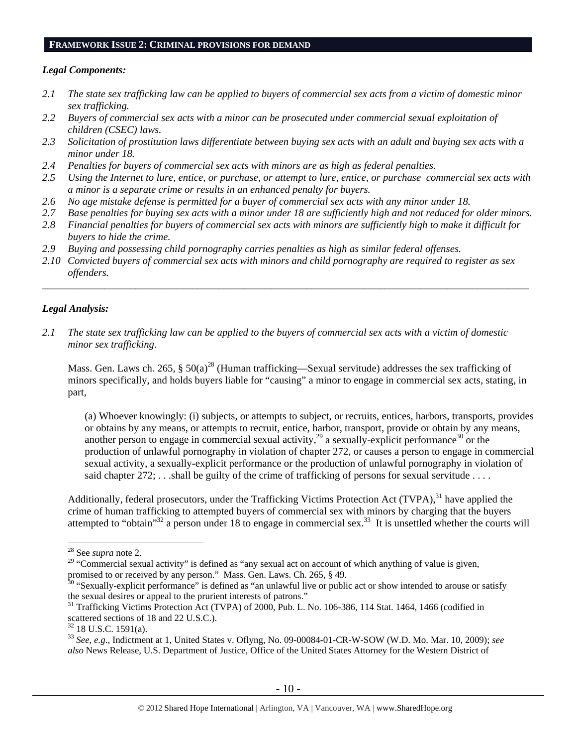## FRAMEWORK ISSUE 2: CRIMINAL PROVISIONS FOR DEMAND

***Legal Components:***

*2.1 The state sex trafficking law can be applied to buyers of commercial sex acts from a victim of domestic minor sex trafficking.*

*2.2 Buyers of commercial sex acts with a minor can be prosecuted under commercial sexual exploitation of children (CSEC) laws.*

*2.3 Solicitation of prostitution laws differentiate between buying sex acts with an adult and buying sex acts with a minor under 18.*

*2.4 Penalties for buyers of commercial sex acts with minors are as high as federal penalties.*

*2.5 Using the Internet to lure, entice, or purchase, or attempt to lure, entice, or purchase commercial sex acts with a minor is a separate crime or results in an enhanced penalty for buyers.*

*2.6 No age mistake defense is permitted for a buyer of commercial sex acts with any minor under 18.*

*2.7 Base penalties for buying sex acts with a minor under 18 are sufficiently high and not reduced for older minors.*

*2.8 Financial penalties for buyers of commercial sex acts with minors are sufficiently high to make it difficult for buyers to hide the crime.*

*2.9 Buying and possessing child pornography carries penalties as high as similar federal offenses.*

*2.10 Convicted buyers of commercial sex acts with minors and child pornography are required to register as sex offenders.*

---

***Legal Analysis:***

*2.1 The state sex trafficking law can be applied to the buyers of commercial sex acts with a victim of domestic minor sex trafficking.*

Mass. Gen. Laws ch. 265, § 50(a)[28] (Human trafficking—Sexual servitude) addresses the sex trafficking of minors specifically, and holds buyers liable for "causing" a minor to engage in commercial sex acts, stating, in part,

> (a) Whoever knowingly: (i) subjects, or attempts to subject, or recruits, entices, harbors, transports, provides or obtains by any means, or attempts to recruit, entice, harbor, transport, provide or obtain by any means, another person to engage in commercial sexual activity,[29] a sexually-explicit performance[30] or the production of unlawful pornography in violation of chapter 272, or causes a person to engage in commercial sexual activity, a sexually-explicit performance or the production of unlawful pornography in violation of said chapter 272; . . .shall be guilty of the crime of trafficking of persons for sexual servitude . . . .

Additionally, federal prosecutors, under the Trafficking Victims Protection Act (TVPA),[31] have applied the crime of human trafficking to attempted buyers of commercial sex with minors by charging that the buyers attempted to "obtain"[32] a person under 18 to engage in commercial sex.[33] It is unsettled whether the courts will

---

[28] See *supra* note 2.

[29] "Commercial sexual activity" is defined as "any sexual act on account of which anything of value is given, promised to or received by any person." Mass. Gen. Laws. Ch. 265, § 49.

[30] "Sexually-explicit performance" is defined as "an unlawful live or public act or show intended to arouse or satisfy the sexual desires or appeal to the prurient interests of patrons."

[31] Trafficking Victims Protection Act (TVPA) of 2000, Pub. L. No. 106-386, 114 Stat. 1464, 1466 (codified in scattered sections of 18 and 22 U.S.C.).

[32] 18 U.S.C. 1591(a).

[33] *See, e.g.*, Indictment at 1, United States v. Oflyng, No. 09-00084-01-CR-W-SOW (W.D. Mo. Mar. 10, 2009); *see also* News Release, U.S. Department of Justice, Office of the United States Attorney for the Western District of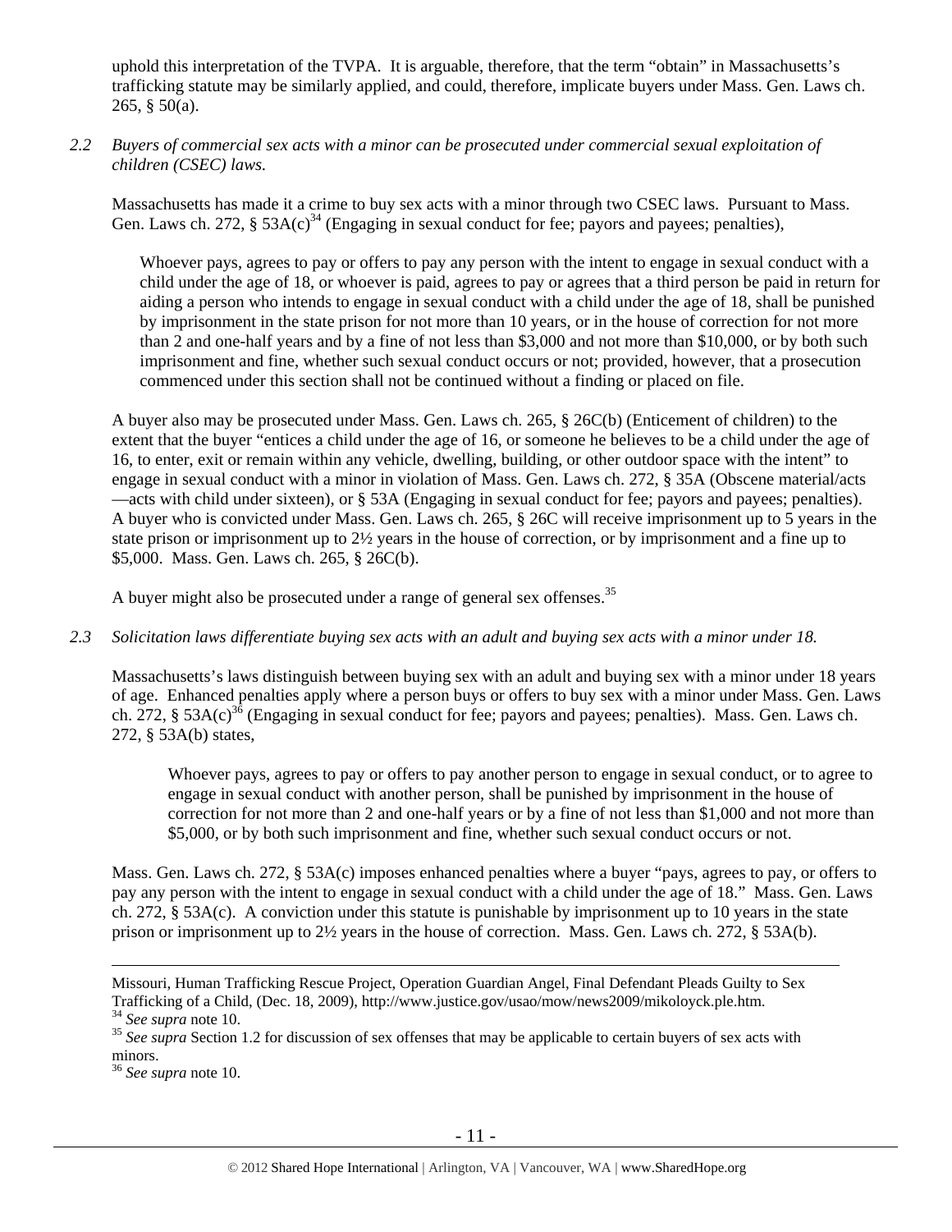uphold this interpretation of the TVPA. It is arguable, therefore, that the term "obtain" in Massachusetts's trafficking statute may be similarly applied, and could, therefore, implicate buyers under Mass. Gen. Laws ch. 265, § 50(a).

*2.2 Buyers of commercial sex acts with a minor can be prosecuted under commercial sexual exploitation of children (CSEC) laws.*

Massachusetts has made it a crime to buy sex acts with a minor through two CSEC laws. Pursuant to Mass. Gen. Laws ch. 272, § 53A(c)[34] (Engaging in sexual conduct for fee; payors and payees; penalties),

> Whoever pays, agrees to pay or offers to pay any person with the intent to engage in sexual conduct with a child under the age of 18, or whoever is paid, agrees to pay or agrees that a third person be paid in return for aiding a person who intends to engage in sexual conduct with a child under the age of 18, shall be punished by imprisonment in the state prison for not more than 10 years, or in the house of correction for not more than 2 and one-half years and by a fine of not less than $3,000 and not more than $10,000, or by both such imprisonment and fine, whether such sexual conduct occurs or not; provided, however, that a prosecution commenced under this section shall not be continued without a finding or placed on file.

A buyer also may be prosecuted under Mass. Gen. Laws ch. 265, § 26C(b) (Enticement of children) to the extent that the buyer "entices a child under the age of 16, or someone he believes to be a child under the age of 16, to enter, exit or remain within any vehicle, dwelling, building, or other outdoor space with the intent" to engage in sexual conduct with a minor in violation of Mass. Gen. Laws ch. 272, § 35A (Obscene material/acts —acts with child under sixteen), or § 53A (Engaging in sexual conduct for fee; payors and payees; penalties). A buyer who is convicted under Mass. Gen. Laws ch. 265, § 26C will receive imprisonment up to 5 years in the state prison or imprisonment up to 2½ years in the house of correction, or by imprisonment and a fine up to $5,000. Mass. Gen. Laws ch. 265, § 26C(b).

A buyer might also be prosecuted under a range of general sex offenses.[35]

*2.3 Solicitation laws differentiate buying sex acts with an adult and buying sex acts with a minor under 18.*

Massachusetts's laws distinguish between buying sex with an adult and buying sex with a minor under 18 years of age. Enhanced penalties apply where a person buys or offers to buy sex with a minor under Mass. Gen. Laws ch. 272, § 53A(c)[36] (Engaging in sexual conduct for fee; payors and payees; penalties). Mass. Gen. Laws ch. 272, § 53A(b) states,

> Whoever pays, agrees to pay or offers to pay another person to engage in sexual conduct, or to agree to engage in sexual conduct with another person, shall be punished by imprisonment in the house of correction for not more than 2 and one-half years or by a fine of not less than $1,000 and not more than $5,000, or by both such imprisonment and fine, whether such sexual conduct occurs or not.

Mass. Gen. Laws ch. 272, § 53A(c) imposes enhanced penalties where a buyer "pays, agrees to pay, or offers to pay any person with the intent to engage in sexual conduct with a child under the age of 18." Mass. Gen. Laws ch. 272, § 53A(c). A conviction under this statute is punishable by imprisonment up to 10 years in the state prison or imprisonment up to 2½ years in the house of correction. Mass. Gen. Laws ch. 272, § 53A(b).

---

Missouri, Human Trafficking Rescue Project, Operation Guardian Angel, Final Defendant Pleads Guilty to Sex Trafficking of a Child, (Dec. 18, 2009), http://www.justice.gov/usao/mow/news2009/mikoloyck.ple.htm.

[34] *See supra* note 10.

[35] *See supra* Section 1.2 for discussion of sex offenses that may be applicable to certain buyers of sex acts with minors.

[36] *See supra* note 10.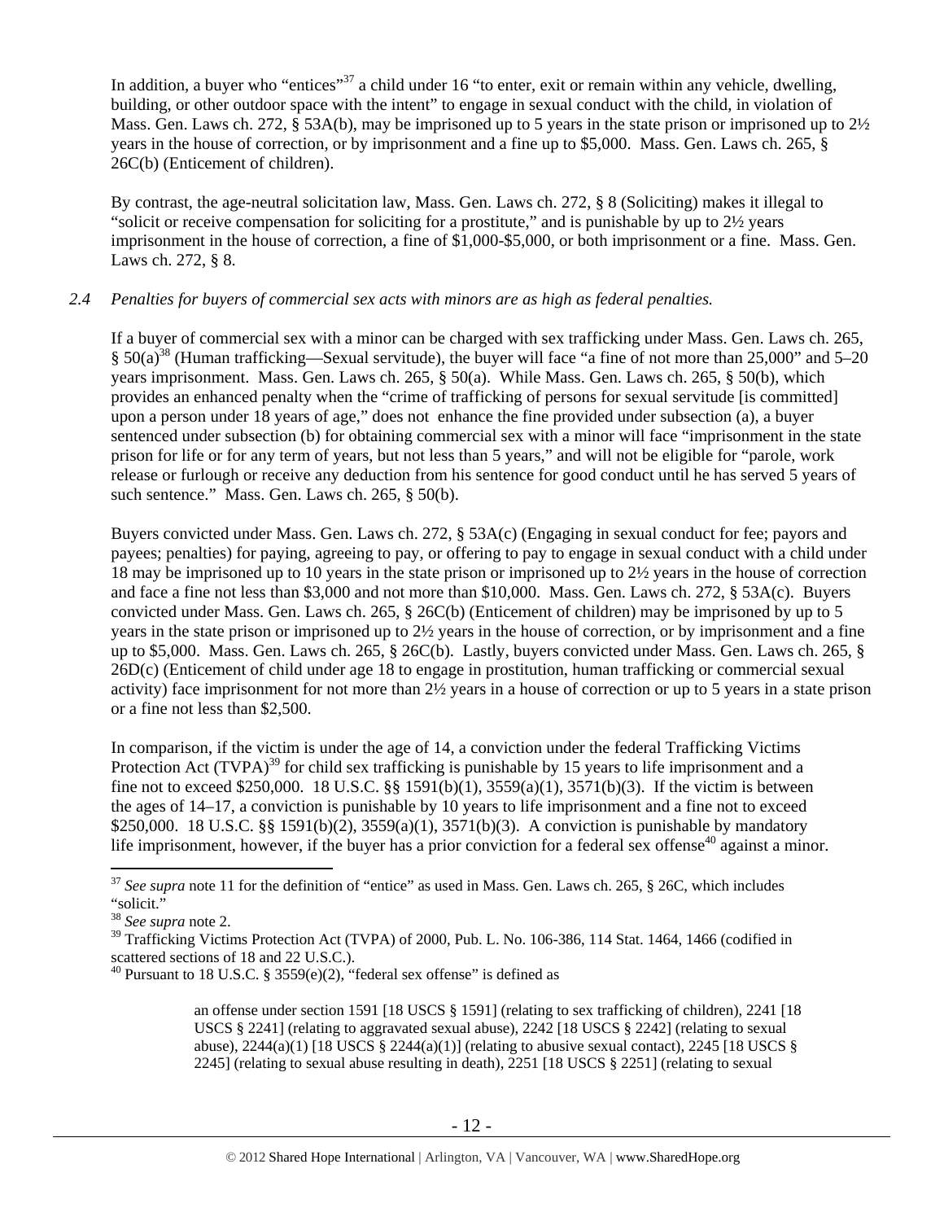In addition, a buyer who "entices"[37] a child under 16 "to enter, exit or remain within any vehicle, dwelling, building, or other outdoor space with the intent" to engage in sexual conduct with the child, in violation of Mass. Gen. Laws ch. 272, § 53A(b), may be imprisoned up to 5 years in the state prison or imprisoned up to 2½ years in the house of correction, or by imprisonment and a fine up to $5,000. Mass. Gen. Laws ch. 265, § 26C(b) (Enticement of children).

By contrast, the age-neutral solicitation law, Mass. Gen. Laws ch. 272, § 8 (Soliciting) makes it illegal to "solicit or receive compensation for soliciting for a prostitute," and is punishable by up to 2½ years imprisonment in the house of correction, a fine of $1,000-$5,000, or both imprisonment or a fine. Mass. Gen. Laws ch. 272, § 8.

*2.4 Penalties for buyers of commercial sex acts with minors are as high as federal penalties.*

If a buyer of commercial sex with a minor can be charged with sex trafficking under Mass. Gen. Laws ch. 265, § 50(a)[38] (Human trafficking—Sexual servitude), the buyer will face "a fine of not more than 25,000" and 5–20 years imprisonment. Mass. Gen. Laws ch. 265, § 50(a). While Mass. Gen. Laws ch. 265, § 50(b), which provides an enhanced penalty when the "crime of trafficking of persons for sexual servitude [is committed] upon a person under 18 years of age," does not enhance the fine provided under subsection (a), a buyer sentenced under subsection (b) for obtaining commercial sex with a minor will face "imprisonment in the state prison for life or for any term of years, but not less than 5 years," and will not be eligible for "parole, work release or furlough or receive any deduction from his sentence for good conduct until he has served 5 years of such sentence." Mass. Gen. Laws ch. 265, § 50(b).

Buyers convicted under Mass. Gen. Laws ch. 272, § 53A(c) (Engaging in sexual conduct for fee; payors and payees; penalties) for paying, agreeing to pay, or offering to pay to engage in sexual conduct with a child under 18 may be imprisoned up to 10 years in the state prison or imprisoned up to 2½ years in the house of correction and face a fine not less than $3,000 and not more than $10,000. Mass. Gen. Laws ch. 272, § 53A(c). Buyers convicted under Mass. Gen. Laws ch. 265, § 26C(b) (Enticement of children) may be imprisoned by up to 5 years in the state prison or imprisoned up to 2½ years in the house of correction, or by imprisonment and a fine up to $5,000. Mass. Gen. Laws ch. 265, § 26C(b). Lastly, buyers convicted under Mass. Gen. Laws ch. 265, § 26D(c) (Enticement of child under age 18 to engage in prostitution, human trafficking or commercial sexual activity) face imprisonment for not more than 2½ years in a house of correction or up to 5 years in a state prison or a fine not less than $2,500.

In comparison, if the victim is under the age of 14, a conviction under the federal Trafficking Victims Protection Act (TVPA)[39] for child sex trafficking is punishable by 15 years to life imprisonment and a fine not to exceed $250,000. 18 U.S.C. §§ 1591(b)(1), 3559(a)(1), 3571(b)(3). If the victim is between the ages of 14–17, a conviction is punishable by 10 years to life imprisonment and a fine not to exceed $250,000. 18 U.S.C. §§ 1591(b)(2), 3559(a)(1), 3571(b)(3). A conviction is punishable by mandatory life imprisonment, however, if the buyer has a prior conviction for a federal sex offense[40] against a minor.

---

[37] *See supra* note 11 for the definition of "entice" as used in Mass. Gen. Laws ch. 265, § 26C, which includes "solicit."

[38] *See supra* note 2.

[39] Trafficking Victims Protection Act (TVPA) of 2000, Pub. L. No. 106-386, 114 Stat. 1464, 1466 (codified in scattered sections of 18 and 22 U.S.C.).

[40] Pursuant to 18 U.S.C. § 3559(e)(2), "federal sex offense" is defined as

> an offense under section 1591 [18 USCS § 1591] (relating to sex trafficking of children), 2241 [18 USCS § 2241] (relating to aggravated sexual abuse), 2242 [18 USCS § 2242] (relating to sexual abuse), 2244(a)(1) [18 USCS § 2244(a)(1)] (relating to abusive sexual contact), 2245 [18 USCS § 2245] (relating to sexual abuse resulting in death), 2251 [18 USCS § 2251] (relating to sexual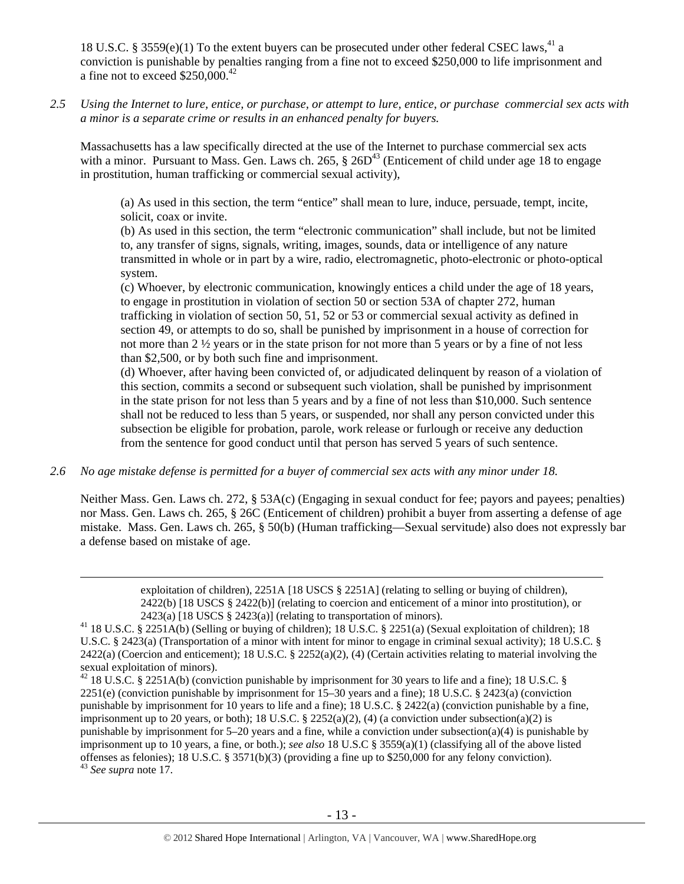18 U.S.C. § 3559(e)(1) To the extent buyers can be prosecuted under other federal CSEC laws,[41] a conviction is punishable by penalties ranging from a fine not to exceed $250,000 to life imprisonment and a fine not to exceed $250,000.[42]

*2.5 Using the Internet to lure, entice, or purchase, or attempt to lure, entice, or purchase commercial sex acts with a minor is a separate crime or results in an enhanced penalty for buyers.*

Massachusetts has a law specifically directed at the use of the Internet to purchase commercial sex acts with a minor. Pursuant to Mass. Gen. Laws ch. 265, § 26D[43] (Enticement of child under age 18 to engage in prostitution, human trafficking or commercial sexual activity),

> (a) As used in this section, the term "entice" shall mean to lure, induce, persuade, tempt, incite, solicit, coax or invite.
>
> (b) As used in this section, the term "electronic communication" shall include, but not be limited to, any transfer of signs, signals, writing, images, sounds, data or intelligence of any nature transmitted in whole or in part by a wire, radio, electromagnetic, photo-electronic or photo-optical system.
>
> (c) Whoever, by electronic communication, knowingly entices a child under the age of 18 years, to engage in prostitution in violation of section 50 or section 53A of chapter 272, human trafficking in violation of section 50, 51, 52 or 53 or commercial sexual activity as defined in section 49, or attempts to do so, shall be punished by imprisonment in a house of correction for not more than 2 ½ years or in the state prison for not more than 5 years or by a fine of not less than $2,500, or by both such fine and imprisonment.
>
> (d) Whoever, after having been convicted of, or adjudicated delinquent by reason of a violation of this section, commits a second or subsequent such violation, shall be punished by imprisonment in the state prison for not less than 5 years and by a fine of not less than $10,000. Such sentence shall not be reduced to less than 5 years, or suspended, nor shall any person convicted under this subsection be eligible for probation, parole, work release or furlough or receive any deduction from the sentence for good conduct until that person has served 5 years of such sentence.

*2.6 No age mistake defense is permitted for a buyer of commercial sex acts with any minor under 18.*

Neither Mass. Gen. Laws ch. 272, § 53A(c) (Engaging in sexual conduct for fee; payors and payees; penalties) nor Mass. Gen. Laws ch. 265, § 26C (Enticement of children) prohibit a buyer from asserting a defense of age mistake. Mass. Gen. Laws ch. 265, § 50(b) (Human trafficking—Sexual servitude) also does not expressly bar a defense based on mistake of age.

---

exploitation of children), 2251A [18 USCS § 2251A] (relating to selling or buying of children), 2422(b) [18 USCS § 2422(b)] (relating to coercion and enticement of a minor into prostitution), or 2423(a) [18 USCS § 2423(a)] (relating to transportation of minors).

[41] 18 U.S.C. § 2251A(b) (Selling or buying of children); 18 U.S.C. § 2251(a) (Sexual exploitation of children); 18 U.S.C. § 2423(a) (Transportation of a minor with intent for minor to engage in criminal sexual activity); 18 U.S.C. § 2422(a) (Coercion and enticement); 18 U.S.C. § 2252(a)(2), (4) (Certain activities relating to material involving the sexual exploitation of minors).

[42] 18 U.S.C. § 2251A(b) (conviction punishable by imprisonment for 30 years to life and a fine); 18 U.S.C. § 2251(e) (conviction punishable by imprisonment for 15–30 years and a fine); 18 U.S.C. § 2423(a) (conviction punishable by imprisonment for 10 years to life and a fine); 18 U.S.C. § 2422(a) (conviction punishable by a fine, imprisonment up to 20 years, or both); 18 U.S.C. § 2252(a)(2), (4) (a conviction under subsection(a)(2) is punishable by imprisonment for 5–20 years and a fine, while a conviction under subsection(a)(4) is punishable by imprisonment up to 10 years, a fine, or both.); *see also* 18 U.S.C § 3559(a)(1) (classifying all of the above listed offenses as felonies); 18 U.S.C. § 3571(b)(3) (providing a fine up to $250,000 for any felony conviction).

[43] *See supra* note 17.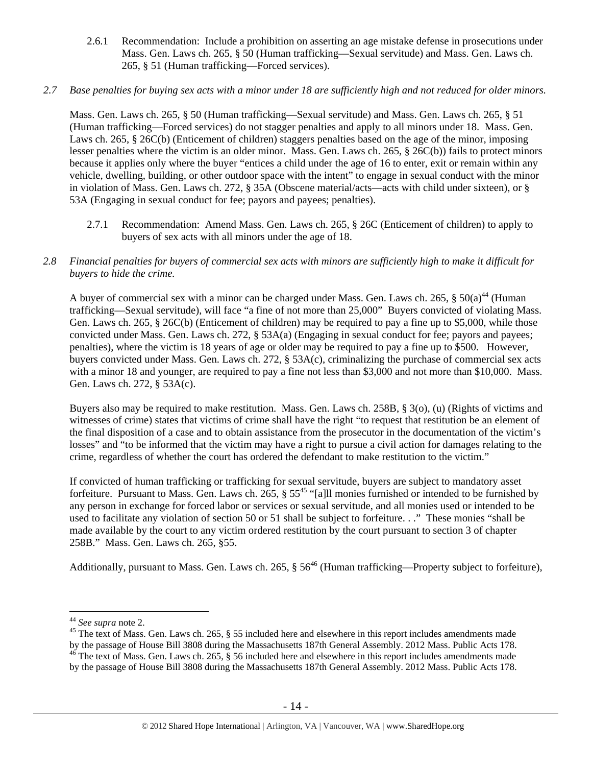2.6.1 Recommendation: Include a prohibition on asserting an age mistake defense in prosecutions under Mass. Gen. Laws ch. 265, § 50 (Human trafficking—Sexual servitude) and Mass. Gen. Laws ch. 265, § 51 (Human trafficking—Forced services).

*2.7 Base penalties for buying sex acts with a minor under 18 are sufficiently high and not reduced for older minors.*

Mass. Gen. Laws ch. 265, § 50 (Human trafficking—Sexual servitude) and Mass. Gen. Laws ch. 265, § 51 (Human trafficking—Forced services) do not stagger penalties and apply to all minors under 18. Mass. Gen. Laws ch. 265, § 26C(b) (Enticement of children) staggers penalties based on the age of the minor, imposing lesser penalties where the victim is an older minor. Mass. Gen. Laws ch. 265, § 26C(b)) fails to protect minors because it applies only where the buyer "entices a child under the age of 16 to enter, exit or remain within any vehicle, dwelling, building, or other outdoor space with the intent" to engage in sexual conduct with the minor in violation of Mass. Gen. Laws ch. 272, § 35A (Obscene material/acts—acts with child under sixteen), or § 53A (Engaging in sexual conduct for fee; payors and payees; penalties).

2.7.1 Recommendation: Amend Mass. Gen. Laws ch. 265, § 26C (Enticement of children) to apply to buyers of sex acts with all minors under the age of 18.

*2.8 Financial penalties for buyers of commercial sex acts with minors are sufficiently high to make it difficult for buyers to hide the crime.*

A buyer of commercial sex with a minor can be charged under Mass. Gen. Laws ch. 265, § 50(a)[44] (Human trafficking—Sexual servitude), will face "a fine of not more than 25,000" Buyers convicted of violating Mass. Gen. Laws ch. 265, § 26C(b) (Enticement of children) may be required to pay a fine up to $5,000, while those convicted under Mass. Gen. Laws ch. 272, § 53A(a) (Engaging in sexual conduct for fee; payors and payees; penalties), where the victim is 18 years of age or older may be required to pay a fine up to $500. However, buyers convicted under Mass. Gen. Laws ch. 272, § 53A(c), criminalizing the purchase of commercial sex acts with a minor 18 and younger, are required to pay a fine not less than $3,000 and not more than $10,000. Mass. Gen. Laws ch. 272, § 53A(c).

Buyers also may be required to make restitution. Mass. Gen. Laws ch. 258B, § 3(o), (u) (Rights of victims and witnesses of crime) states that victims of crime shall have the right "to request that restitution be an element of the final disposition of a case and to obtain assistance from the prosecutor in the documentation of the victim's losses" and "to be informed that the victim may have a right to pursue a civil action for damages relating to the crime, regardless of whether the court has ordered the defendant to make restitution to the victim."

If convicted of human trafficking or trafficking for sexual servitude, buyers are subject to mandatory asset forfeiture. Pursuant to Mass. Gen. Laws ch. 265, § 55[45] "[a]ll monies furnished or intended to be furnished by any person in exchange for forced labor or services or sexual servitude, and all monies used or intended to be used to facilitate any violation of section 50 or 51 shall be subject to forfeiture. . ." These monies "shall be made available by the court to any victim ordered restitution by the court pursuant to section 3 of chapter 258B." Mass. Gen. Laws ch. 265, §55.

Additionally, pursuant to Mass. Gen. Laws ch. 265, § 56[46] (Human trafficking—Property subject to forfeiture),

---

[44] *See supra* note 2.

[45] The text of Mass. Gen. Laws ch. 265, § 55 included here and elsewhere in this report includes amendments made by the passage of House Bill 3808 during the Massachusetts 187th General Assembly. 2012 Mass. Public Acts 178.

[46] The text of Mass. Gen. Laws ch. 265, § 56 included here and elsewhere in this report includes amendments made by the passage of House Bill 3808 during the Massachusetts 187th General Assembly. 2012 Mass. Public Acts 178.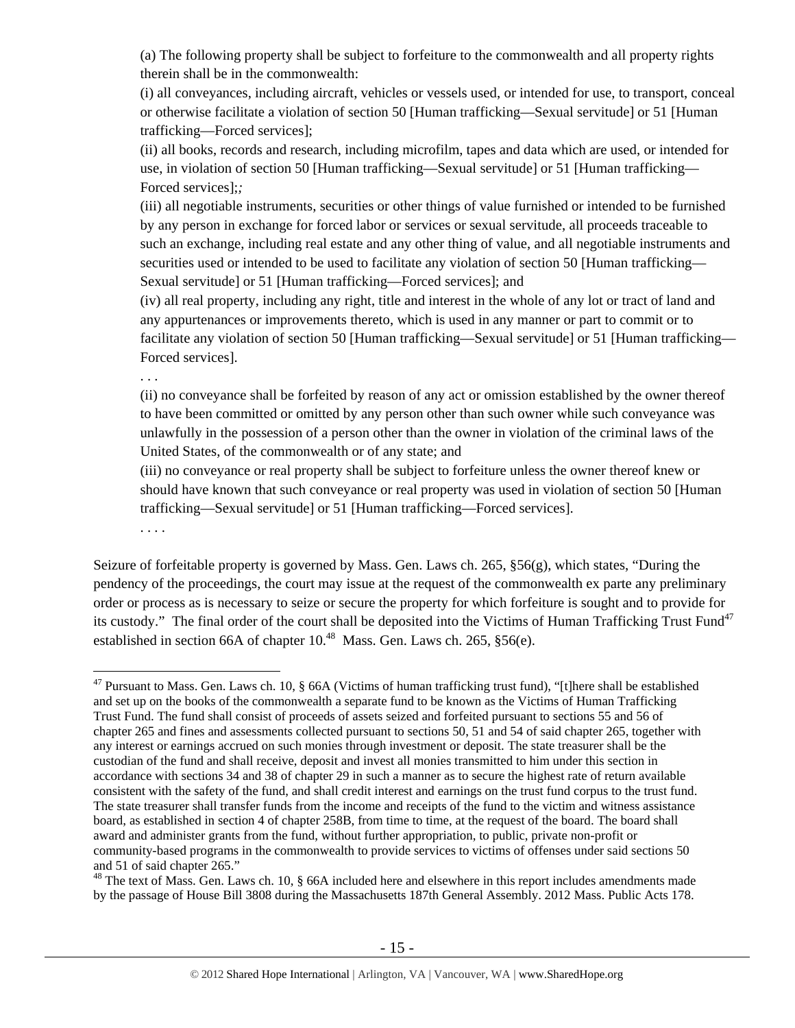> (a) The following property shall be subject to forfeiture to the commonwealth and all property rights therein shall be in the commonwealth:
>
> (i) all conveyances, including aircraft, vehicles or vessels used, or intended for use, to transport, conceal or otherwise facilitate a violation of section 50 [Human trafficking—Sexual servitude] or 51 [Human trafficking—Forced services];
>
> (ii) all books, records and research, including microfilm, tapes and data which are used, or intended for use, in violation of section 50 [Human trafficking—Sexual servitude] or 51 [Human trafficking—Forced services];*;*
>
> (iii) all negotiable instruments, securities or other things of value furnished or intended to be furnished by any person in exchange for forced labor or services or sexual servitude, all proceeds traceable to such an exchange, including real estate and any other thing of value, and all negotiable instruments and securities used or intended to be used to facilitate any violation of section 50 [Human trafficking—Sexual servitude] or 51 [Human trafficking—Forced services]; and
>
> (iv) all real property, including any right, title and interest in the whole of any lot or tract of land and any appurtenances or improvements thereto, which is used in any manner or part to commit or to facilitate any violation of section 50 [Human trafficking—Sexual servitude] or 51 [Human trafficking—Forced services].
>
> . . .
>
> (ii) no conveyance shall be forfeited by reason of any act or omission established by the owner thereof to have been committed or omitted by any person other than such owner while such conveyance was unlawfully in the possession of a person other than the owner in violation of the criminal laws of the United States, of the commonwealth or of any state; and
>
> (iii) no conveyance or real property shall be subject to forfeiture unless the owner thereof knew or should have known that such conveyance or real property was used in violation of section 50 [Human trafficking—Sexual servitude] or 51 [Human trafficking—Forced services].
>
> . . . .

Seizure of forfeitable property is governed by Mass. Gen. Laws ch. 265, §56(g), which states, "During the pendency of the proceedings, the court may issue at the request of the commonwealth ex parte any preliminary order or process as is necessary to seize or secure the property for which forfeiture is sought and to provide for its custody." The final order of the court shall be deposited into the Victims of Human Trafficking Trust Fund[47] established in section 66A of chapter 10.[48] Mass. Gen. Laws ch. 265, §56(e).

---

[47] Pursuant to Mass. Gen. Laws ch. 10, § 66A (Victims of human trafficking trust fund), "[t]here shall be established and set up on the books of the commonwealth a separate fund to be known as the Victims of Human Trafficking Trust Fund. The fund shall consist of proceeds of assets seized and forfeited pursuant to sections 55 and 56 of chapter 265 and fines and assessments collected pursuant to sections 50, 51 and 54 of said chapter 265, together with any interest or earnings accrued on such monies through investment or deposit. The state treasurer shall be the custodian of the fund and shall receive, deposit and invest all monies transmitted to him under this section in accordance with sections 34 and 38 of chapter 29 in such a manner as to secure the highest rate of return available consistent with the safety of the fund, and shall credit interest and earnings on the trust fund corpus to the trust fund. The state treasurer shall transfer funds from the income and receipts of the fund to the victim and witness assistance board, as established in section 4 of chapter 258B, from time to time, at the request of the board. The board shall award and administer grants from the fund, without further appropriation, to public, private non-profit or community-based programs in the commonwealth to provide services to victims of offenses under said sections 50 and 51 of said chapter 265."

[48] The text of Mass. Gen. Laws ch. 10, § 66A included here and elsewhere in this report includes amendments made by the passage of House Bill 3808 during the Massachusetts 187th General Assembly. 2012 Mass. Public Acts 178.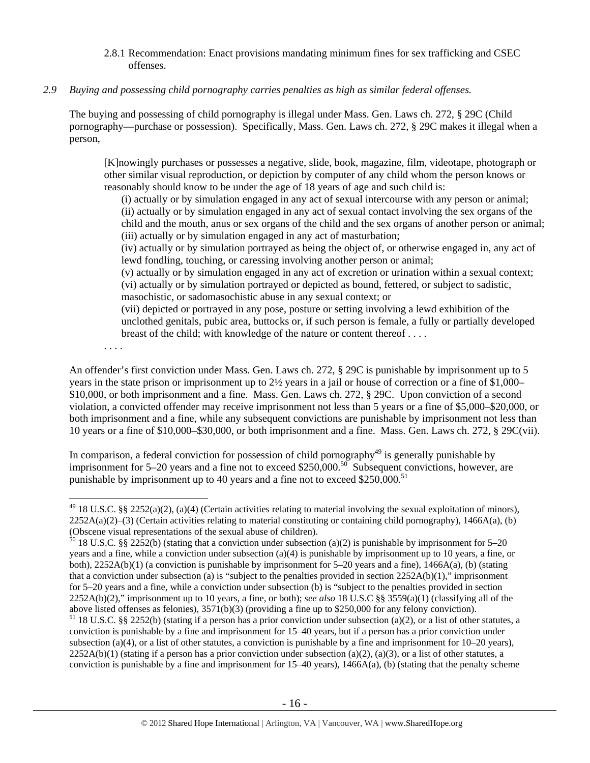2.8.1 Recommendation: Enact provisions mandating minimum fines for sex trafficking and CSEC offenses.

*2.9 Buying and possessing child pornography carries penalties as high as similar federal offenses.*

The buying and possessing of child pornography is illegal under Mass. Gen. Laws ch. 272, § 29C (Child pornography—purchase or possession). Specifically, Mass. Gen. Laws ch. 272, § 29C makes it illegal when a person,

> [K]nowingly purchases or possesses a negative, slide, book, magazine, film, videotape, photograph or other similar visual reproduction, or depiction by computer of any child whom the person knows or reasonably should know to be under the age of 18 years of age and such child is:
>
> (i) actually or by simulation engaged in any act of sexual intercourse with any person or animal;
> (ii) actually or by simulation engaged in any act of sexual contact involving the sex organs of the child and the mouth, anus or sex organs of the child and the sex organs of another person or animal;
> (iii) actually or by simulation engaged in any act of masturbation;
> (iv) actually or by simulation portrayed as being the object of, or otherwise engaged in, any act of lewd fondling, touching, or caressing involving another person or animal;
> (v) actually or by simulation engaged in any act of excretion or urination within a sexual context;
> (vi) actually or by simulation portrayed or depicted as bound, fettered, or subject to sadistic, masochistic, or sadomasochistic abuse in any sexual context; or
> (vii) depicted or portrayed in any pose, posture or setting involving a lewd exhibition of the unclothed genitals, pubic area, buttocks or, if such person is female, a fully or partially developed breast of the child; with knowledge of the nature or content thereof . . . .
>
> . . . .

An offender's first conviction under Mass. Gen. Laws ch. 272, § 29C is punishable by imprisonment up to 5 years in the state prison or imprisonment up to 2½ years in a jail or house of correction or a fine of $1,000–$10,000, or both imprisonment and a fine. Mass. Gen. Laws ch. 272, § 29C. Upon conviction of a second violation, a convicted offender may receive imprisonment not less than 5 years or a fine of $5,000–$20,000, or both imprisonment and a fine, while any subsequent convictions are punishable by imprisonment not less than 10 years or a fine of $10,000–$30,000, or both imprisonment and a fine. Mass. Gen. Laws ch. 272, § 29C(vii).

In comparison, a federal conviction for possession of child pornography[49] is generally punishable by imprisonment for 5–20 years and a fine not to exceed $250,000.[50] Subsequent convictions, however, are punishable by imprisonment up to 40 years and a fine not to exceed $250,000.[51]

---

[49] 18 U.S.C. §§ 2252(a)(2), (a)(4) (Certain activities relating to material involving the sexual exploitation of minors), 2252A(a)(2)–(3) (Certain activities relating to material constituting or containing child pornography), 1466A(a), (b) (Obscene visual representations of the sexual abuse of children).

[50] 18 U.S.C. §§ 2252(b) (stating that a conviction under subsection (a)(2) is punishable by imprisonment for 5–20 years and a fine, while a conviction under subsection (a)(4) is punishable by imprisonment up to 10 years, a fine, or both), 2252A(b)(1) (a conviction is punishable by imprisonment for 5–20 years and a fine), 1466A(a), (b) (stating that a conviction under subsection (a) is "subject to the penalties provided in section 2252A(b)(1)," imprisonment for 5–20 years and a fine, while a conviction under subsection (b) is "subject to the penalties provided in section 2252A(b)(2)," imprisonment up to 10 years, a fine, or both); *see also* 18 U.S.C §§ 3559(a)(1) (classifying all of the above listed offenses as felonies), 3571(b)(3) (providing a fine up to $250,000 for any felony conviction).

[51] 18 U.S.C. §§ 2252(b) (stating if a person has a prior conviction under subsection (a)(2), or a list of other statutes, a conviction is punishable by a fine and imprisonment for 15–40 years, but if a person has a prior conviction under subsection (a)(4), or a list of other statutes, a conviction is punishable by a fine and imprisonment for 10–20 years), 2252A(b)(1) (stating if a person has a prior conviction under subsection (a)(2), (a)(3), or a list of other statutes, a conviction is punishable by a fine and imprisonment for 15–40 years), 1466A(a), (b) (stating that the penalty scheme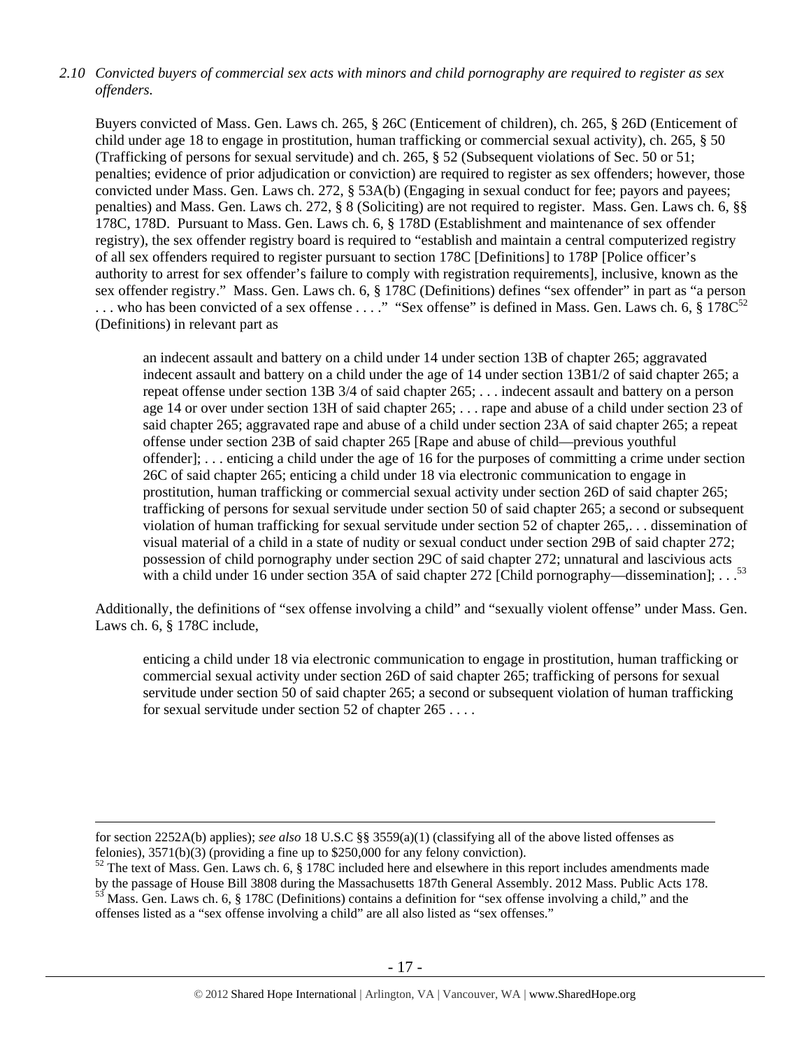*2.10 Convicted buyers of commercial sex acts with minors and child pornography are required to register as sex offenders.*

Buyers convicted of Mass. Gen. Laws ch. 265, § 26C (Enticement of children), ch. 265, § 26D (Enticement of child under age 18 to engage in prostitution, human trafficking or commercial sexual activity), ch. 265, § 50 (Trafficking of persons for sexual servitude) and ch. 265, § 52 (Subsequent violations of Sec. 50 or 51; penalties; evidence of prior adjudication or conviction) are required to register as sex offenders; however, those convicted under Mass. Gen. Laws ch. 272, § 53A(b) (Engaging in sexual conduct for fee; payors and payees; penalties) and Mass. Gen. Laws ch. 272, § 8 (Soliciting) are not required to register. Mass. Gen. Laws ch. 6, §§ 178C, 178D. Pursuant to Mass. Gen. Laws ch. 6, § 178D (Establishment and maintenance of sex offender registry), the sex offender registry board is required to "establish and maintain a central computerized registry of all sex offenders required to register pursuant to section 178C [Definitions] to 178P [Police officer's authority to arrest for sex offender's failure to comply with registration requirements], inclusive, known as the sex offender registry." Mass. Gen. Laws ch. 6, § 178C (Definitions) defines "sex offender" in part as "a person . . . who has been convicted of a sex offense . . . ." "Sex offense" is defined in Mass. Gen. Laws ch. 6, § 178C[52] (Definitions) in relevant part as

> an indecent assault and battery on a child under 14 under section 13B of chapter 265; aggravated indecent assault and battery on a child under the age of 14 under section 13B1/2 of said chapter 265; a repeat offense under section 13B 3/4 of said chapter 265; . . . indecent assault and battery on a person age 14 or over under section 13H of said chapter 265; . . . rape and abuse of a child under section 23 of said chapter 265; aggravated rape and abuse of a child under section 23A of said chapter 265; a repeat offense under section 23B of said chapter 265 [Rape and abuse of child—previous youthful offender]; . . . enticing a child under the age of 16 for the purposes of committing a crime under section 26C of said chapter 265; enticing a child under 18 via electronic communication to engage in prostitution, human trafficking or commercial sexual activity under section 26D of said chapter 265; trafficking of persons for sexual servitude under section 50 of said chapter 265; a second or subsequent violation of human trafficking for sexual servitude under section 52 of chapter 265,. . . dissemination of visual material of a child in a state of nudity or sexual conduct under section 29B of said chapter 272; possession of child pornography under section 29C of said chapter 272; unnatural and lascivious acts with a child under 16 under section 35A of said chapter 272 [Child pornography—dissemination]; . . .[53]

Additionally, the definitions of "sex offense involving a child" and "sexually violent offense" under Mass. Gen. Laws ch. 6, § 178C include,

> enticing a child under 18 via electronic communication to engage in prostitution, human trafficking or commercial sexual activity under section 26D of said chapter 265; trafficking of persons for sexual servitude under section 50 of said chapter 265; a second or subsequent violation of human trafficking for sexual servitude under section 52 of chapter 265 . . . .

---

for section 2252A(b) applies); *see also* 18 U.S.C §§ 3559(a)(1) (classifying all of the above listed offenses as felonies), 3571(b)(3) (providing a fine up to $250,000 for any felony conviction).

[52] The text of Mass. Gen. Laws ch. 6, § 178C included here and elsewhere in this report includes amendments made by the passage of House Bill 3808 during the Massachusetts 187th General Assembly. 2012 Mass. Public Acts 178.

[53] Mass. Gen. Laws ch. 6, § 178C (Definitions) contains a definition for "sex offense involving a child," and the offenses listed as a "sex offense involving a child" are all also listed as "sex offenses."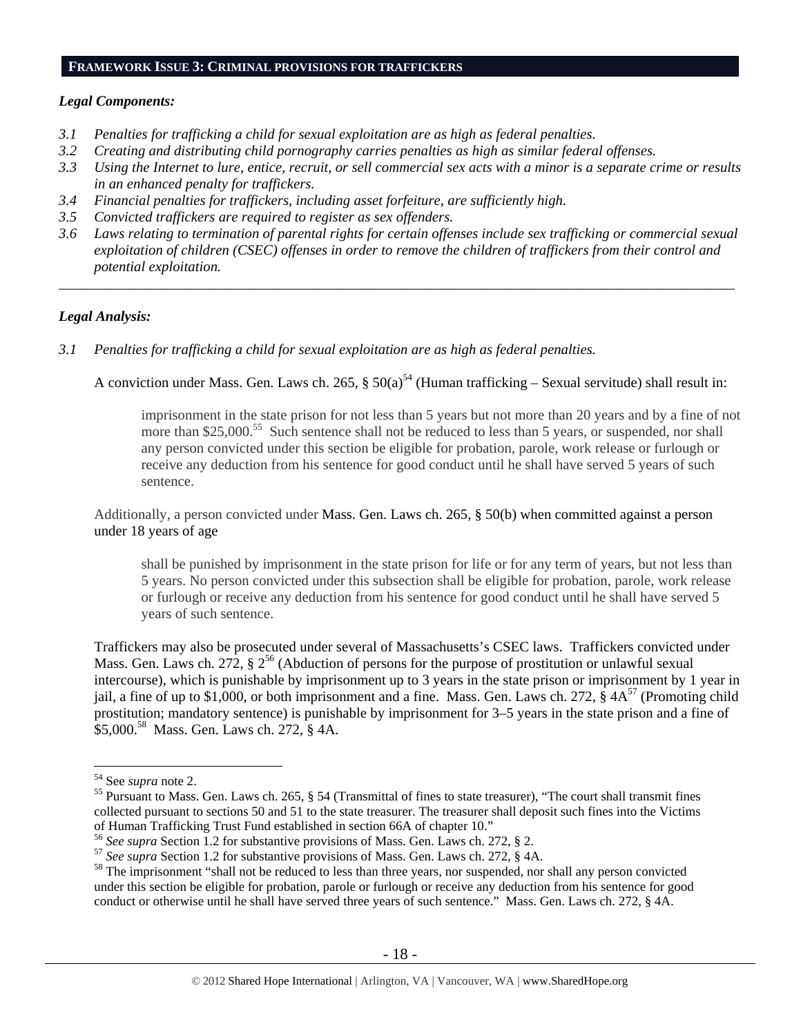**FRAMEWORK ISSUE 3: CRIMINAL PROVISIONS FOR TRAFFICKERS**

***Legal Components:***

*3.1 Penalties for trafficking a child for sexual exploitation are as high as federal penalties.*

*3.2 Creating and distributing child pornography carries penalties as high as similar federal offenses.*

*3.3 Using the Internet to lure, entice, recruit, or sell commercial sex acts with a minor is a separate crime or results in an enhanced penalty for traffickers.*

*3.4 Financial penalties for traffickers, including asset forfeiture, are sufficiently high.*

*3.5 Convicted traffickers are required to register as sex offenders.*

*3.6 Laws relating to termination of parental rights for certain offenses include sex trafficking or commercial sexual exploitation of children (CSEC) offenses in order to remove the children of traffickers from their control and potential exploitation.*

---

***Legal Analysis:***

*3.1 Penalties for trafficking a child for sexual exploitation are as high as federal penalties.*

A conviction under Mass. Gen. Laws ch. 265, § 50(a)[54] (Human trafficking – Sexual servitude) shall result in:

> imprisonment in the state prison for not less than 5 years but not more than 20 years and by a fine of not more than $25,000.[55] Such sentence shall not be reduced to less than 5 years, or suspended, nor shall any person convicted under this section be eligible for probation, parole, work release or furlough or receive any deduction from his sentence for good conduct until he shall have served 5 years of such sentence.

Additionally, a person convicted under Mass. Gen. Laws ch. 265, § 50(b) when committed against a person under 18 years of age

> shall be punished by imprisonment in the state prison for life or for any term of years, but not less than 5 years. No person convicted under this subsection shall be eligible for probation, parole, work release or furlough or receive any deduction from his sentence for good conduct until he shall have served 5 years of such sentence.

Traffickers may also be prosecuted under several of Massachusetts's CSEC laws. Traffickers convicted under Mass. Gen. Laws ch. 272, § 2[56] (Abduction of persons for the purpose of prostitution or unlawful sexual intercourse), which is punishable by imprisonment up to 3 years in the state prison or imprisonment by 1 year in jail, a fine of up to $1,000, or both imprisonment and a fine. Mass. Gen. Laws ch. 272, § 4A[57] (Promoting child prostitution; mandatory sentence) is punishable by imprisonment for 3–5 years in the state prison and a fine of $5,000.[58] Mass. Gen. Laws ch. 272, § 4A.

---

[54] See *supra* note 2.

[55] Pursuant to Mass. Gen. Laws ch. 265, § 54 (Transmittal of fines to state treasurer), "The court shall transmit fines collected pursuant to sections 50 and 51 to the state treasurer. The treasurer shall deposit such fines into the Victims of Human Trafficking Trust Fund established in section 66A of chapter 10."

[56] *See supra* Section 1.2 for substantive provisions of Mass. Gen. Laws ch. 272, § 2.

[57] *See supra* Section 1.2 for substantive provisions of Mass. Gen. Laws ch. 272, § 4A.

[58] The imprisonment "shall not be reduced to less than three years, nor suspended, nor shall any person convicted under this section be eligible for probation, parole or furlough or receive any deduction from his sentence for good conduct or otherwise until he shall have served three years of such sentence." Mass. Gen. Laws ch. 272, § 4A.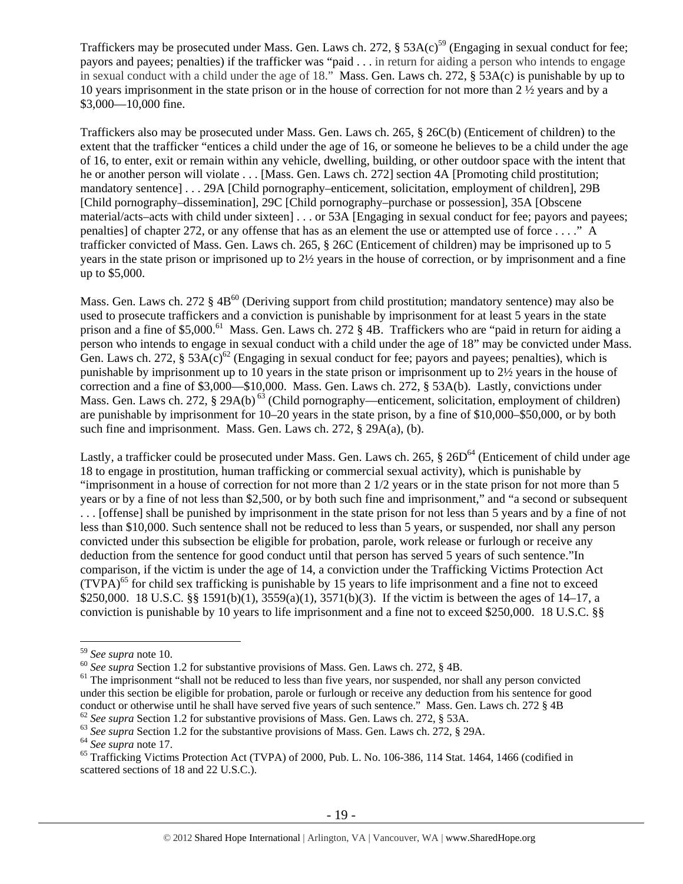Traffickers may be prosecuted under Mass. Gen. Laws ch. 272, § 53A(c)[59] (Engaging in sexual conduct for fee; payors and payees; penalties) if the trafficker was "paid . . . in return for aiding a person who intends to engage in sexual conduct with a child under the age of 18." Mass. Gen. Laws ch. 272, § 53A(c) is punishable by up to 10 years imprisonment in the state prison or in the house of correction for not more than 2 ½ years and by a $3,000—10,000 fine.

Traffickers also may be prosecuted under Mass. Gen. Laws ch. 265, § 26C(b) (Enticement of children) to the extent that the trafficker "entices a child under the age of 16, or someone he believes to be a child under the age of 16, to enter, exit or remain within any vehicle, dwelling, building, or other outdoor space with the intent that he or another person will violate . . . [Mass. Gen. Laws ch. 272] section 4A [Promoting child prostitution; mandatory sentence] . . . 29A [Child pornography–enticement, solicitation, employment of children], 29B [Child pornography–dissemination], 29C [Child pornography–purchase or possession], 35A [Obscene material/acts–acts with child under sixteen] . . . or 53A [Engaging in sexual conduct for fee; payors and payees; penalties] of chapter 272, or any offense that has as an element the use or attempted use of force . . . ." A trafficker convicted of Mass. Gen. Laws ch. 265, § 26C (Enticement of children) may be imprisoned up to 5 years in the state prison or imprisoned up to 2½ years in the house of correction, or by imprisonment and a fine up to $5,000.

Mass. Gen. Laws ch. 272 § 4B[60] (Deriving support from child prostitution; mandatory sentence) may also be used to prosecute traffickers and a conviction is punishable by imprisonment for at least 5 years in the state prison and a fine of $5,000.[61] Mass. Gen. Laws ch. 272 § 4B. Traffickers who are "paid in return for aiding a person who intends to engage in sexual conduct with a child under the age of 18" may be convicted under Mass. Gen. Laws ch. 272, § 53A(c)[62] (Engaging in sexual conduct for fee; payors and payees; penalties), which is punishable by imprisonment up to 10 years in the state prison or imprisonment up to 2½ years in the house of correction and a fine of $3,000—$10,000. Mass. Gen. Laws ch. 272, § 53A(b). Lastly, convictions under Mass. Gen. Laws ch. 272, § 29A(b)[63] (Child pornography—enticement, solicitation, employment of children) are punishable by imprisonment for 10–20 years in the state prison, by a fine of $10,000–$50,000, or by both such fine and imprisonment. Mass. Gen. Laws ch. 272, § 29A(a), (b).

Lastly, a trafficker could be prosecuted under Mass. Gen. Laws ch. 265, § 26D[64] (Enticement of child under age 18 to engage in prostitution, human trafficking or commercial sexual activity), which is punishable by "imprisonment in a house of correction for not more than 2 1/2 years or in the state prison for not more than 5 years or by a fine of not less than $2,500, or by both such fine and imprisonment," and "a second or subsequent . . . [offense] shall be punished by imprisonment in the state prison for not less than 5 years and by a fine of not less than $10,000. Such sentence shall not be reduced to less than 5 years, or suspended, nor shall any person convicted under this subsection be eligible for probation, parole, work release or furlough or receive any deduction from the sentence for good conduct until that person has served 5 years of such sentence."In comparison, if the victim is under the age of 14, a conviction under the Trafficking Victims Protection Act (TVPA)[65] for child sex trafficking is punishable by 15 years to life imprisonment and a fine not to exceed $250,000. 18 U.S.C. §§ 1591(b)(1), 3559(a)(1), 3571(b)(3). If the victim is between the ages of 14–17, a conviction is punishable by 10 years to life imprisonment and a fine not to exceed $250,000. 18 U.S.C. §§

---

[59] *See supra* note 10.

[60] *See supra* Section 1.2 for substantive provisions of Mass. Gen. Laws ch. 272, § 4B.

[61] The imprisonment "shall not be reduced to less than five years, nor suspended, nor shall any person convicted under this section be eligible for probation, parole or furlough or receive any deduction from his sentence for good conduct or otherwise until he shall have served five years of such sentence." Mass. Gen. Laws ch. 272 § 4B

[62] *See supra* Section 1.2 for substantive provisions of Mass. Gen. Laws ch. 272, § 53A.

[63] *See supra* Section 1.2 for the substantive provisions of Mass. Gen. Laws ch. 272, § 29A.

[64] *See supra* note 17.

[65] Trafficking Victims Protection Act (TVPA) of 2000, Pub. L. No. 106-386, 114 Stat. 1464, 1466 (codified in scattered sections of 18 and 22 U.S.C.).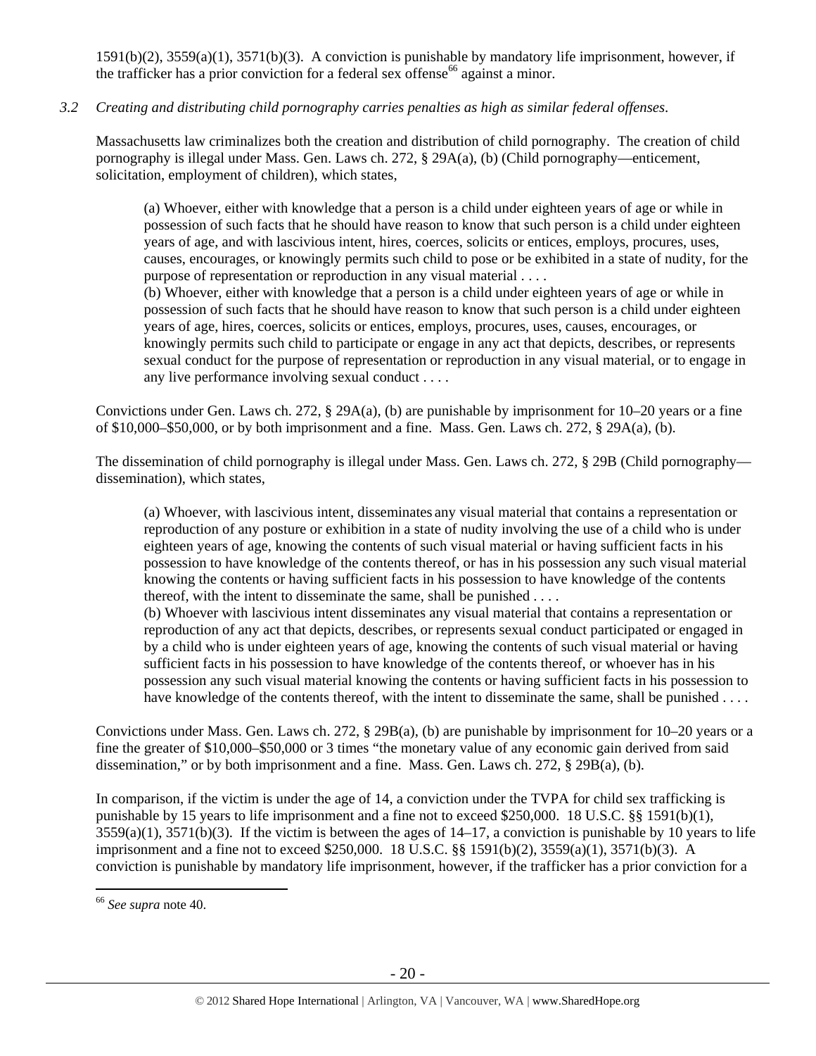1591(b)(2), 3559(a)(1), 3571(b)(3). A conviction is punishable by mandatory life imprisonment, however, if the trafficker has a prior conviction for a federal sex offense[66] against a minor.

*3.2 Creating and distributing child pornography carries penalties as high as similar federal offenses.*

Massachusetts law criminalizes both the creation and distribution of child pornography. The creation of child pornography is illegal under Mass. Gen. Laws ch. 272, § 29A(a), (b) (Child pornography—enticement, solicitation, employment of children), which states,

> (a) Whoever, either with knowledge that a person is a child under eighteen years of age or while in possession of such facts that he should have reason to know that such person is a child under eighteen years of age, and with lascivious intent, hires, coerces, solicits or entices, employs, procures, uses, causes, encourages, or knowingly permits such child to pose or be exhibited in a state of nudity, for the purpose of representation or reproduction in any visual material . . . .
>
> (b) Whoever, either with knowledge that a person is a child under eighteen years of age or while in possession of such facts that he should have reason to know that such person is a child under eighteen years of age, hires, coerces, solicits or entices, employs, procures, uses, causes, encourages, or knowingly permits such child to participate or engage in any act that depicts, describes, or represents sexual conduct for the purpose of representation or reproduction in any visual material, or to engage in any live performance involving sexual conduct . . . .

Convictions under Gen. Laws ch. 272, § 29A(a), (b) are punishable by imprisonment for 10–20 years or a fine of \$10,000–\$50,000, or by both imprisonment and a fine. Mass. Gen. Laws ch. 272, § 29A(a), (b).

The dissemination of child pornography is illegal under Mass. Gen. Laws ch. 272, § 29B (Child pornography—dissemination), which states,

> (a) Whoever, with lascivious intent, disseminates any visual material that contains a representation or reproduction of any posture or exhibition in a state of nudity involving the use of a child who is under eighteen years of age, knowing the contents of such visual material or having sufficient facts in his possession to have knowledge of the contents thereof, or has in his possession any such visual material knowing the contents or having sufficient facts in his possession to have knowledge of the contents thereof, with the intent to disseminate the same, shall be punished . . . .
>
> (b) Whoever with lascivious intent disseminates any visual material that contains a representation or reproduction of any act that depicts, describes, or represents sexual conduct participated or engaged in by a child who is under eighteen years of age, knowing the contents of such visual material or having sufficient facts in his possession to have knowledge of the contents thereof, or whoever has in his possession any such visual material knowing the contents or having sufficient facts in his possession to have knowledge of the contents thereof, with the intent to disseminate the same, shall be punished . . . .

Convictions under Mass. Gen. Laws ch. 272, § 29B(a), (b) are punishable by imprisonment for 10–20 years or a fine the greater of \$10,000–\$50,000 or 3 times "the monetary value of any economic gain derived from said dissemination," or by both imprisonment and a fine. Mass. Gen. Laws ch. 272, § 29B(a), (b).

In comparison, if the victim is under the age of 14, a conviction under the TVPA for child sex trafficking is punishable by 15 years to life imprisonment and a fine not to exceed \$250,000. 18 U.S.C. §§ 1591(b)(1), 3559(a)(1), 3571(b)(3). If the victim is between the ages of 14–17, a conviction is punishable by 10 years to life imprisonment and a fine not to exceed \$250,000. 18 U.S.C. §§ 1591(b)(2), 3559(a)(1), 3571(b)(3). A conviction is punishable by mandatory life imprisonment, however, if the trafficker has a prior conviction for a

[66] *See supra* note 40.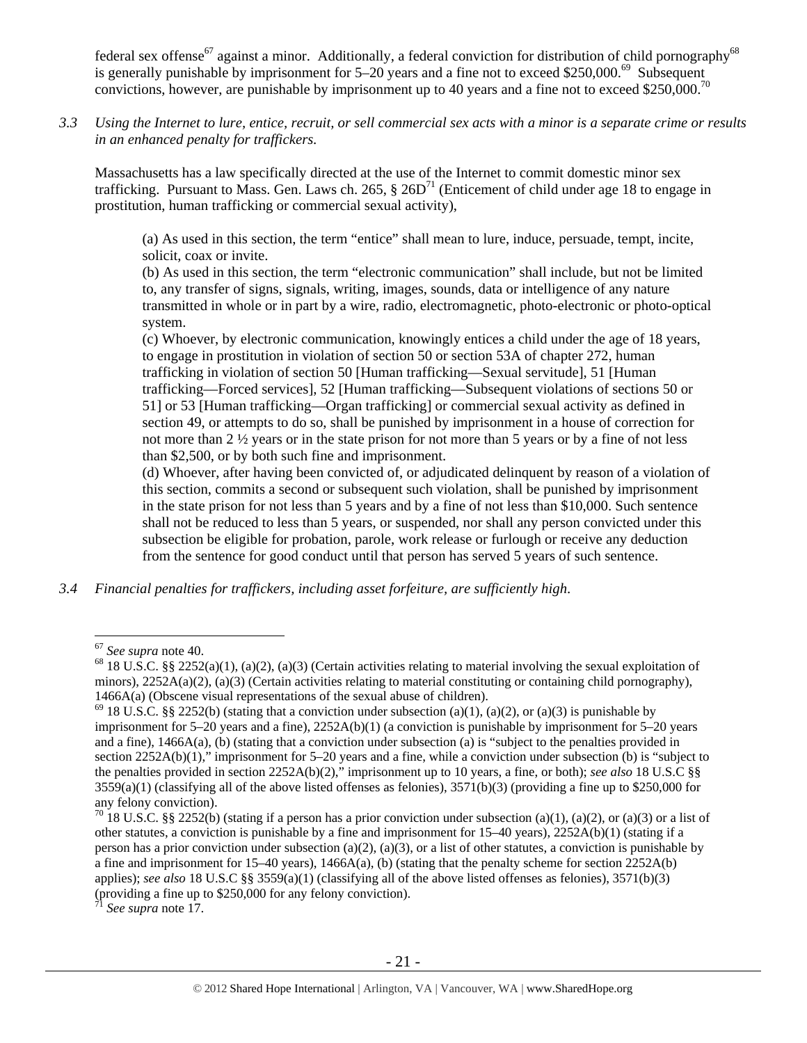federal sex offense[67] against a minor. Additionally, a federal conviction for distribution of child pornography[68] is generally punishable by imprisonment for 5–20 years and a fine not to exceed $250,000.[69] Subsequent convictions, however, are punishable by imprisonment up to 40 years and a fine not to exceed $250,000.[70]

*3.3 Using the Internet to lure, entice, recruit, or sell commercial sex acts with a minor is a separate crime or results in an enhanced penalty for traffickers.*

Massachusetts has a law specifically directed at the use of the Internet to commit domestic minor sex trafficking. Pursuant to Mass. Gen. Laws ch. 265, § 26D[71] (Enticement of child under age 18 to engage in prostitution, human trafficking or commercial sexual activity),

> (a) As used in this section, the term "entice" shall mean to lure, induce, persuade, tempt, incite, solicit, coax or invite.
> (b) As used in this section, the term "electronic communication" shall include, but not be limited to, any transfer of signs, signals, writing, images, sounds, data or intelligence of any nature transmitted in whole or in part by a wire, radio, electromagnetic, photo-electronic or photo-optical system.
> (c) Whoever, by electronic communication, knowingly entices a child under the age of 18 years, to engage in prostitution in violation of section 50 or section 53A of chapter 272, human trafficking in violation of section 50 [Human trafficking—Sexual servitude], 51 [Human trafficking—Forced services], 52 [Human trafficking—Subsequent violations of sections 50 or 51] or 53 [Human trafficking—Organ trafficking] or commercial sexual activity as defined in section 49, or attempts to do so, shall be punished by imprisonment in a house of correction for not more than 2 ½ years or in the state prison for not more than 5 years or by a fine of not less than $2,500, or by both such fine and imprisonment.
> (d) Whoever, after having been convicted of, or adjudicated delinquent by reason of a violation of this section, commits a second or subsequent such violation, shall be punished by imprisonment in the state prison for not less than 5 years and by a fine of not less than $10,000. Such sentence shall not be reduced to less than 5 years, or suspended, nor shall any person convicted under this subsection be eligible for probation, parole, work release or furlough or receive any deduction from the sentence for good conduct until that person has served 5 years of such sentence.

*3.4 Financial penalties for traffickers, including asset forfeiture, are sufficiently high.*

---

[67] *See supra* note 40.

[68] 18 U.S.C. §§ 2252(a)(1), (a)(2), (a)(3) (Certain activities relating to material involving the sexual exploitation of minors), 2252A(a)(2), (a)(3) (Certain activities relating to material constituting or containing child pornography), 1466A(a) (Obscene visual representations of the sexual abuse of children).

[69] 18 U.S.C. §§ 2252(b) (stating that a conviction under subsection (a)(1), (a)(2), or (a)(3) is punishable by imprisonment for 5–20 years and a fine), 2252A(b)(1) (a conviction is punishable by imprisonment for 5–20 years and a fine), 1466A(a), (b) (stating that a conviction under subsection (a) is "subject to the penalties provided in section 2252A(b)(1)," imprisonment for 5–20 years and a fine, while a conviction under subsection (b) is "subject to the penalties provided in section 2252A(b)(2)," imprisonment up to 10 years, a fine, or both); *see also* 18 U.S.C §§ 3559(a)(1) (classifying all of the above listed offenses as felonies), 3571(b)(3) (providing a fine up to $250,000 for any felony conviction).

[70] 18 U.S.C. §§ 2252(b) (stating if a person has a prior conviction under subsection (a)(1), (a)(2), or (a)(3) or a list of other statutes, a conviction is punishable by a fine and imprisonment for 15–40 years), 2252A(b)(1) (stating if a person has a prior conviction under subsection (a)(2), (a)(3), or a list of other statutes, a conviction is punishable by a fine and imprisonment for 15–40 years), 1466A(a), (b) (stating that the penalty scheme for section 2252A(b) applies); *see also* 18 U.S.C §§ 3559(a)(1) (classifying all of the above listed offenses as felonies), 3571(b)(3) (providing a fine up to $250,000 for any felony conviction).

[71] *See supra* note 17.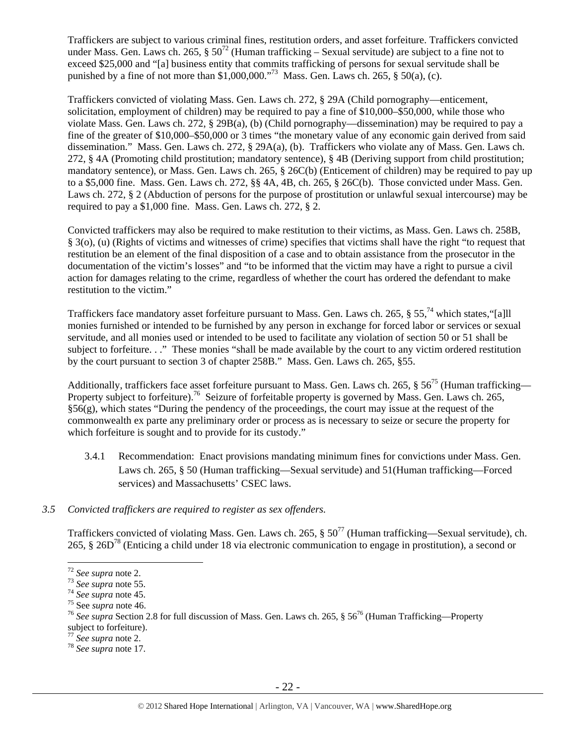Traffickers are subject to various criminal fines, restitution orders, and asset forfeiture. Traffickers convicted under Mass. Gen. Laws ch. 265, § 50[72] (Human trafficking – Sexual servitude) are subject to a fine not to exceed $25,000 and "[a] business entity that commits trafficking of persons for sexual servitude shall be punished by a fine of not more than $1,000,000."[73] Mass. Gen. Laws ch. 265, § 50(a), (c).

Traffickers convicted of violating Mass. Gen. Laws ch. 272, § 29A (Child pornography—enticement, solicitation, employment of children) may be required to pay a fine of $10,000–$50,000, while those who violate Mass. Gen. Laws ch. 272, § 29B(a), (b) (Child pornography—dissemination) may be required to pay a fine of the greater of $10,000–$50,000 or 3 times "the monetary value of any economic gain derived from said dissemination." Mass. Gen. Laws ch. 272, § 29A(a), (b). Traffickers who violate any of Mass. Gen. Laws ch. 272, § 4A (Promoting child prostitution; mandatory sentence), § 4B (Deriving support from child prostitution; mandatory sentence), or Mass. Gen. Laws ch. 265, § 26C(b) (Enticement of children) may be required to pay up to a $5,000 fine. Mass. Gen. Laws ch. 272, §§ 4A, 4B, ch. 265, § 26C(b). Those convicted under Mass. Gen. Laws ch. 272, § 2 (Abduction of persons for the purpose of prostitution or unlawful sexual intercourse) may be required to pay a $1,000 fine. Mass. Gen. Laws ch. 272, § 2.

Convicted traffickers may also be required to make restitution to their victims, as Mass. Gen. Laws ch. 258B, § 3(o), (u) (Rights of victims and witnesses of crime) specifies that victims shall have the right "to request that restitution be an element of the final disposition of a case and to obtain assistance from the prosecutor in the documentation of the victim's losses" and "to be informed that the victim may have a right to pursue a civil action for damages relating to the crime, regardless of whether the court has ordered the defendant to make restitution to the victim."

Traffickers face mandatory asset forfeiture pursuant to Mass. Gen. Laws ch. 265, § 55,[74] which states,"[a]ll monies furnished or intended to be furnished by any person in exchange for forced labor or services or sexual servitude, and all monies used or intended to be used to facilitate any violation of section 50 or 51 shall be subject to forfeiture. . ." These monies "shall be made available by the court to any victim ordered restitution by the court pursuant to section 3 of chapter 258B." Mass. Gen. Laws ch. 265, §55.

Additionally, traffickers face asset forfeiture pursuant to Mass. Gen. Laws ch. 265, § 56[75] (Human trafficking—Property subject to forfeiture).[76] Seizure of forfeitable property is governed by Mass. Gen. Laws ch. 265, §56(g), which states "During the pendency of the proceedings, the court may issue at the request of the commonwealth ex parte any preliminary order or process as is necessary to seize or secure the property for which forfeiture is sought and to provide for its custody."

3.4.1 Recommendation: Enact provisions mandating minimum fines for convictions under Mass. Gen. Laws ch. 265, § 50 (Human trafficking—Sexual servitude) and 51(Human trafficking—Forced services) and Massachusetts' CSEC laws.

*3.5 Convicted traffickers are required to register as sex offenders.*

Traffickers convicted of violating Mass. Gen. Laws ch. 265, § 50[77] (Human trafficking—Sexual servitude), ch. 265, § 26D[78] (Enticing a child under 18 via electronic communication to engage in prostitution), a second or

---

[72] *See supra* note 2.
[73] *See supra* note 55.
[74] *See supra* note 45.
[75] See *supra* note 46.
[76] *See supra* Section 2.8 for full discussion of Mass. Gen. Laws ch. 265, § 56[76] (Human Trafficking—Property subject to forfeiture).
[77] *See supra* note 2.
[78] *See supra* note 17.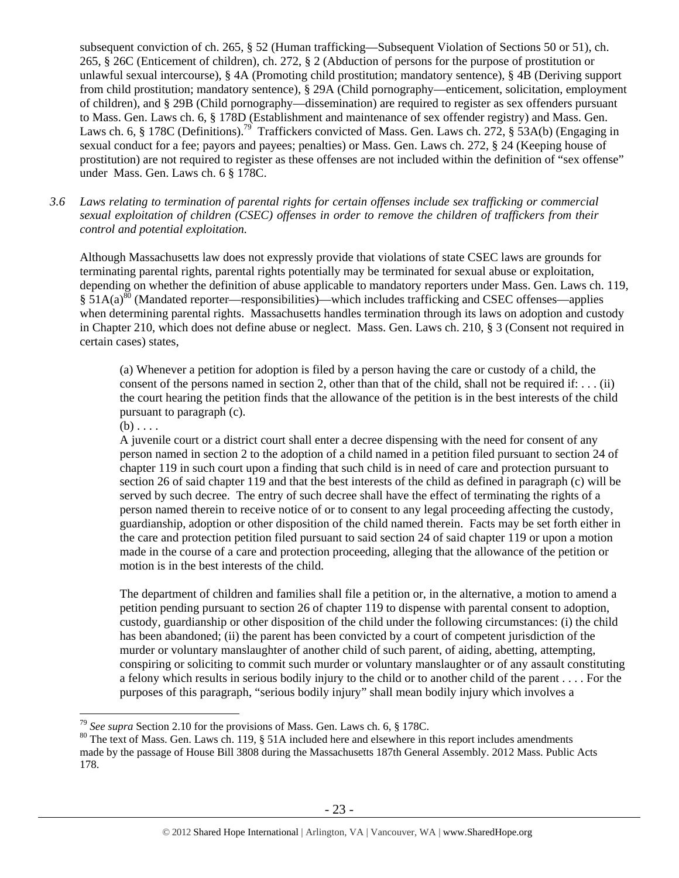subsequent conviction of ch. 265, § 52 (Human trafficking—Subsequent Violation of Sections 50 or 51), ch. 265, § 26C (Enticement of children), ch. 272, § 2 (Abduction of persons for the purpose of prostitution or unlawful sexual intercourse), § 4A (Promoting child prostitution; mandatory sentence), § 4B (Deriving support from child prostitution; mandatory sentence), § 29A (Child pornography—enticement, solicitation, employment of children), and § 29B (Child pornography—dissemination) are required to register as sex offenders pursuant to Mass. Gen. Laws ch. 6, § 178D (Establishment and maintenance of sex offender registry) and Mass. Gen. Laws ch. 6, § 178C (Definitions).[79] Traffickers convicted of Mass. Gen. Laws ch. 272, § 53A(b) (Engaging in sexual conduct for a fee; payors and payees; penalties) or Mass. Gen. Laws ch. 272, § 24 (Keeping house of prostitution) are not required to register as these offenses are not included within the definition of "sex offense" under Mass. Gen. Laws ch. 6 § 178C.

*3.6 Laws relating to termination of parental rights for certain offenses include sex trafficking or commercial sexual exploitation of children (CSEC) offenses in order to remove the children of traffickers from their control and potential exploitation.*

Although Massachusetts law does not expressly provide that violations of state CSEC laws are grounds for terminating parental rights, parental rights potentially may be terminated for sexual abuse or exploitation, depending on whether the definition of abuse applicable to mandatory reporters under Mass. Gen. Laws ch. 119, § 51A(a)[80] (Mandated reporter—responsibilities)—which includes trafficking and CSEC offenses—applies when determining parental rights. Massachusetts handles termination through its laws on adoption and custody in Chapter 210, which does not define abuse or neglect. Mass. Gen. Laws ch. 210, § 3 (Consent not required in certain cases) states,

> (a) Whenever a petition for adoption is filed by a person having the care or custody of a child, the consent of the persons named in section 2, other than that of the child, shall not be required if: . . . (ii) the court hearing the petition finds that the allowance of the petition is in the best interests of the child pursuant to paragraph (c).
>
> (b) . . . .
>
> A juvenile court or a district court shall enter a decree dispensing with the need for consent of any person named in section 2 to the adoption of a child named in a petition filed pursuant to section 24 of chapter 119 in such court upon a finding that such child is in need of care and protection pursuant to section 26 of said chapter 119 and that the best interests of the child as defined in paragraph (c) will be served by such decree. The entry of such decree shall have the effect of terminating the rights of a person named therein to receive notice of or to consent to any legal proceeding affecting the custody, guardianship, adoption or other disposition of the child named therein. Facts may be set forth either in the care and protection petition filed pursuant to said section 24 of said chapter 119 or upon a motion made in the course of a care and protection proceeding, alleging that the allowance of the petition or motion is in the best interests of the child.
>
> The department of children and families shall file a petition or, in the alternative, a motion to amend a petition pending pursuant to section 26 of chapter 119 to dispense with parental consent to adoption, custody, guardianship or other disposition of the child under the following circumstances: (i) the child has been abandoned; (ii) the parent has been convicted by a court of competent jurisdiction of the murder or voluntary manslaughter of another child of such parent, of aiding, abetting, attempting, conspiring or soliciting to commit such murder or voluntary manslaughter or of any assault constituting a felony which results in serious bodily injury to the child or to another child of the parent . . . . For the purposes of this paragraph, "serious bodily injury" shall mean bodily injury which involves a

---

[79] *See supra* Section 2.10 for the provisions of Mass. Gen. Laws ch. 6, § 178C.

[80] The text of Mass. Gen. Laws ch. 119, § 51A included here and elsewhere in this report includes amendments made by the passage of House Bill 3808 during the Massachusetts 187th General Assembly. 2012 Mass. Public Acts 178.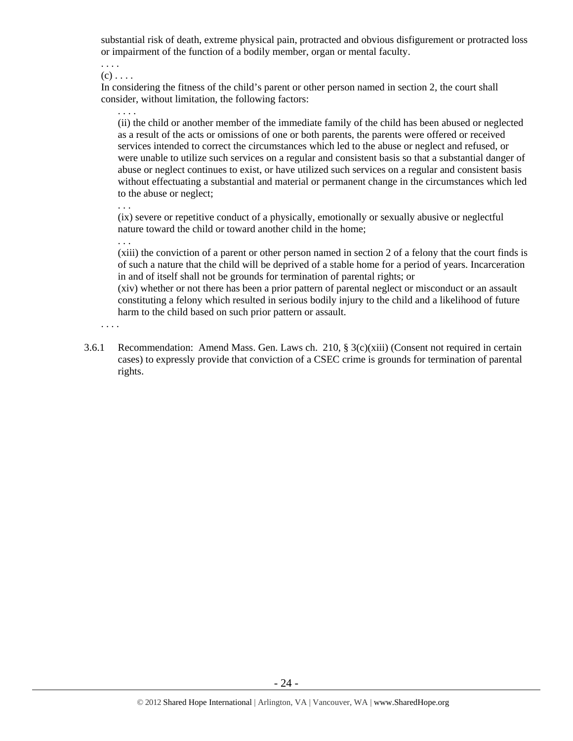substantial risk of death, extreme physical pain, protracted and obvious disfigurement or protracted loss or impairment of the function of a bodily member, organ or mental faculty.

. . . .

(c) . . . .

In considering the fitness of the child's parent or other person named in section 2, the court shall consider, without limitation, the following factors:

. . . .

(ii) the child or another member of the immediate family of the child has been abused or neglected as a result of the acts or omissions of one or both parents, the parents were offered or received services intended to correct the circumstances which led to the abuse or neglect and refused, or were unable to utilize such services on a regular and consistent basis so that a substantial danger of abuse or neglect continues to exist, or have utilized such services on a regular and consistent basis without effectuating a substantial and material or permanent change in the circumstances which led to the abuse or neglect;

. . .

(ix) severe or repetitive conduct of a physically, emotionally or sexually abusive or neglectful nature toward the child or toward another child in the home;

. . .

(xiii) the conviction of a parent or other person named in section 2 of a felony that the court finds is of such a nature that the child will be deprived of a stable home for a period of years. Incarceration in and of itself shall not be grounds for termination of parental rights; or

(xiv) whether or not there has been a prior pattern of parental neglect or misconduct or an assault constituting a felony which resulted in serious bodily injury to the child and a likelihood of future harm to the child based on such prior pattern or assault.

. . . .

3.6.1 Recommendation: Amend Mass. Gen. Laws ch. 210, § 3(c)(xiii) (Consent not required in certain cases) to expressly provide that conviction of a CSEC crime is grounds for termination of parental rights.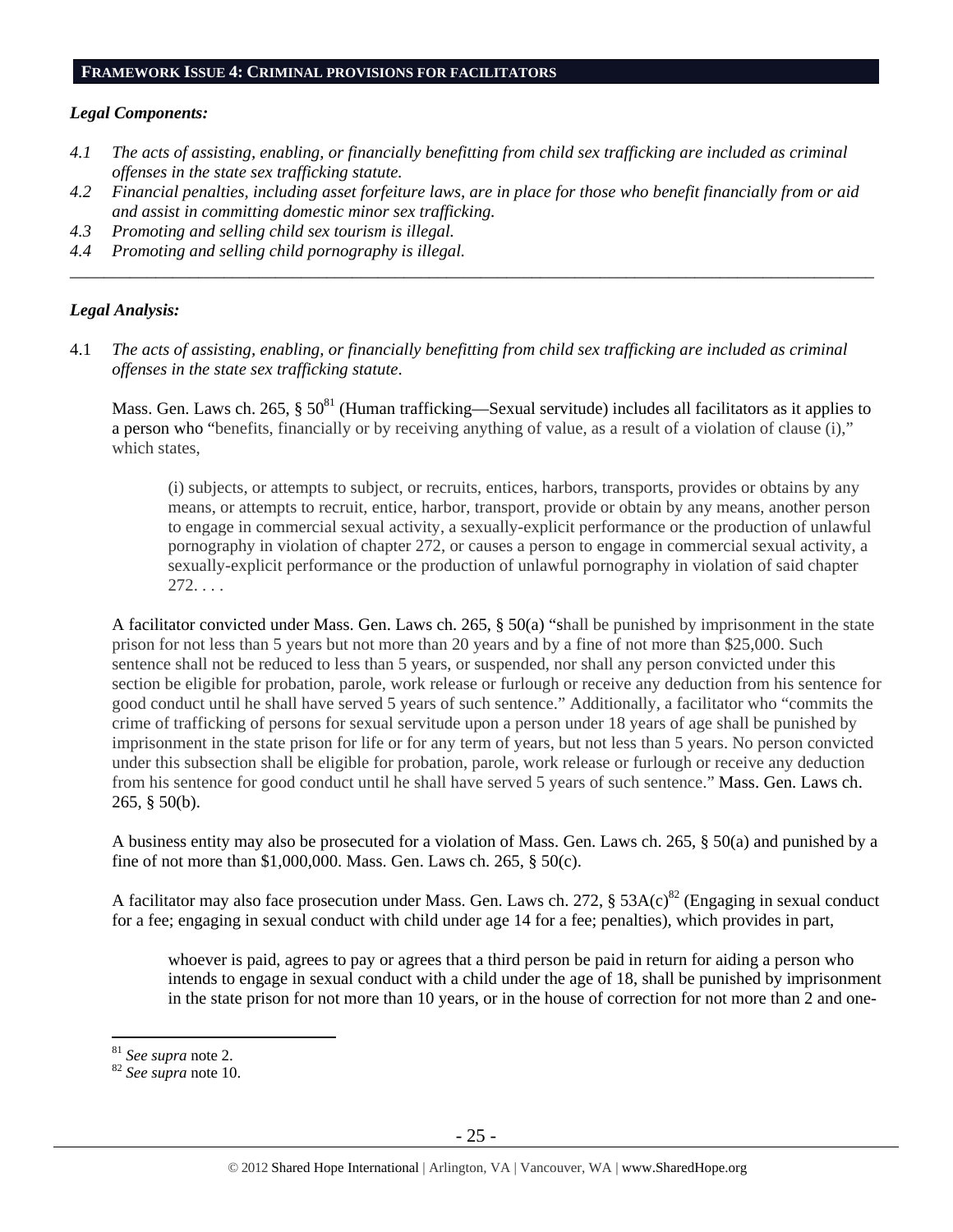## FRAMEWORK ISSUE 4: CRIMINAL PROVISIONS FOR FACILITATORS

***Legal Components:***

*4.1 The acts of assisting, enabling, or financially benefitting from child sex trafficking are included as criminal offenses in the state sex trafficking statute.*
*4.2 Financial penalties, including asset forfeiture laws, are in place for those who benefit financially from or aid and assist in committing domestic minor sex trafficking.*
*4.3 Promoting and selling child sex tourism is illegal.*
*4.4 Promoting and selling child pornography is illegal.*

---

***Legal Analysis:***

4.1 *The acts of assisting, enabling, or financially benefitting from child sex trafficking are included as criminal offenses in the state sex trafficking statute*.

Mass. Gen. Laws ch. 265, § 50[81] (Human trafficking—Sexual servitude) includes all facilitators as it applies to a person who "benefits, financially or by receiving anything of value, as a result of a violation of clause (i)," which states,

> (i) subjects, or attempts to subject, or recruits, entices, harbors, transports, provides or obtains by any means, or attempts to recruit, entice, harbor, transport, provide or obtain by any means, another person to engage in commercial sexual activity, a sexually-explicit performance or the production of unlawful pornography in violation of chapter 272, or causes a person to engage in commercial sexual activity, a sexually-explicit performance or the production of unlawful pornography in violation of said chapter 272. . . .

A facilitator convicted under Mass. Gen. Laws ch. 265, § 50(a) "shall be punished by imprisonment in the state prison for not less than 5 years but not more than 20 years and by a fine of not more than $25,000. Such sentence shall not be reduced to less than 5 years, or suspended, nor shall any person convicted under this section be eligible for probation, parole, work release or furlough or receive any deduction from his sentence for good conduct until he shall have served 5 years of such sentence." Additionally, a facilitator who "commits the crime of trafficking of persons for sexual servitude upon a person under 18 years of age shall be punished by imprisonment in the state prison for life or for any term of years, but not less than 5 years. No person convicted under this subsection shall be eligible for probation, parole, work release or furlough or receive any deduction from his sentence for good conduct until he shall have served 5 years of such sentence." Mass. Gen. Laws ch. 265, § 50(b).

A business entity may also be prosecuted for a violation of Mass. Gen. Laws ch. 265, § 50(a) and punished by a fine of not more than $1,000,000. Mass. Gen. Laws ch. 265, § 50(c).

A facilitator may also face prosecution under Mass. Gen. Laws ch. 272, § 53A(c)[82] (Engaging in sexual conduct for a fee; engaging in sexual conduct with child under age 14 for a fee; penalties), which provides in part,

> whoever is paid, agrees to pay or agrees that a third person be paid in return for aiding a person who intends to engage in sexual conduct with a child under the age of 18, shall be punished by imprisonment in the state prison for not more than 10 years, or in the house of correction for not more than 2 and one-

---

[81] *See supra* note 2.
[82] *See supra* note 10.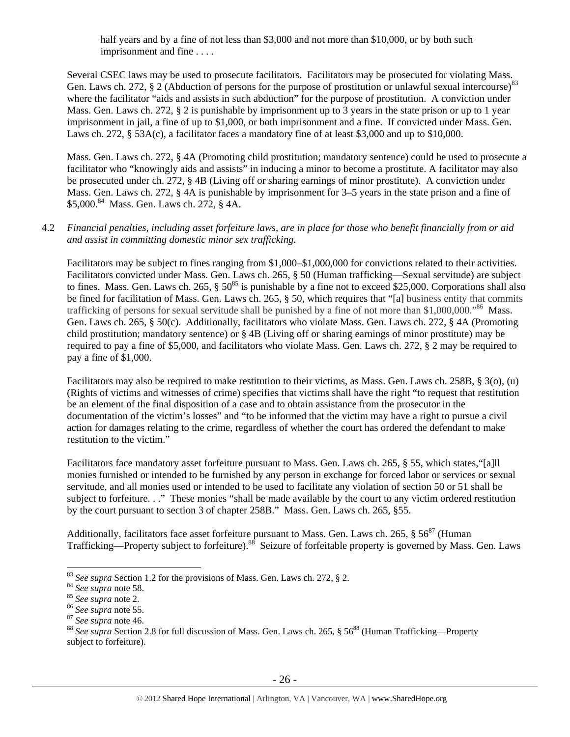> half years and by a fine of not less than $3,000 and not more than $10,000, or by both such imprisonment and fine . . . .

Several CSEC laws may be used to prosecute facilitators. Facilitators may be prosecuted for violating Mass. Gen. Laws ch. 272, § 2 (Abduction of persons for the purpose of prostitution or unlawful sexual intercourse)[83] where the facilitator "aids and assists in such abduction" for the purpose of prostitution. A conviction under Mass. Gen. Laws ch. 272, § 2 is punishable by imprisonment up to 3 years in the state prison or up to 1 year imprisonment in jail, a fine of up to $1,000, or both imprisonment and a fine. If convicted under Mass. Gen. Laws ch. 272, § 53A(c), a facilitator faces a mandatory fine of at least $3,000 and up to $10,000.

Mass. Gen. Laws ch. 272, § 4A (Promoting child prostitution; mandatory sentence) could be used to prosecute a facilitator who "knowingly aids and assists" in inducing a minor to become a prostitute. A facilitator may also be prosecuted under ch. 272, § 4B (Living off or sharing earnings of minor prostitute). A conviction under Mass. Gen. Laws ch. 272, § 4A is punishable by imprisonment for 3–5 years in the state prison and a fine of $5,000.[84] Mass. Gen. Laws ch. 272, § 4A.

4.2 *Financial penalties, including asset forfeiture laws, are in place for those who benefit financially from or aid and assist in committing domestic minor sex trafficking.*

Facilitators may be subject to fines ranging from $1,000–$1,000,000 for convictions related to their activities. Facilitators convicted under Mass. Gen. Laws ch. 265, § 50 (Human trafficking—Sexual servitude) are subject to fines. Mass. Gen. Laws ch. 265, § 50[85] is punishable by a fine not to exceed $25,000. Corporations shall also be fined for facilitation of Mass. Gen. Laws ch. 265, § 50, which requires that "[a] business entity that commits trafficking of persons for sexual servitude shall be punished by a fine of not more than $1,000,000."[86] Mass. Gen. Laws ch. 265, § 50(c). Additionally, facilitators who violate Mass. Gen. Laws ch. 272, § 4A (Promoting child prostitution; mandatory sentence) or § 4B (Living off or sharing earnings of minor prostitute) may be required to pay a fine of $5,000, and facilitators who violate Mass. Gen. Laws ch. 272, § 2 may be required to pay a fine of $1,000.

Facilitators may also be required to make restitution to their victims, as Mass. Gen. Laws ch. 258B, § 3(o), (u) (Rights of victims and witnesses of crime) specifies that victims shall have the right "to request that restitution be an element of the final disposition of a case and to obtain assistance from the prosecutor in the documentation of the victim's losses" and "to be informed that the victim may have a right to pursue a civil action for damages relating to the crime, regardless of whether the court has ordered the defendant to make restitution to the victim."

Facilitators face mandatory asset forfeiture pursuant to Mass. Gen. Laws ch. 265, § 55, which states, "[a]ll monies furnished or intended to be furnished by any person in exchange for forced labor or services or sexual servitude, and all monies used or intended to be used to facilitate any violation of section 50 or 51 shall be subject to forfeiture. . ." These monies "shall be made available by the court to any victim ordered restitution by the court pursuant to section 3 of chapter 258B." Mass. Gen. Laws ch. 265, §55.

Additionally, facilitators face asset forfeiture pursuant to Mass. Gen. Laws ch. 265, § 56[87] (Human Trafficking—Property subject to forfeiture).[88] Seizure of forfeitable property is governed by Mass. Gen. Laws

---

[83] *See supra* Section 1.2 for the provisions of Mass. Gen. Laws ch. 272, § 2.
[84] *See supra* note 58.
[85] *See supra* note 2.
[86] *See supra* note 55.
[87] *See supra* note 46.
[88] *See supra* Section 2.8 for full discussion of Mass. Gen. Laws ch. 265, § 56[88] (Human Trafficking—Property subject to forfeiture).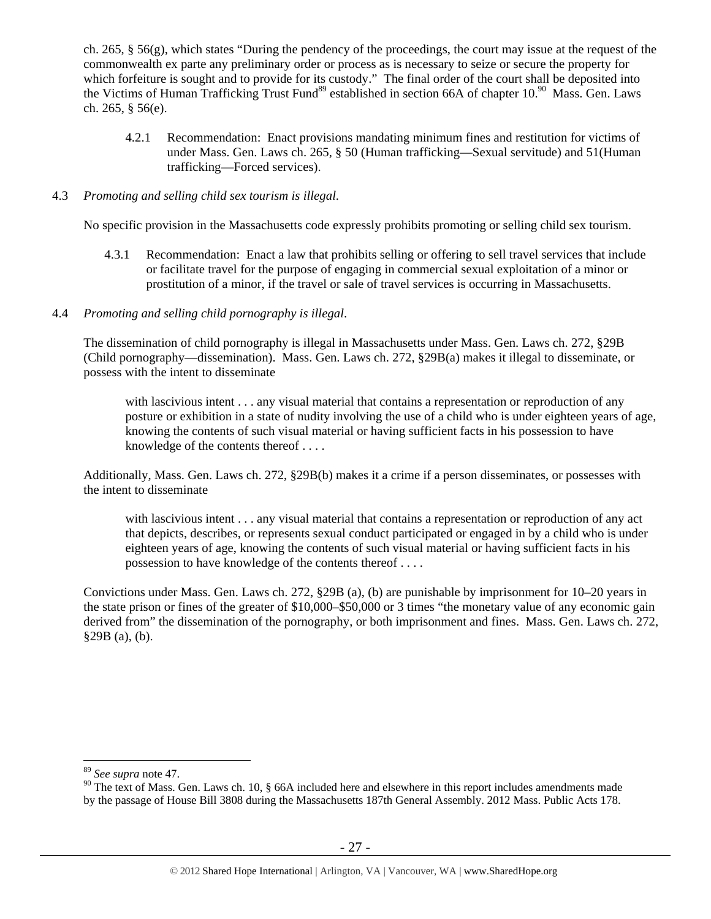ch. 265, § 56(g), which states "During the pendency of the proceedings, the court may issue at the request of the commonwealth ex parte any preliminary order or process as is necessary to seize or secure the property for which forfeiture is sought and to provide for its custody." The final order of the court shall be deposited into the Victims of Human Trafficking Trust Fund[89] established in section 66A of chapter 10.[90] Mass. Gen. Laws ch. 265, § 56(e).

> 4.2.1 Recommendation: Enact provisions mandating minimum fines and restitution for victims of under Mass. Gen. Laws ch. 265, § 50 (Human trafficking—Sexual servitude) and 51(Human trafficking—Forced services).

4.3 *Promoting and selling child sex tourism is illegal.*

No specific provision in the Massachusetts code expressly prohibits promoting or selling child sex tourism.

> 4.3.1 Recommendation: Enact a law that prohibits selling or offering to sell travel services that include or facilitate travel for the purpose of engaging in commercial sexual exploitation of a minor or prostitution of a minor, if the travel or sale of travel services is occurring in Massachusetts.

4.4 *Promoting and selling child pornography is illegal*.

The dissemination of child pornography is illegal in Massachusetts under Mass. Gen. Laws ch. 272, §29B (Child pornography—dissemination). Mass. Gen. Laws ch. 272, §29B(a) makes it illegal to disseminate, or possess with the intent to disseminate

> with lascivious intent . . . any visual material that contains a representation or reproduction of any posture or exhibition in a state of nudity involving the use of a child who is under eighteen years of age, knowing the contents of such visual material or having sufficient facts in his possession to have knowledge of the contents thereof . . . .

Additionally, Mass. Gen. Laws ch. 272, §29B(b) makes it a crime if a person disseminates, or possesses with the intent to disseminate

> with lascivious intent . . . any visual material that contains a representation or reproduction of any act that depicts, describes, or represents sexual conduct participated or engaged in by a child who is under eighteen years of age, knowing the contents of such visual material or having sufficient facts in his possession to have knowledge of the contents thereof . . . .

Convictions under Mass. Gen. Laws ch. 272, §29B (a), (b) are punishable by imprisonment for 10–20 years in the state prison or fines of the greater of \$10,000–\$50,000 or 3 times "the monetary value of any economic gain derived from" the dissemination of the pornography, or both imprisonment and fines. Mass. Gen. Laws ch. 272, §29B (a), (b).

---

[89] *See supra* note 47.

[90] The text of Mass. Gen. Laws ch. 10, § 66A included here and elsewhere in this report includes amendments made by the passage of House Bill 3808 during the Massachusetts 187th General Assembly. 2012 Mass. Public Acts 178.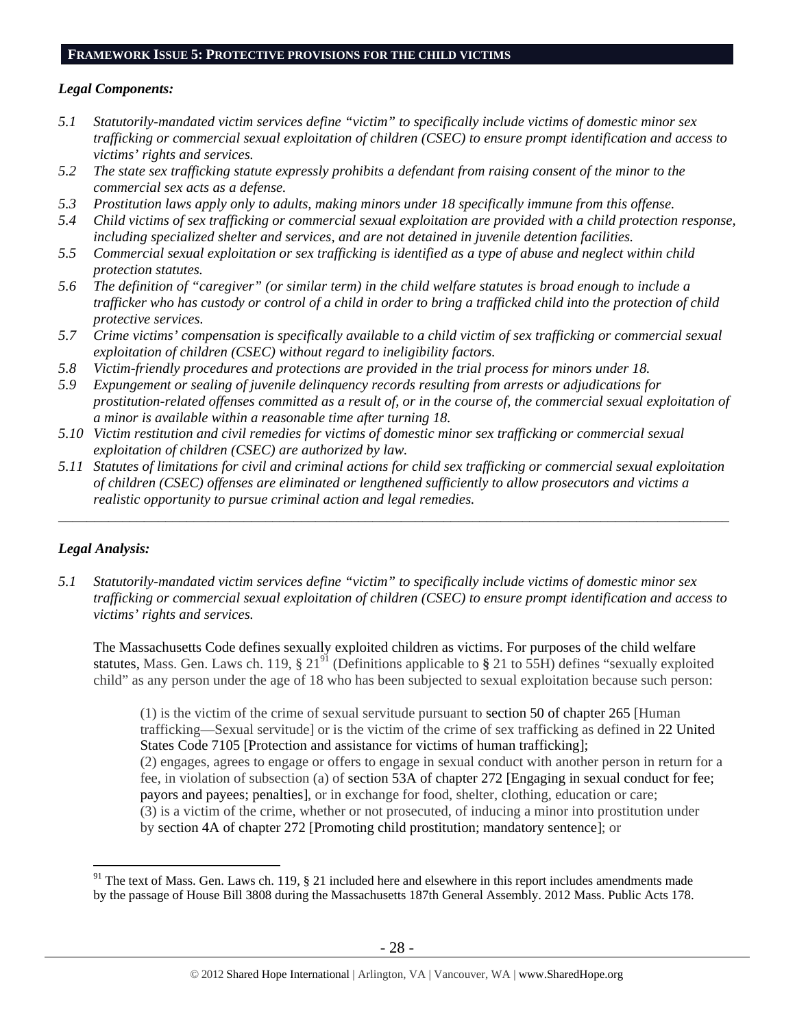## FRAMEWORK ISSUE 5: PROTECTIVE PROVISIONS FOR THE CHILD VICTIMS

### *Legal Components:*

*5.1 Statutorily-mandated victim services define "victim" to specifically include victims of domestic minor sex trafficking or commercial sexual exploitation of children (CSEC) to ensure prompt identification and access to victims' rights and services.*

*5.2 The state sex trafficking statute expressly prohibits a defendant from raising consent of the minor to the commercial sex acts as a defense.*

*5.3 Prostitution laws apply only to adults, making minors under 18 specifically immune from this offense.*

*5.4 Child victims of sex trafficking or commercial sexual exploitation are provided with a child protection response, including specialized shelter and services, and are not detained in juvenile detention facilities.*

*5.5 Commercial sexual exploitation or sex trafficking is identified as a type of abuse and neglect within child protection statutes.*

*5.6 The definition of "caregiver" (or similar term) in the child welfare statutes is broad enough to include a trafficker who has custody or control of a child in order to bring a trafficked child into the protection of child protective services.*

*5.7 Crime victims' compensation is specifically available to a child victim of sex trafficking or commercial sexual exploitation of children (CSEC) without regard to ineligibility factors.*

*5.8 Victim-friendly procedures and protections are provided in the trial process for minors under 18.*

*5.9 Expungement or sealing of juvenile delinquency records resulting from arrests or adjudications for prostitution-related offenses committed as a result of, or in the course of, the commercial sexual exploitation of a minor is available within a reasonable time after turning 18.*

*5.10 Victim restitution and civil remedies for victims of domestic minor sex trafficking or commercial sexual exploitation of children (CSEC) are authorized by law.*

*5.11 Statutes of limitations for civil and criminal actions for child sex trafficking or commercial sexual exploitation of children (CSEC) offenses are eliminated or lengthened sufficiently to allow prosecutors and victims a realistic opportunity to pursue criminal action and legal remedies.*

---

### *Legal Analysis:*

*5.1 Statutorily-mandated victim services define "victim" to specifically include victims of domestic minor sex trafficking or commercial sexual exploitation of children (CSEC) to ensure prompt identification and access to victims' rights and services.*

The Massachusetts Code defines sexually exploited children as victims. For purposes of the child welfare statutes, Mass. Gen. Laws ch. 119, § 21[91] (Definitions applicable to § 21 to 55H) defines "sexually exploited child" as any person under the age of 18 who has been subjected to sexual exploitation because such person:

> (1) is the victim of the crime of sexual servitude pursuant to section 50 of chapter 265 [Human trafficking—Sexual servitude] or is the victim of the crime of sex trafficking as defined in 22 United States Code 7105 [Protection and assistance for victims of human trafficking];
> (2) engages, agrees to engage or offers to engage in sexual conduct with another person in return for a fee, in violation of subsection (a) of section 53A of chapter 272 [Engaging in sexual conduct for fee; payors and payees; penalties], or in exchange for food, shelter, clothing, education or care;
> (3) is a victim of the crime, whether or not prosecuted, of inducing a minor into prostitution under by section 4A of chapter 272 [Promoting child prostitution; mandatory sentence]; or

[91] The text of Mass. Gen. Laws ch. 119, § 21 included here and elsewhere in this report includes amendments made by the passage of House Bill 3808 during the Massachusetts 187th General Assembly. 2012 Mass. Public Acts 178.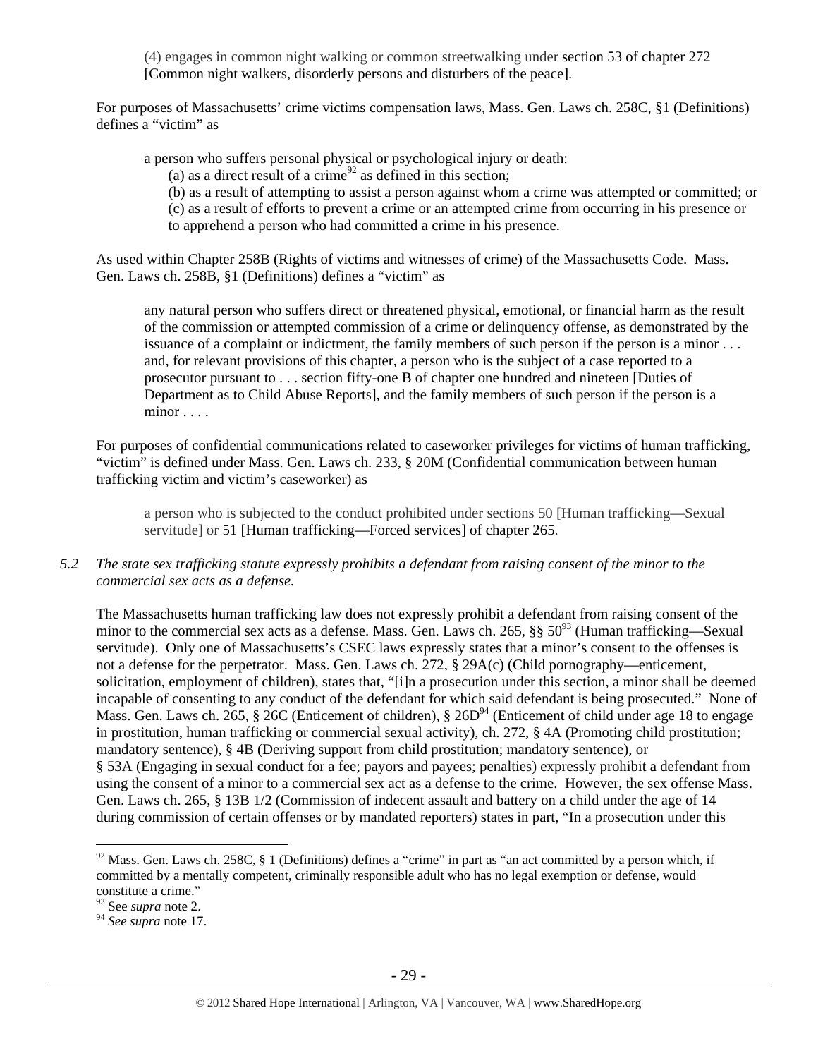(4) engages in common night walking or common streetwalking under section 53 of chapter 272 [Common night walkers, disorderly persons and disturbers of the peace].

For purposes of Massachusetts' crime victims compensation laws, Mass. Gen. Laws ch. 258C, §1 (Definitions) defines a "victim" as

> a person who suffers personal physical or psychological injury or death:
> (a) as a direct result of a crime[92] as defined in this section;
> (b) as a result of attempting to assist a person against whom a crime was attempted or committed; or
> (c) as a result of efforts to prevent a crime or an attempted crime from occurring in his presence or to apprehend a person who had committed a crime in his presence.

As used within Chapter 258B (Rights of victims and witnesses of crime) of the Massachusetts Code. Mass. Gen. Laws ch. 258B, §1 (Definitions) defines a "victim" as

> any natural person who suffers direct or threatened physical, emotional, or financial harm as the result of the commission or attempted commission of a crime or delinquency offense, as demonstrated by the issuance of a complaint or indictment, the family members of such person if the person is a minor . . . and, for relevant provisions of this chapter, a person who is the subject of a case reported to a prosecutor pursuant to . . . section fifty-one B of chapter one hundred and nineteen [Duties of Department as to Child Abuse Reports], and the family members of such person if the person is a minor . . . .

For purposes of confidential communications related to caseworker privileges for victims of human trafficking, "victim" is defined under Mass. Gen. Laws ch. 233, § 20M (Confidential communication between human trafficking victim and victim's caseworker) as

> a person who is subjected to the conduct prohibited under sections 50 [Human trafficking—Sexual servitude] or 51 [Human trafficking—Forced services] of chapter 265.

*5.2 The state sex trafficking statute expressly prohibits a defendant from raising consent of the minor to the commercial sex acts as a defense.*

The Massachusetts human trafficking law does not expressly prohibit a defendant from raising consent of the minor to the commercial sex acts as a defense. Mass. Gen. Laws ch. 265, §§ 50[93] (Human trafficking—Sexual servitude). Only one of Massachusetts's CSEC laws expressly states that a minor's consent to the offenses is not a defense for the perpetrator. Mass. Gen. Laws ch. 272, § 29A(c) (Child pornography—enticement, solicitation, employment of children), states that, "[i]n a prosecution under this section, a minor shall be deemed incapable of consenting to any conduct of the defendant for which said defendant is being prosecuted." None of Mass. Gen. Laws ch. 265, § 26C (Enticement of children), § 26D[94] (Enticement of child under age 18 to engage in prostitution, human trafficking or commercial sexual activity), ch. 272, § 4A (Promoting child prostitution; mandatory sentence), § 4B (Deriving support from child prostitution; mandatory sentence), or § 53A (Engaging in sexual conduct for a fee; payors and payees; penalties) expressly prohibit a defendant from using the consent of a minor to a commercial sex act as a defense to the crime. However, the sex offense Mass. Gen. Laws ch. 265, § 13B 1/2 (Commission of indecent assault and battery on a child under the age of 14 during commission of certain offenses or by mandated reporters) states in part, "In a prosecution under this

---

[92] Mass. Gen. Laws ch. 258C, § 1 (Definitions) defines a "crime" in part as "an act committed by a person which, if committed by a mentally competent, criminally responsible adult who has no legal exemption or defense, would constitute a crime."

[93] See *supra* note 2.

[94] *See supra* note 17.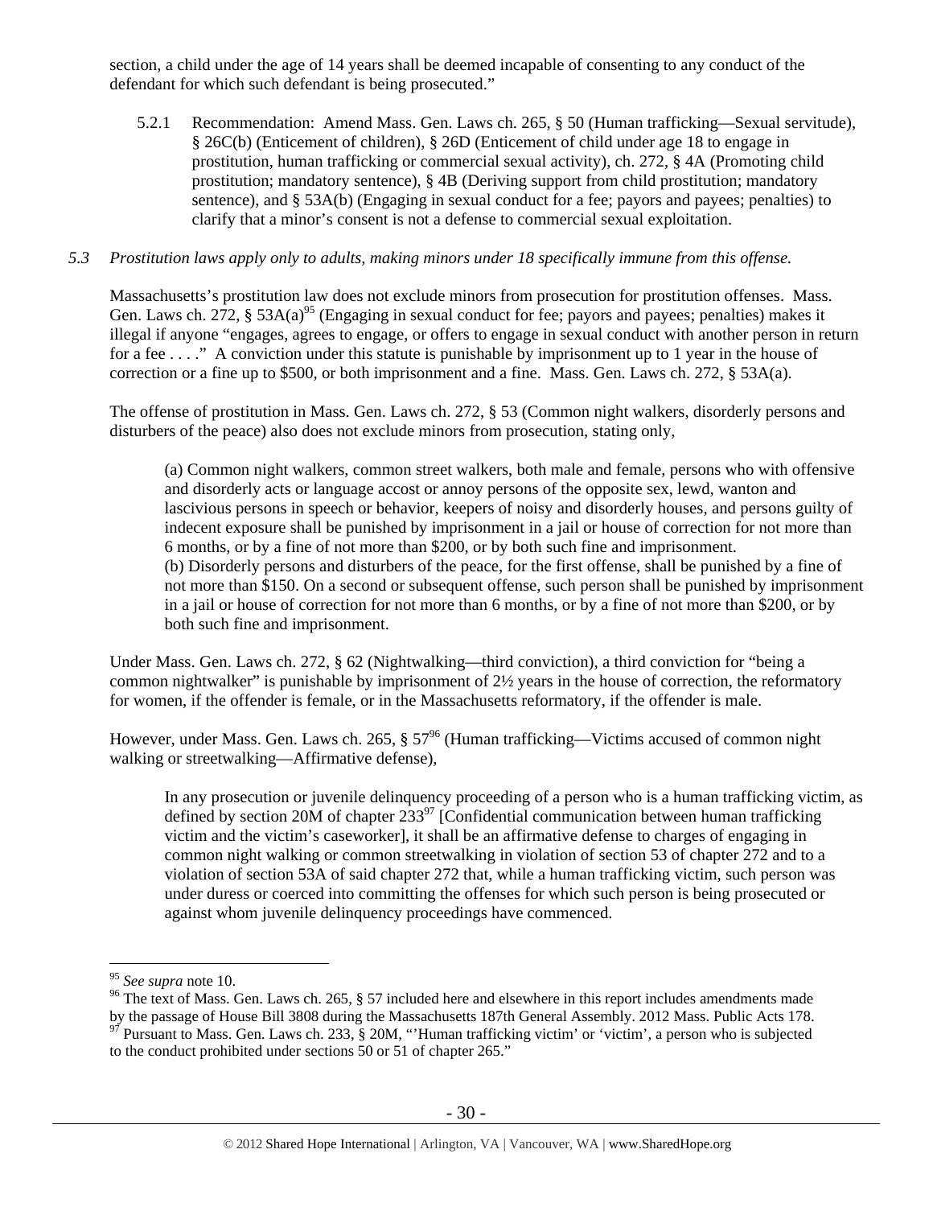section, a child under the age of 14 years shall be deemed incapable of consenting to any conduct of the defendant for which such defendant is being prosecuted."

5.2.1 Recommendation: Amend Mass. Gen. Laws ch. 265, § 50 (Human trafficking—Sexual servitude), § 26C(b) (Enticement of children), § 26D (Enticement of child under age 18 to engage in prostitution, human trafficking or commercial sexual activity), ch. 272, § 4A (Promoting child prostitution; mandatory sentence), § 4B (Deriving support from child prostitution; mandatory sentence), and § 53A(b) (Engaging in sexual conduct for a fee; payors and payees; penalties) to clarify that a minor's consent is not a defense to commercial sexual exploitation.

*5.3 Prostitution laws apply only to adults, making minors under 18 specifically immune from this offense.*

Massachusetts's prostitution law does not exclude minors from prosecution for prostitution offenses. Mass. Gen. Laws ch. 272, § 53A(a)[95] (Engaging in sexual conduct for fee; payors and payees; penalties) makes it illegal if anyone "engages, agrees to engage, or offers to engage in sexual conduct with another person in return for a fee . . . ." A conviction under this statute is punishable by imprisonment up to 1 year in the house of correction or a fine up to $500, or both imprisonment and a fine. Mass. Gen. Laws ch. 272, § 53A(a).

The offense of prostitution in Mass. Gen. Laws ch. 272, § 53 (Common night walkers, disorderly persons and disturbers of the peace) also does not exclude minors from prosecution, stating only,

> (a) Common night walkers, common street walkers, both male and female, persons who with offensive and disorderly acts or language accost or annoy persons of the opposite sex, lewd, wanton and lascivious persons in speech or behavior, keepers of noisy and disorderly houses, and persons guilty of indecent exposure shall be punished by imprisonment in a jail or house of correction for not more than 6 months, or by a fine of not more than $200, or by both such fine and imprisonment.
> (b) Disorderly persons and disturbers of the peace, for the first offense, shall be punished by a fine of not more than $150. On a second or subsequent offense, such person shall be punished by imprisonment in a jail or house of correction for not more than 6 months, or by a fine of not more than $200, or by both such fine and imprisonment.

Under Mass. Gen. Laws ch. 272, § 62 (Nightwalking—third conviction), a third conviction for "being a common nightwalker" is punishable by imprisonment of 2½ years in the house of correction, the reformatory for women, if the offender is female, or in the Massachusetts reformatory, if the offender is male.

However, under Mass. Gen. Laws ch. 265, § 57[96] (Human trafficking—Victims accused of common night walking or streetwalking—Affirmative defense),

> In any prosecution or juvenile delinquency proceeding of a person who is a human trafficking victim, as defined by section 20M of chapter 233[97] [Confidential communication between human trafficking victim and the victim's caseworker], it shall be an affirmative defense to charges of engaging in common night walking or common streetwalking in violation of section 53 of chapter 272 and to a violation of section 53A of said chapter 272 that, while a human trafficking victim, such person was under duress or coerced into committing the offenses for which such person is being prosecuted or against whom juvenile delinquency proceedings have commenced.

---

[95] *See supra* note 10.

[96] The text of Mass. Gen. Laws ch. 265, § 57 included here and elsewhere in this report includes amendments made by the passage of House Bill 3808 during the Massachusetts 187th General Assembly. 2012 Mass. Public Acts 178.

[97] Pursuant to Mass. Gen. Laws ch. 233, § 20M, "'Human trafficking victim' or 'victim', a person who is subjected to the conduct prohibited under sections 50 or 51 of chapter 265."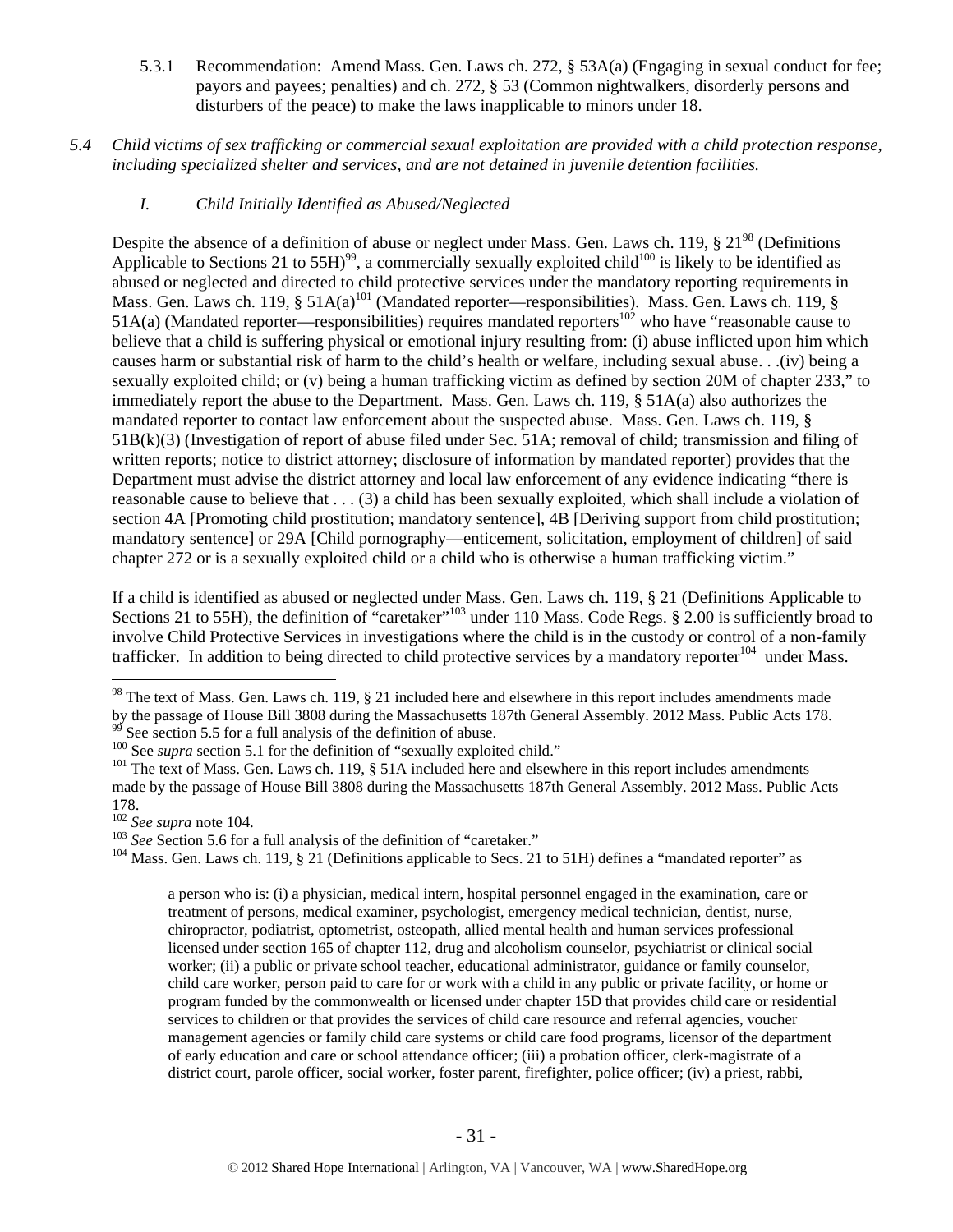5.3.1 Recommendation: Amend Mass. Gen. Laws ch. 272, § 53A(a) (Engaging in sexual conduct for fee; payors and payees; penalties) and ch. 272, § 53 (Common nightwalkers, disorderly persons and disturbers of the peace) to make the laws inapplicable to minors under 18.

*5.4 Child victims of sex trafficking or commercial sexual exploitation are provided with a child protection response, including specialized shelter and services, and are not detained in juvenile detention facilities.*

*I. Child Initially Identified as Abused/Neglected*

Despite the absence of a definition of abuse or neglect under Mass. Gen. Laws ch. 119, § 21[98] (Definitions Applicable to Sections 21 to 55H)[99], a commercially sexually exploited child[100] is likely to be identified as abused or neglected and directed to child protective services under the mandatory reporting requirements in Mass. Gen. Laws ch. 119, § 51A(a)[101] (Mandated reporter—responsibilities). Mass. Gen. Laws ch. 119, § 51A(a) (Mandated reporter—responsibilities) requires mandated reporters[102] who have "reasonable cause to believe that a child is suffering physical or emotional injury resulting from: (i) abuse inflicted upon him which causes harm or substantial risk of harm to the child's health or welfare, including sexual abuse. . .(iv) being a sexually exploited child; or (v) being a human trafficking victim as defined by section 20M of chapter 233," to immediately report the abuse to the Department. Mass. Gen. Laws ch. 119, § 51A(a) also authorizes the mandated reporter to contact law enforcement about the suspected abuse. Mass. Gen. Laws ch. 119, § 51B(k)(3) (Investigation of report of abuse filed under Sec. 51A; removal of child; transmission and filing of written reports; notice to district attorney; disclosure of information by mandated reporter) provides that the Department must advise the district attorney and local law enforcement of any evidence indicating "there is reasonable cause to believe that . . . (3) a child has been sexually exploited, which shall include a violation of section 4A [Promoting child prostitution; mandatory sentence], 4B [Deriving support from child prostitution; mandatory sentence] or 29A [Child pornography—enticement, solicitation, employment of children] of said chapter 272 or is a sexually exploited child or a child who is otherwise a human trafficking victim."

If a child is identified as abused or neglected under Mass. Gen. Laws ch. 119, § 21 (Definitions Applicable to Sections 21 to 55H), the definition of "caretaker"[103] under 110 Mass. Code Regs. § 2.00 is sufficiently broad to involve Child Protective Services in investigations where the child is in the custody or control of a non-family trafficker. In addition to being directed to child protective services by a mandatory reporter[104] under Mass.

---

[98] The text of Mass. Gen. Laws ch. 119, § 21 included here and elsewhere in this report includes amendments made by the passage of House Bill 3808 during the Massachusetts 187th General Assembly. 2012 Mass. Public Acts 178.
[99] See section 5.5 for a full analysis of the definition of abuse.
[100] See *supra* section 5.1 for the definition of "sexually exploited child."
[101] The text of Mass. Gen. Laws ch. 119, § 51A included here and elsewhere in this report includes amendments made by the passage of House Bill 3808 during the Massachusetts 187th General Assembly. 2012 Mass. Public Acts 178.
[102] *See supra* note 104.
[103] *See* Section 5.6 for a full analysis of the definition of "caretaker."
[104] Mass. Gen. Laws ch. 119, § 21 (Definitions applicable to Secs. 21 to 51H) defines a "mandated reporter" as

> a person who is: (i) a physician, medical intern, hospital personnel engaged in the examination, care or treatment of persons, medical examiner, psychologist, emergency medical technician, dentist, nurse, chiropractor, podiatrist, optometrist, osteopath, allied mental health and human services professional licensed under section 165 of chapter 112, drug and alcoholism counselor, psychiatrist or clinical social worker; (ii) a public or private school teacher, educational administrator, guidance or family counselor, child care worker, person paid to care for or work with a child in any public or private facility, or home or program funded by the commonwealth or licensed under chapter 15D that provides child care or residential services to children or that provides the services of child care resource and referral agencies, voucher management agencies or family child care systems or child care food programs, licensor of the department of early education and care or school attendance officer; (iii) a probation officer, clerk-magistrate of a district court, parole officer, social worker, foster parent, firefighter, police officer; (iv) a priest, rabbi,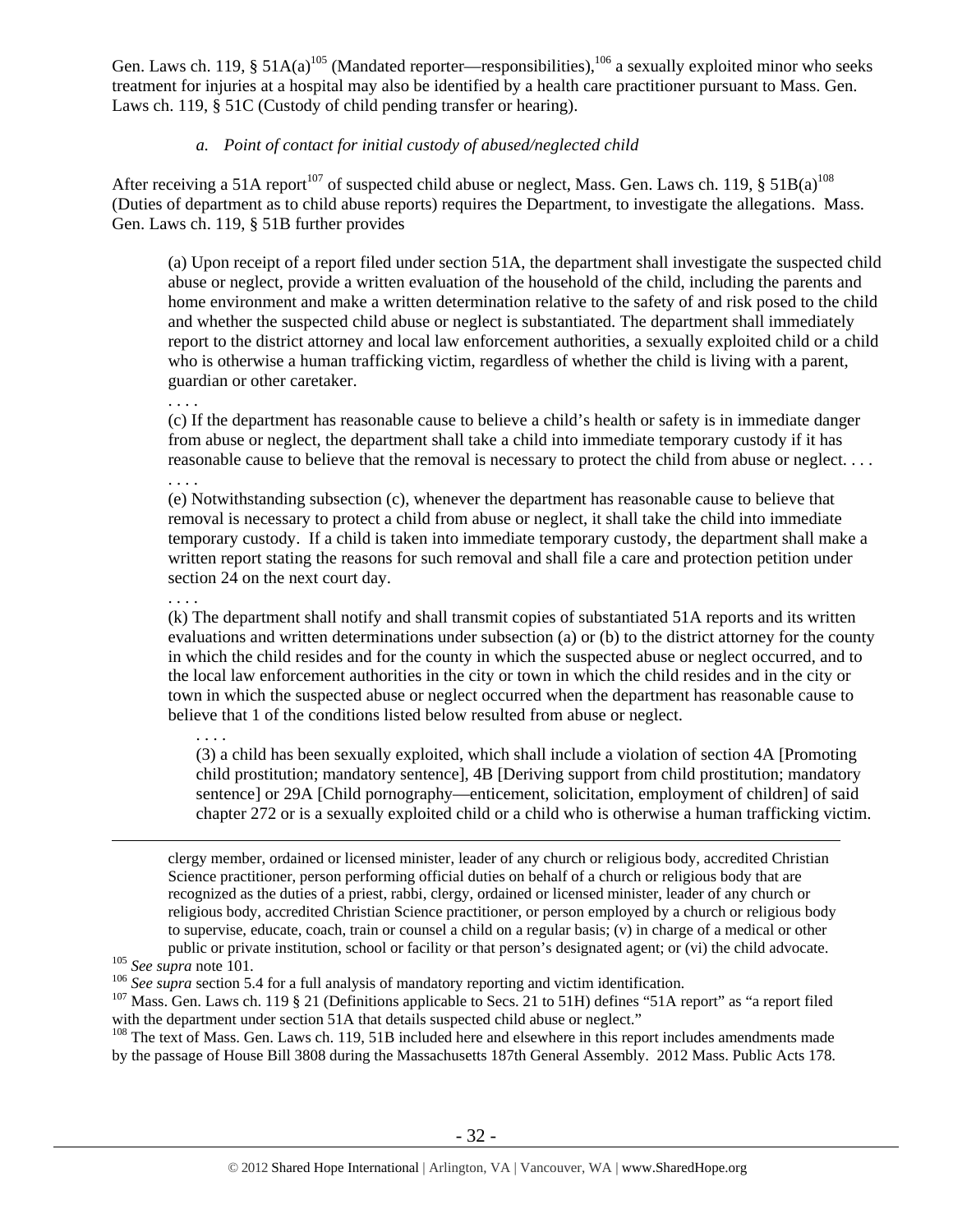Gen. Laws ch. 119, § 51A(a)[105] (Mandated reporter—responsibilities),[106] a sexually exploited minor who seeks treatment for injuries at a hospital may also be identified by a health care practitioner pursuant to Mass. Gen. Laws ch. 119, § 51C (Custody of child pending transfer or hearing).

*a. Point of contact for initial custody of abused/neglected child*

After receiving a 51A report[107] of suspected child abuse or neglect, Mass. Gen. Laws ch. 119, § 51B(a)[108] (Duties of department as to child abuse reports) requires the Department, to investigate the allegations. Mass. Gen. Laws ch. 119, § 51B further provides

> (a) Upon receipt of a report filed under section 51A, the department shall investigate the suspected child abuse or neglect, provide a written evaluation of the household of the child, including the parents and home environment and make a written determination relative to the safety of and risk posed to the child and whether the suspected child abuse or neglect is substantiated. The department shall immediately report to the district attorney and local law enforcement authorities, a sexually exploited child or a child who is otherwise a human trafficking victim, regardless of whether the child is living with a parent, guardian or other caretaker.
>
> . . . .
>
> (c) If the department has reasonable cause to believe a child's health or safety is in immediate danger from abuse or neglect, the department shall take a child into immediate temporary custody if it has reasonable cause to believe that the removal is necessary to protect the child from abuse or neglect. . . .
>
> . . . .
>
> (e) Notwithstanding subsection (c), whenever the department has reasonable cause to believe that removal is necessary to protect a child from abuse or neglect, it shall take the child into immediate temporary custody. If a child is taken into immediate temporary custody, the department shall make a written report stating the reasons for such removal and shall file a care and protection petition under section 24 on the next court day.
>
> . . . .
>
> (k) The department shall notify and shall transmit copies of substantiated 51A reports and its written evaluations and written determinations under subsection (a) or (b) to the district attorney for the county in which the child resides and for the county in which the suspected abuse or neglect occurred, and to the local law enforcement authorities in the city or town in which the child resides and in the city or town in which the suspected abuse or neglect occurred when the department has reasonable cause to believe that 1 of the conditions listed below resulted from abuse or neglect.
>
> . . . .
>
> (3) a child has been sexually exploited, which shall include a violation of section 4A [Promoting child prostitution; mandatory sentence], 4B [Deriving support from child prostitution; mandatory sentence] or 29A [Child pornography—enticement, solicitation, employment of children] of said chapter 272 or is a sexually exploited child or a child who is otherwise a human trafficking victim.

---

clergy member, ordained or licensed minister, leader of any church or religious body, accredited Christian Science practitioner, person performing official duties on behalf of a church or religious body that are recognized as the duties of a priest, rabbi, clergy, ordained or licensed minister, leader of any church or religious body, accredited Christian Science practitioner, or person employed by a church or religious body to supervise, educate, coach, train or counsel a child on a regular basis; (v) in charge of a medical or other public or private institution, school or facility or that person's designated agent; or (vi) the child advocate.

[105] *See supra* note 101.

[106] *See supra* section 5.4 for a full analysis of mandatory reporting and victim identification.

[107] Mass. Gen. Laws ch. 119 § 21 (Definitions applicable to Secs. 21 to 51H) defines "51A report" as "a report filed with the department under section 51A that details suspected child abuse or neglect."

[108] The text of Mass. Gen. Laws ch. 119, 51B included here and elsewhere in this report includes amendments made by the passage of House Bill 3808 during the Massachusetts 187th General Assembly. 2012 Mass. Public Acts 178.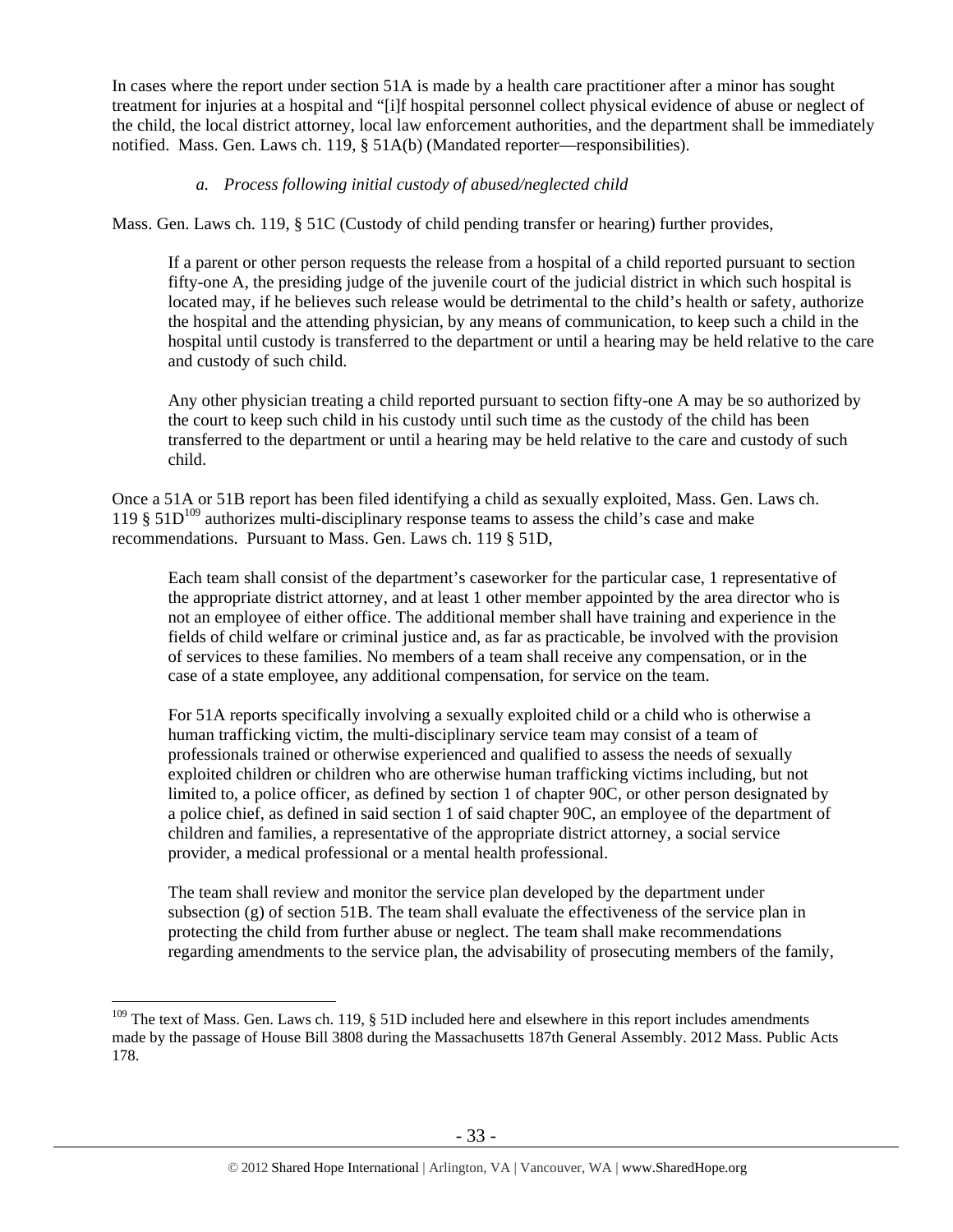In cases where the report under section 51A is made by a health care practitioner after a minor has sought treatment for injuries at a hospital and "[i]f hospital personnel collect physical evidence of abuse or neglect of the child, the local district attorney, local law enforcement authorities, and the department shall be immediately notified. Mass. Gen. Laws ch. 119, § 51A(b) (Mandated reporter—responsibilities).

*a. Process following initial custody of abused/neglected child*

Mass. Gen. Laws ch. 119, § 51C (Custody of child pending transfer or hearing) further provides,

> If a parent or other person requests the release from a hospital of a child reported pursuant to section fifty-one A, the presiding judge of the juvenile court of the judicial district in which such hospital is located may, if he believes such release would be detrimental to the child's health or safety, authorize the hospital and the attending physician, by any means of communication, to keep such a child in the hospital until custody is transferred to the department or until a hearing may be held relative to the care and custody of such child.
>
> Any other physician treating a child reported pursuant to section fifty-one A may be so authorized by the court to keep such child in his custody until such time as the custody of the child has been transferred to the department or until a hearing may be held relative to the care and custody of such child.

Once a 51A or 51B report has been filed identifying a child as sexually exploited, Mass. Gen. Laws ch. 119 § 51D[109] authorizes multi-disciplinary response teams to assess the child's case and make recommendations. Pursuant to Mass. Gen. Laws ch. 119 § 51D,

> Each team shall consist of the department's caseworker for the particular case, 1 representative of the appropriate district attorney, and at least 1 other member appointed by the area director who is not an employee of either office. The additional member shall have training and experience in the fields of child welfare or criminal justice and, as far as practicable, be involved with the provision of services to these families. No members of a team shall receive any compensation, or in the case of a state employee, any additional compensation, for service on the team.
>
> For 51A reports specifically involving a sexually exploited child or a child who is otherwise a human trafficking victim, the multi-disciplinary service team may consist of a team of professionals trained or otherwise experienced and qualified to assess the needs of sexually exploited children or children who are otherwise human trafficking victims including, but not limited to, a police officer, as defined by section 1 of chapter 90C, or other person designated by a police chief, as defined in said section 1 of said chapter 90C, an employee of the department of children and families, a representative of the appropriate district attorney, a social service provider, a medical professional or a mental health professional.
>
> The team shall review and monitor the service plan developed by the department under subsection (g) of section 51B. The team shall evaluate the effectiveness of the service plan in protecting the child from further abuse or neglect. The team shall make recommendations regarding amendments to the service plan, the advisability of prosecuting members of the family,

---

[109] The text of Mass. Gen. Laws ch. 119, § 51D included here and elsewhere in this report includes amendments made by the passage of House Bill 3808 during the Massachusetts 187th General Assembly. 2012 Mass. Public Acts 178.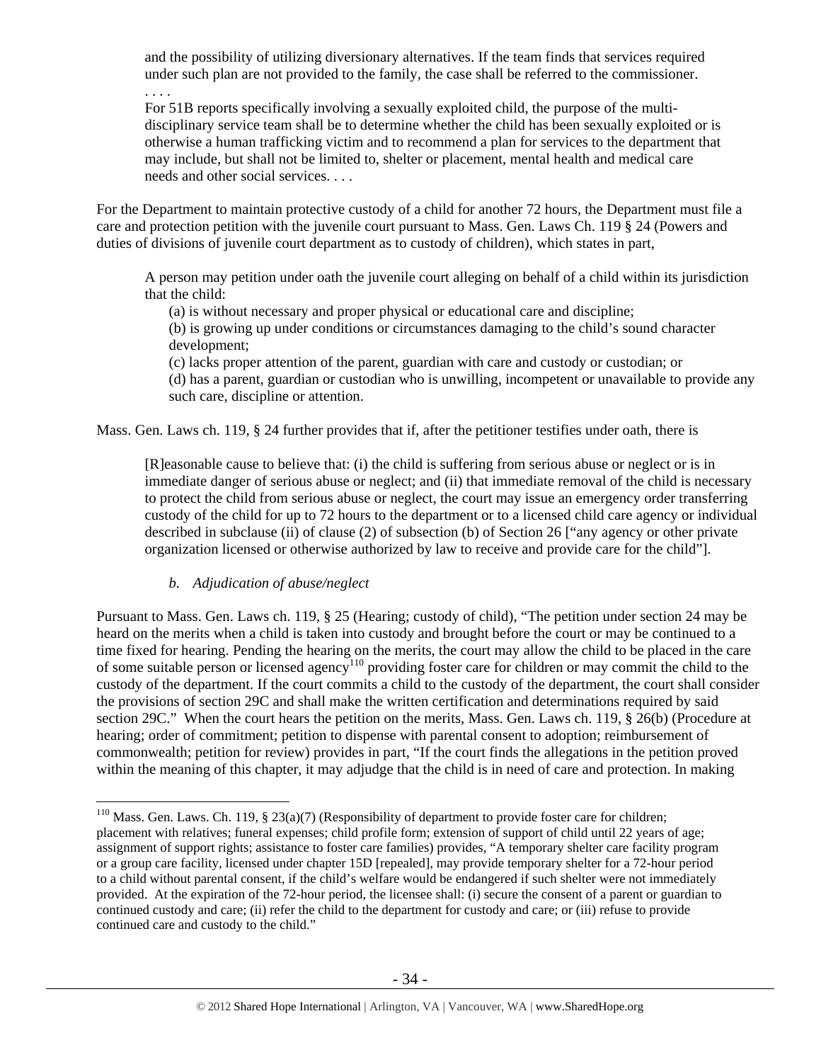> and the possibility of utilizing diversionary alternatives. If the team finds that services required under such plan are not provided to the family, the case shall be referred to the commissioner.
> . . . .
> For 51B reports specifically involving a sexually exploited child, the purpose of the multi-disciplinary service team shall be to determine whether the child has been sexually exploited or is otherwise a human trafficking victim and to recommend a plan for services to the department that may include, but shall not be limited to, shelter or placement, mental health and medical care needs and other social services. . . .

For the Department to maintain protective custody of a child for another 72 hours, the Department must file a care and protection petition with the juvenile court pursuant to Mass. Gen. Laws Ch. 119 § 24 (Powers and duties of divisions of juvenile court department as to custody of children), which states in part,

> A person may petition under oath the juvenile court alleging on behalf of a child within its jurisdiction that the child:
> (a) is without necessary and proper physical or educational care and discipline;
> (b) is growing up under conditions or circumstances damaging to the child's sound character development;
> (c) lacks proper attention of the parent, guardian with care and custody or custodian; or
> (d) has a parent, guardian or custodian who is unwilling, incompetent or unavailable to provide any such care, discipline or attention.

Mass. Gen. Laws ch. 119, § 24 further provides that if, after the petitioner testifies under oath, there is

> [R]easonable cause to believe that: (i) the child is suffering from serious abuse or neglect or is in immediate danger of serious abuse or neglect; and (ii) that immediate removal of the child is necessary to protect the child from serious abuse or neglect, the court may issue an emergency order transferring custody of the child for up to 72 hours to the department or to a licensed child care agency or individual described in subclause (ii) of clause (2) of subsection (b) of Section 26 ["any agency or other private organization licensed or otherwise authorized by law to receive and provide care for the child"].

*b. Adjudication of abuse/neglect*

Pursuant to Mass. Gen. Laws ch. 119, § 25 (Hearing; custody of child), "The petition under section 24 may be heard on the merits when a child is taken into custody and brought before the court or may be continued to a time fixed for hearing. Pending the hearing on the merits, the court may allow the child to be placed in the care of some suitable person or licensed agency[110] providing foster care for children or may commit the child to the custody of the department. If the court commits a child to the custody of the department, the court shall consider the provisions of section 29C and shall make the written certification and determinations required by said section 29C." When the court hears the petition on the merits, Mass. Gen. Laws ch. 119, § 26(b) (Procedure at hearing; order of commitment; petition to dispense with parental consent to adoption; reimbursement of commonwealth; petition for review) provides in part, "If the court finds the allegations in the petition proved within the meaning of this chapter, it may adjudge that the child is in need of care and protection. In making

[110] Mass. Gen. Laws. Ch. 119, § 23(a)(7) (Responsibility of department to provide foster care for children; placement with relatives; funeral expenses; child profile form; extension of support of child until 22 years of age; assignment of support rights; assistance to foster care families) provides, "A temporary shelter care facility program or a group care facility, licensed under chapter 15D [repealed], may provide temporary shelter for a 72-hour period to a child without parental consent, if the child's welfare would be endangered if such shelter were not immediately provided. At the expiration of the 72-hour period, the licensee shall: (i) secure the consent of a parent or guardian to continued custody and care; (ii) refer the child to the department for custody and care; or (iii) refuse to provide continued care and custody to the child."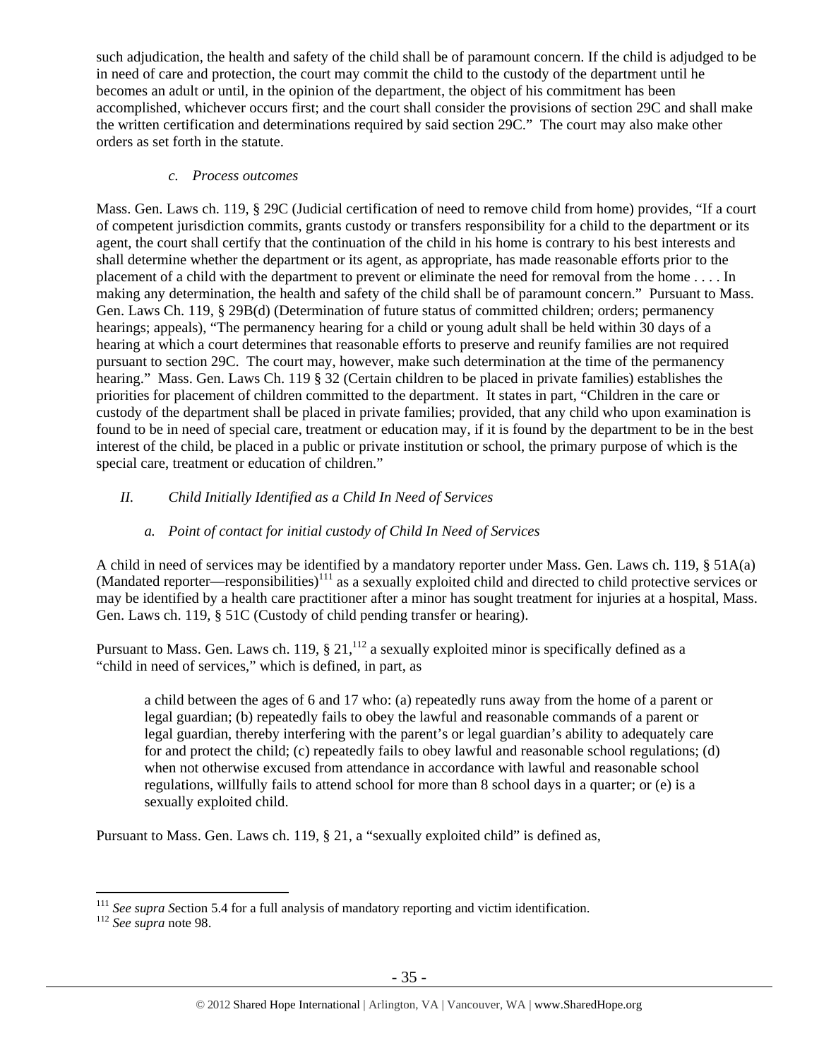such adjudication, the health and safety of the child shall be of paramount concern. If the child is adjudged to be in need of care and protection, the court may commit the child to the custody of the department until he becomes an adult or until, in the opinion of the department, the object of his commitment has been accomplished, whichever occurs first; and the court shall consider the provisions of section 29C and shall make the written certification and determinations required by said section 29C." The court may also make other orders as set forth in the statute.

#### *c. Process outcomes*

Mass. Gen. Laws ch. 119, § 29C (Judicial certification of need to remove child from home) provides, "If a court of competent jurisdiction commits, grants custody or transfers responsibility for a child to the department or its agent, the court shall certify that the continuation of the child in his home is contrary to his best interests and shall determine whether the department or its agent, as appropriate, has made reasonable efforts prior to the placement of a child with the department to prevent or eliminate the need for removal from the home . . . . In making any determination, the health and safety of the child shall be of paramount concern." Pursuant to Mass. Gen. Laws Ch. 119, § 29B(d) (Determination of future status of committed children; orders; permanency hearings; appeals), "The permanency hearing for a child or young adult shall be held within 30 days of a hearing at which a court determines that reasonable efforts to preserve and reunify families are not required pursuant to section 29C. The court may, however, make such determination at the time of the permanency hearing." Mass. Gen. Laws Ch. 119 § 32 (Certain children to be placed in private families) establishes the priorities for placement of children committed to the department. It states in part, "Children in the care or custody of the department shall be placed in private families; provided, that any child who upon examination is found to be in need of special care, treatment or education may, if it is found by the department to be in the best interest of the child, be placed in a public or private institution or school, the primary purpose of which is the special care, treatment or education of children."

### *II. Child Initially Identified as a Child In Need of Services*

#### *a. Point of contact for initial custody of Child In Need of Services*

A child in need of services may be identified by a mandatory reporter under Mass. Gen. Laws ch. 119, § 51A(a) (Mandated reporter—responsibilities)[111] as a sexually exploited child and directed to child protective services or may be identified by a health care practitioner after a minor has sought treatment for injuries at a hospital, Mass. Gen. Laws ch. 119, § 51C (Custody of child pending transfer or hearing).

Pursuant to Mass. Gen. Laws ch. 119, § 21,[112] a sexually exploited minor is specifically defined as a "child in need of services," which is defined, in part, as

> a child between the ages of 6 and 17 who: (a) repeatedly runs away from the home of a parent or legal guardian; (b) repeatedly fails to obey the lawful and reasonable commands of a parent or legal guardian, thereby interfering with the parent's or legal guardian's ability to adequately care for and protect the child; (c) repeatedly fails to obey lawful and reasonable school regulations; (d) when not otherwise excused from attendance in accordance with lawful and reasonable school regulations, willfully fails to attend school for more than 8 school days in a quarter; or (e) is a sexually exploited child.

Pursuant to Mass. Gen. Laws ch. 119, § 21, a "sexually exploited child" is defined as,

---

[111] *See supra S*ection 5.4 for a full analysis of mandatory reporting and victim identification.

[112] *See supra* note 98.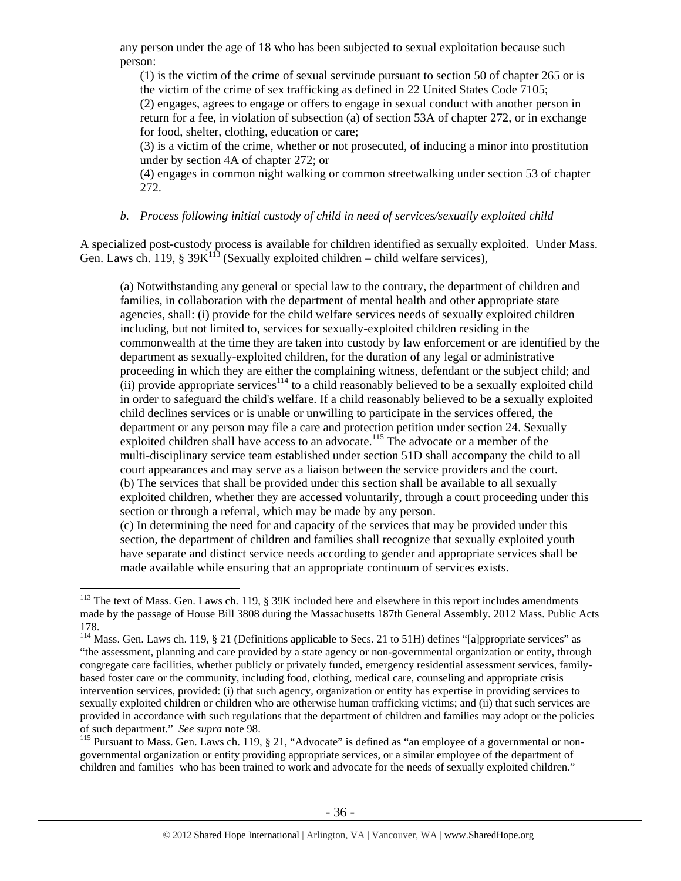any person under the age of 18 who has been subjected to sexual exploitation because such person:

> (1) is the victim of the crime of sexual servitude pursuant to section 50 of chapter 265 or is the victim of the crime of sex trafficking as defined in 22 United States Code 7105;
> (2) engages, agrees to engage or offers to engage in sexual conduct with another person in return for a fee, in violation of subsection (a) of section 53A of chapter 272, or in exchange for food, shelter, clothing, education or care;
> (3) is a victim of the crime, whether or not prosecuted, of inducing a minor into prostitution under by section 4A of chapter 272; or
> (4) engages in common night walking or common streetwalking under section 53 of chapter 272.

*b. Process following initial custody of child in need of services/sexually exploited child*

A specialized post-custody process is available for children identified as sexually exploited. Under Mass. Gen. Laws ch. 119, § 39K[113] (Sexually exploited children – child welfare services),

> (a) Notwithstanding any general or special law to the contrary, the department of children and families, in collaboration with the department of mental health and other appropriate state agencies, shall: (i) provide for the child welfare services needs of sexually exploited children including, but not limited to, services for sexually-exploited children residing in the commonwealth at the time they are taken into custody by law enforcement or are identified by the department as sexually-exploited children, for the duration of any legal or administrative proceeding in which they are either the complaining witness, defendant or the subject child; and (ii) provide appropriate services[114] to a child reasonably believed to be a sexually exploited child in order to safeguard the child's welfare. If a child reasonably believed to be a sexually exploited child declines services or is unable or unwilling to participate in the services offered, the department or any person may file a care and protection petition under section 24. Sexually exploited children shall have access to an advocate.[115] The advocate or a member of the multi-disciplinary service team established under section 51D shall accompany the child to all court appearances and may serve as a liaison between the service providers and the court.
> (b) The services that shall be provided under this section shall be available to all sexually exploited children, whether they are accessed voluntarily, through a court proceeding under this section or through a referral, which may be made by any person.
> (c) In determining the need for and capacity of the services that may be provided under this section, the department of children and families shall recognize that sexually exploited youth have separate and distinct service needs according to gender and appropriate services shall be made available while ensuring that an appropriate continuum of services exists.

---

[113] The text of Mass. Gen. Laws ch. 119, § 39K included here and elsewhere in this report includes amendments made by the passage of House Bill 3808 during the Massachusetts 187th General Assembly. 2012 Mass. Public Acts 178.

[114] Mass. Gen. Laws ch. 119, § 21 (Definitions applicable to Secs. 21 to 51H) defines "[a]ppropriate services" as "the assessment, planning and care provided by a state agency or non-governmental organization or entity, through congregate care facilities, whether publicly or privately funded, emergency residential assessment services, family-based foster care or the community, including food, clothing, medical care, counseling and appropriate crisis intervention services, provided: (i) that such agency, organization or entity has expertise in providing services to sexually exploited children or children who are otherwise human trafficking victims; and (ii) that such services are provided in accordance with such regulations that the department of children and families may adopt or the policies of such department." *See supra* note 98.

[115] Pursuant to Mass. Gen. Laws ch. 119, § 21, "Advocate" is defined as "an employee of a governmental or non-governmental organization or entity providing appropriate services, or a similar employee of the department of children and families who has been trained to work and advocate for the needs of sexually exploited children."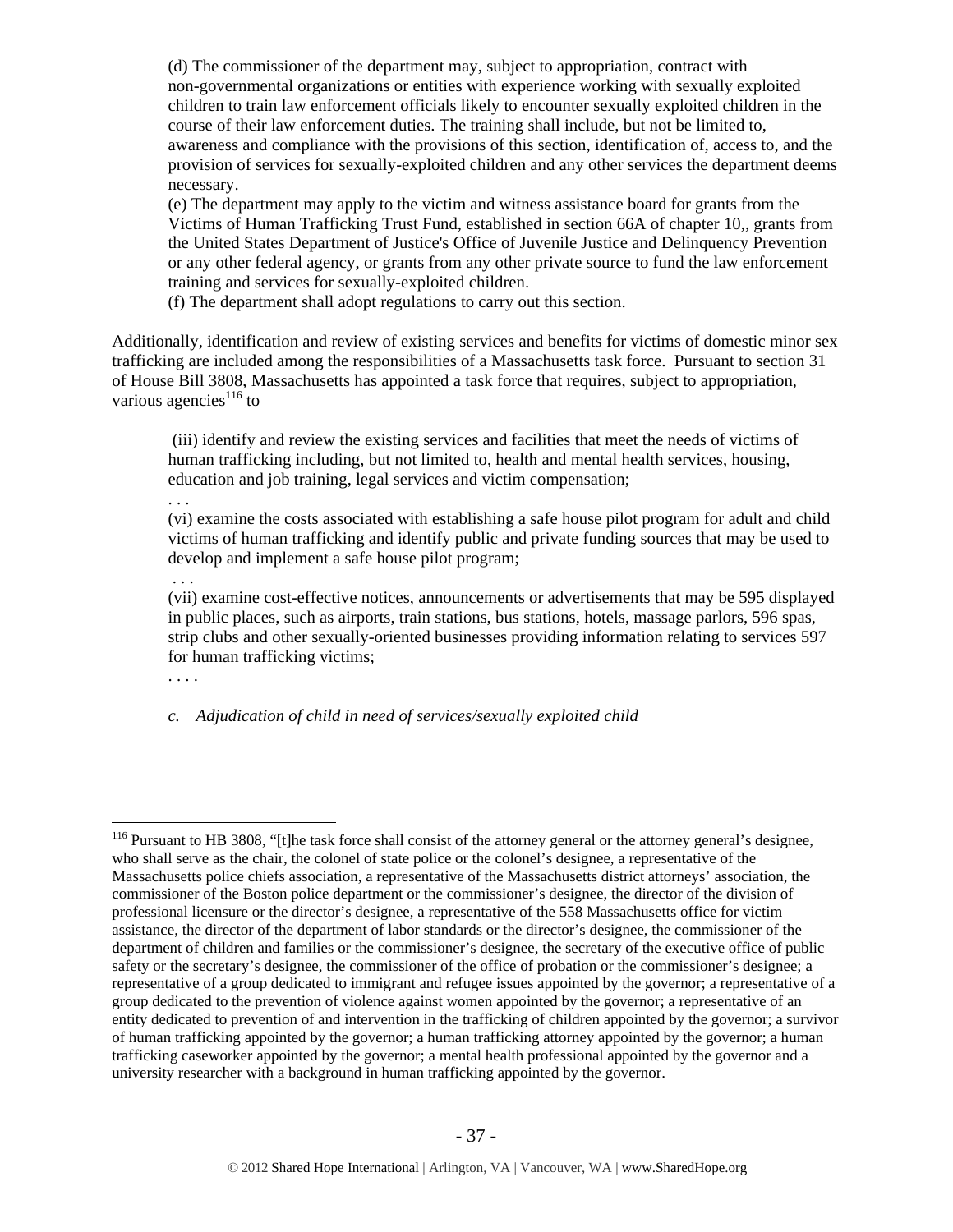(d) The commissioner of the department may, subject to appropriation, contract with non-governmental organizations or entities with experience working with sexually exploited children to train law enforcement officials likely to encounter sexually exploited children in the course of their law enforcement duties. The training shall include, but not be limited to, awareness and compliance with the provisions of this section, identification of, access to, and the provision of services for sexually-exploited children and any other services the department deems necessary.

(e) The department may apply to the victim and witness assistance board for grants from the Victims of Human Trafficking Trust Fund, established in section 66A of chapter 10,, grants from the United States Department of Justice's Office of Juvenile Justice and Delinquency Prevention or any other federal agency, or grants from any other private source to fund the law enforcement training and services for sexually-exploited children.

(f) The department shall adopt regulations to carry out this section.

Additionally, identification and review of existing services and benefits for victims of domestic minor sex trafficking are included among the responsibilities of a Massachusetts task force. Pursuant to section 31 of House Bill 3808, Massachusetts has appointed a task force that requires, subject to appropriation, various agencies[116] to

> (iii) identify and review the existing services and facilities that meet the needs of victims of human trafficking including, but not limited to, health and mental health services, housing, education and job training, legal services and victim compensation;
>
> . . .
>
> (vi) examine the costs associated with establishing a safe house pilot program for adult and child victims of human trafficking and identify public and private funding sources that may be used to develop and implement a safe house pilot program;
>
> . . .
>
> (vii) examine cost-effective notices, announcements or advertisements that may be 595 displayed in public places, such as airports, train stations, bus stations, hotels, massage parlors, 596 spas, strip clubs and other sexually-oriented businesses providing information relating to services 597 for human trafficking victims;
>
> . . . .

*c. Adjudication of child in need of services/sexually exploited child*

---

[116] Pursuant to HB 3808, "[t]he task force shall consist of the attorney general or the attorney general's designee, who shall serve as the chair, the colonel of state police or the colonel's designee, a representative of the Massachusetts police chiefs association, a representative of the Massachusetts district attorneys' association, the commissioner of the Boston police department or the commissioner's designee, the director of the division of professional licensure or the director's designee, a representative of the 558 Massachusetts office for victim assistance, the director of the department of labor standards or the director's designee, the commissioner of the department of children and families or the commissioner's designee, the secretary of the executive office of public safety or the secretary's designee, the commissioner of the office of probation or the commissioner's designee; a representative of a group dedicated to immigrant and refugee issues appointed by the governor; a representative of a group dedicated to the prevention of violence against women appointed by the governor; a representative of an entity dedicated to prevention of and intervention in the trafficking of children appointed by the governor; a survivor of human trafficking appointed by the governor; a human trafficking attorney appointed by the governor; a human trafficking caseworker appointed by the governor; a mental health professional appointed by the governor and a university researcher with a background in human trafficking appointed by the governor.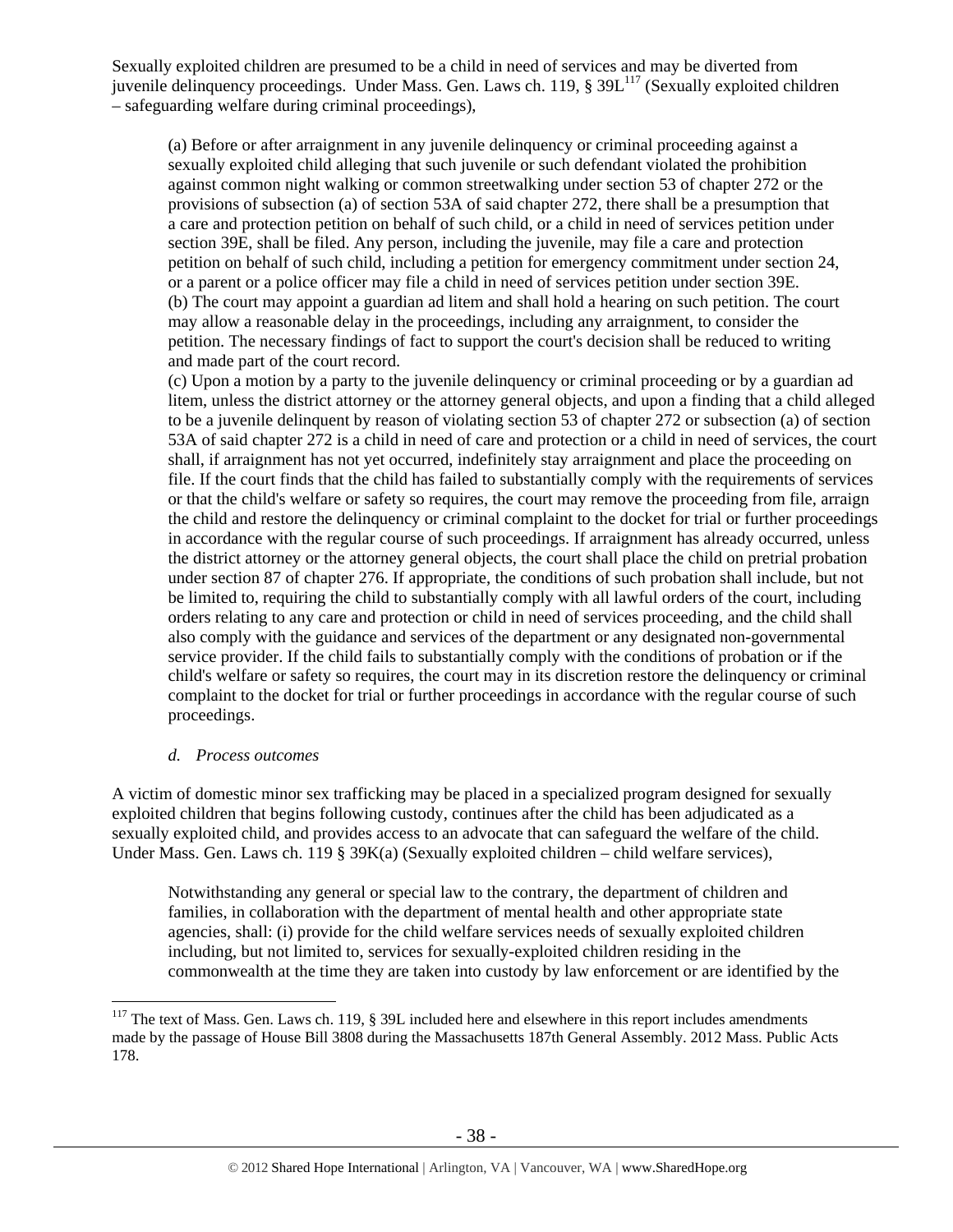Sexually exploited children are presumed to be a child in need of services and may be diverted from juvenile delinquency proceedings. Under Mass. Gen. Laws ch. 119, § 39L[117] (Sexually exploited children – safeguarding welfare during criminal proceedings),

> (a) Before or after arraignment in any juvenile delinquency or criminal proceeding against a sexually exploited child alleging that such juvenile or such defendant violated the prohibition against common night walking or common streetwalking under section 53 of chapter 272 or the provisions of subsection (a) of section 53A of said chapter 272, there shall be a presumption that a care and protection petition on behalf of such child, or a child in need of services petition under section 39E, shall be filed. Any person, including the juvenile, may file a care and protection petition on behalf of such child, including a petition for emergency commitment under section 24, or a parent or a police officer may file a child in need of services petition under section 39E.
> (b) The court may appoint a guardian ad litem and shall hold a hearing on such petition. The court may allow a reasonable delay in the proceedings, including any arraignment, to consider the petition. The necessary findings of fact to support the court's decision shall be reduced to writing and made part of the court record.
> (c) Upon a motion by a party to the juvenile delinquency or criminal proceeding or by a guardian ad litem, unless the district attorney or the attorney general objects, and upon a finding that a child alleged to be a juvenile delinquent by reason of violating section 53 of chapter 272 or subsection (a) of section 53A of said chapter 272 is a child in need of care and protection or a child in need of services, the court shall, if arraignment has not yet occurred, indefinitely stay arraignment and place the proceeding on file. If the court finds that the child has failed to substantially comply with the requirements of services or that the child's welfare or safety so requires, the court may remove the proceeding from file, arraign the child and restore the delinquency or criminal complaint to the docket for trial or further proceedings in accordance with the regular course of such proceedings. If arraignment has already occurred, unless the district attorney or the attorney general objects, the court shall place the child on pretrial probation under section 87 of chapter 276. If appropriate, the conditions of such probation shall include, but not be limited to, requiring the child to substantially comply with all lawful orders of the court, including orders relating to any care and protection or child in need of services proceeding, and the child shall also comply with the guidance and services of the department or any designated non-governmental service provider. If the child fails to substantially comply with the conditions of probation or if the child's welfare or safety so requires, the court may in its discretion restore the delinquency or criminal complaint to the docket for trial or further proceedings in accordance with the regular course of such proceedings.

*d. Process outcomes*

A victim of domestic minor sex trafficking may be placed in a specialized program designed for sexually exploited children that begins following custody, continues after the child has been adjudicated as a sexually exploited child, and provides access to an advocate that can safeguard the welfare of the child. Under Mass. Gen. Laws ch. 119 § 39K(a) (Sexually exploited children – child welfare services),

> Notwithstanding any general or special law to the contrary, the department of children and families, in collaboration with the department of mental health and other appropriate state agencies, shall: (i) provide for the child welfare services needs of sexually exploited children including, but not limited to, services for sexually-exploited children residing in the commonwealth at the time they are taken into custody by law enforcement or are identified by the

[117] The text of Mass. Gen. Laws ch. 119, § 39L included here and elsewhere in this report includes amendments made by the passage of House Bill 3808 during the Massachusetts 187th General Assembly. 2012 Mass. Public Acts 178.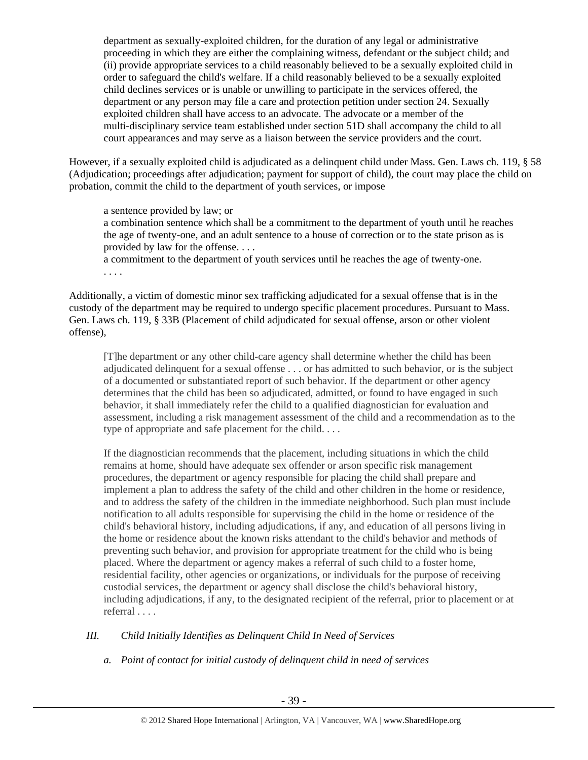> department as sexually-exploited children, for the duration of any legal or administrative proceeding in which they are either the complaining witness, defendant or the subject child; and (ii) provide appropriate services to a child reasonably believed to be a sexually exploited child in order to safeguard the child's welfare. If a child reasonably believed to be a sexually exploited child declines services or is unable or unwilling to participate in the services offered, the department or any person may file a care and protection petition under section 24. Sexually exploited children shall have access to an advocate. The advocate or a member of the multi-disciplinary service team established under section 51D shall accompany the child to all court appearances and may serve as a liaison between the service providers and the court.

However, if a sexually exploited child is adjudicated as a delinquent child under Mass. Gen. Laws ch. 119, § 58 (Adjudication; proceedings after adjudication; payment for support of child), the court may place the child on probation, commit the child to the department of youth services, or impose

> a sentence provided by law; or
> a combination sentence which shall be a commitment to the department of youth until he reaches the age of twenty-one, and an adult sentence to a house of correction or to the state prison as is provided by law for the offense. . . .
> a commitment to the department of youth services until he reaches the age of twenty-one.
> . . . .

Additionally, a victim of domestic minor sex trafficking adjudicated for a sexual offense that is in the custody of the department may be required to undergo specific placement procedures. Pursuant to Mass. Gen. Laws ch. 119, § 33B (Placement of child adjudicated for sexual offense, arson or other violent offense),

> [T]he department or any other child-care agency shall determine whether the child has been adjudicated delinquent for a sexual offense . . . or has admitted to such behavior, or is the subject of a documented or substantiated report of such behavior. If the department or other agency determines that the child has been so adjudicated, admitted, or found to have engaged in such behavior, it shall immediately refer the child to a qualified diagnostician for evaluation and assessment, including a risk management assessment of the child and a recommendation as to the type of appropriate and safe placement for the child. . . .
>
> If the diagnostician recommends that the placement, including situations in which the child remains at home, should have adequate sex offender or arson specific risk management procedures, the department or agency responsible for placing the child shall prepare and implement a plan to address the safety of the child and other children in the home or residence, and to address the safety of the children in the immediate neighborhood. Such plan must include notification to all adults responsible for supervising the child in the home or residence of the child's behavioral history, including adjudications, if any, and education of all persons living in the home or residence about the known risks attendant to the child's behavior and methods of preventing such behavior, and provision for appropriate treatment for the child who is being placed. Where the department or agency makes a referral of such child to a foster home, residential facility, other agencies or organizations, or individuals for the purpose of receiving custodial services, the department or agency shall disclose the child's behavioral history, including adjudications, if any, to the designated recipient of the referral, prior to placement or at referral . . . .

*III. Child Initially Identifies as Delinquent Child In Need of Services*

*a. Point of contact for initial custody of delinquent child in need of services*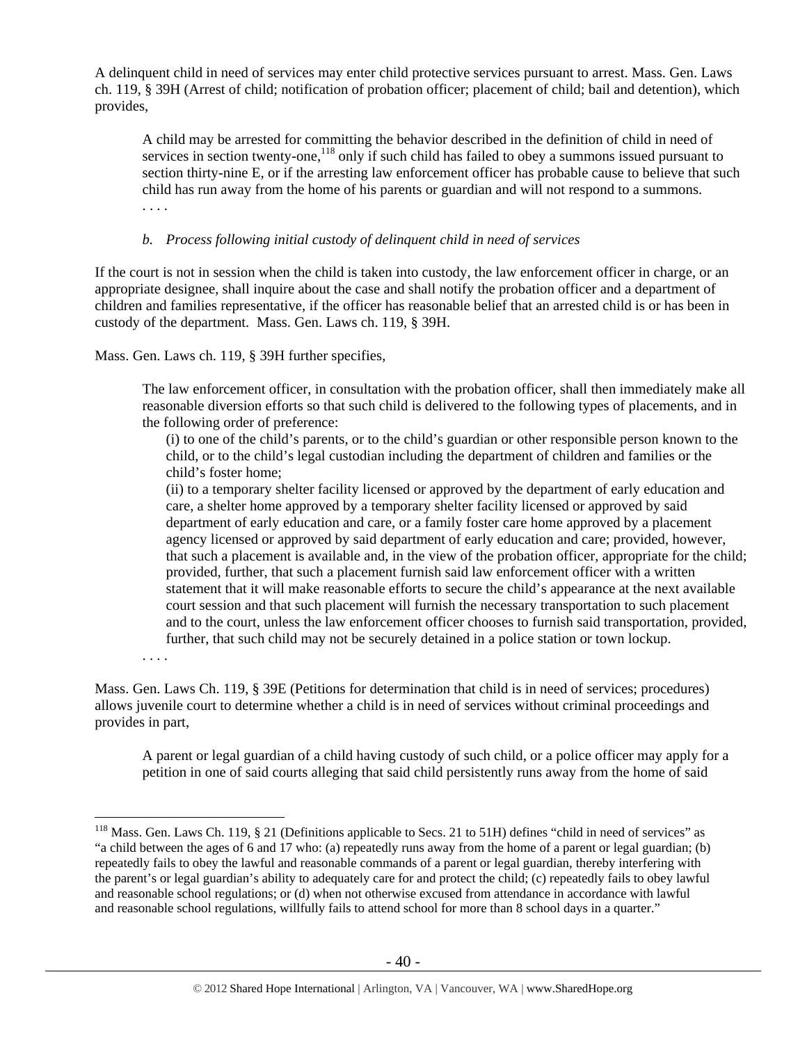A delinquent child in need of services may enter child protective services pursuant to arrest. Mass. Gen. Laws ch. 119, § 39H (Arrest of child; notification of probation officer; placement of child; bail and detention), which provides,

> A child may be arrested for committing the behavior described in the definition of child in need of services in section twenty-one,[118] only if such child has failed to obey a summons issued pursuant to section thirty-nine E, or if the arresting law enforcement officer has probable cause to believe that such child has run away from the home of his parents or guardian and will not respond to a summons.
> . . . .

*b. Process following initial custody of delinquent child in need of services*

If the court is not in session when the child is taken into custody, the law enforcement officer in charge, or an appropriate designee, shall inquire about the case and shall notify the probation officer and a department of children and families representative, if the officer has reasonable belief that an arrested child is or has been in custody of the department. Mass. Gen. Laws ch. 119, § 39H.

Mass. Gen. Laws ch. 119, § 39H further specifies,

> The law enforcement officer, in consultation with the probation officer, shall then immediately make all reasonable diversion efforts so that such child is delivered to the following types of placements, and in the following order of preference:
>
> (i) to one of the child's parents, or to the child's guardian or other responsible person known to the child, or to the child's legal custodian including the department of children and families or the child's foster home;
>
> (ii) to a temporary shelter facility licensed or approved by the department of early education and care, a shelter home approved by a temporary shelter facility licensed or approved by said department of early education and care, or a family foster care home approved by a placement agency licensed or approved by said department of early education and care; provided, however, that such a placement is available and, in the view of the probation officer, appropriate for the child; provided, further, that such a placement furnish said law enforcement officer with a written statement that it will make reasonable efforts to secure the child's appearance at the next available court session and that such placement will furnish the necessary transportation to such placement and to the court, unless the law enforcement officer chooses to furnish said transportation, provided, further, that such child may not be securely detained in a police station or town lockup.
>
> . . . .

Mass. Gen. Laws Ch. 119, § 39E (Petitions for determination that child is in need of services; procedures) allows juvenile court to determine whether a child is in need of services without criminal proceedings and provides in part,

> A parent or legal guardian of a child having custody of such child, or a police officer may apply for a petition in one of said courts alleging that said child persistently runs away from the home of said

---

[118] Mass. Gen. Laws Ch. 119, § 21 (Definitions applicable to Secs. 21 to 51H) defines "child in need of services" as "a child between the ages of 6 and 17 who: (a) repeatedly runs away from the home of a parent or legal guardian; (b) repeatedly fails to obey the lawful and reasonable commands of a parent or legal guardian, thereby interfering with the parent's or legal guardian's ability to adequately care for and protect the child; (c) repeatedly fails to obey lawful and reasonable school regulations; or (d) when not otherwise excused from attendance in accordance with lawful and reasonable school regulations, willfully fails to attend school for more than 8 school days in a quarter."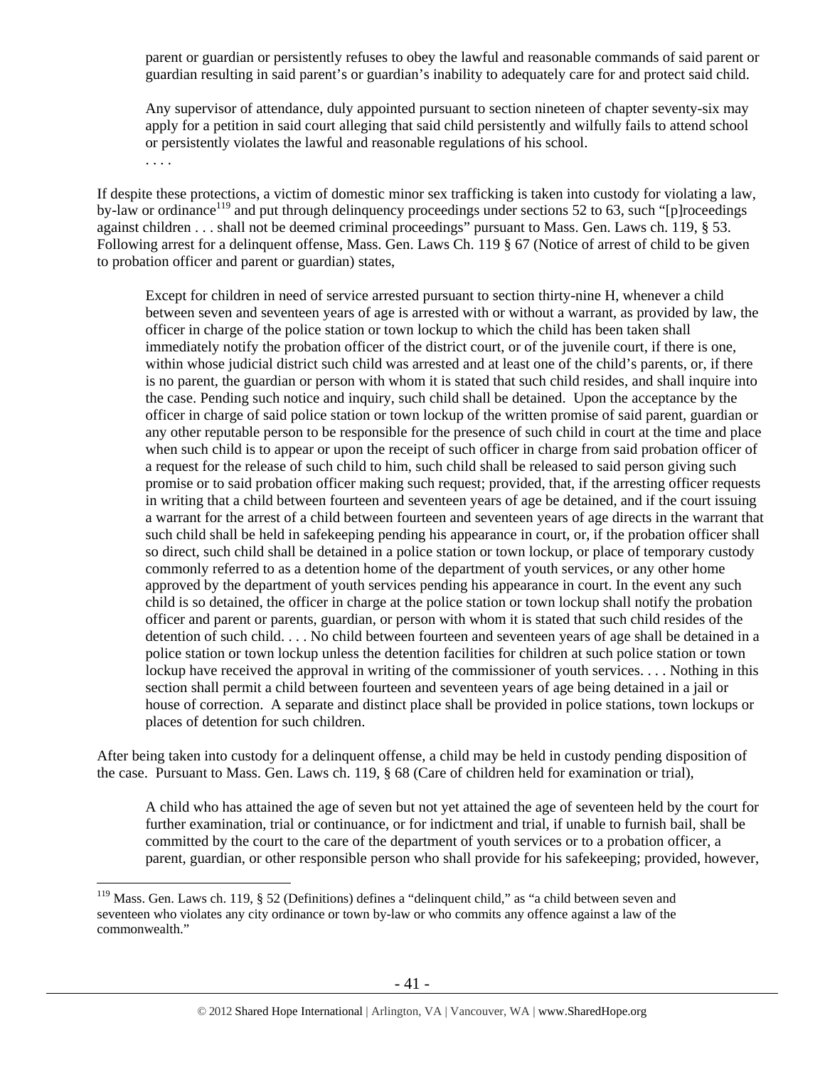> parent or guardian or persistently refuses to obey the lawful and reasonable commands of said parent or guardian resulting in said parent's or guardian's inability to adequately care for and protect said child.
>
> Any supervisor of attendance, duly appointed pursuant to section nineteen of chapter seventy-six may apply for a petition in said court alleging that said child persistently and wilfully fails to attend school or persistently violates the lawful and reasonable regulations of his school.
>
> . . . .

If despite these protections, a victim of domestic minor sex trafficking is taken into custody for violating a law, by-law or ordinance[119] and put through delinquency proceedings under sections 52 to 63, such "[p]roceedings against children . . . shall not be deemed criminal proceedings" pursuant to Mass. Gen. Laws ch. 119, § 53. Following arrest for a delinquent offense, Mass. Gen. Laws Ch. 119 § 67 (Notice of arrest of child to be given to probation officer and parent or guardian) states,

> Except for children in need of service arrested pursuant to section thirty-nine H, whenever a child between seven and seventeen years of age is arrested with or without a warrant, as provided by law, the officer in charge of the police station or town lockup to which the child has been taken shall immediately notify the probation officer of the district court, or of the juvenile court, if there is one, within whose judicial district such child was arrested and at least one of the child's parents, or, if there is no parent, the guardian or person with whom it is stated that such child resides, and shall inquire into the case. Pending such notice and inquiry, such child shall be detained. Upon the acceptance by the officer in charge of said police station or town lockup of the written promise of said parent, guardian or any other reputable person to be responsible for the presence of such child in court at the time and place when such child is to appear or upon the receipt of such officer in charge from said probation officer of a request for the release of such child to him, such child shall be released to said person giving such promise or to said probation officer making such request; provided, that, if the arresting officer requests in writing that a child between fourteen and seventeen years of age be detained, and if the court issuing a warrant for the arrest of a child between fourteen and seventeen years of age directs in the warrant that such child shall be held in safekeeping pending his appearance in court, or, if the probation officer shall so direct, such child shall be detained in a police station or town lockup, or place of temporary custody commonly referred to as a detention home of the department of youth services, or any other home approved by the department of youth services pending his appearance in court. In the event any such child is so detained, the officer in charge at the police station or town lockup shall notify the probation officer and parent or parents, guardian, or person with whom it is stated that such child resides of the detention of such child. . . . No child between fourteen and seventeen years of age shall be detained in a police station or town lockup unless the detention facilities for children at such police station or town lockup have received the approval in writing of the commissioner of youth services. . . . Nothing in this section shall permit a child between fourteen and seventeen years of age being detained in a jail or house of correction. A separate and distinct place shall be provided in police stations, town lockups or places of detention for such children.

After being taken into custody for a delinquent offense, a child may be held in custody pending disposition of the case. Pursuant to Mass. Gen. Laws ch. 119, § 68 (Care of children held for examination or trial),

> A child who has attained the age of seven but not yet attained the age of seventeen held by the court for further examination, trial or continuance, or for indictment and trial, if unable to furnish bail, shall be committed by the court to the care of the department of youth services or to a probation officer, a parent, guardian, or other responsible person who shall provide for his safekeeping; provided, however,

---

[119] Mass. Gen. Laws ch. 119, § 52 (Definitions) defines a "delinquent child," as "a child between seven and seventeen who violates any city ordinance or town by-law or who commits any offence against a law of the commonwealth."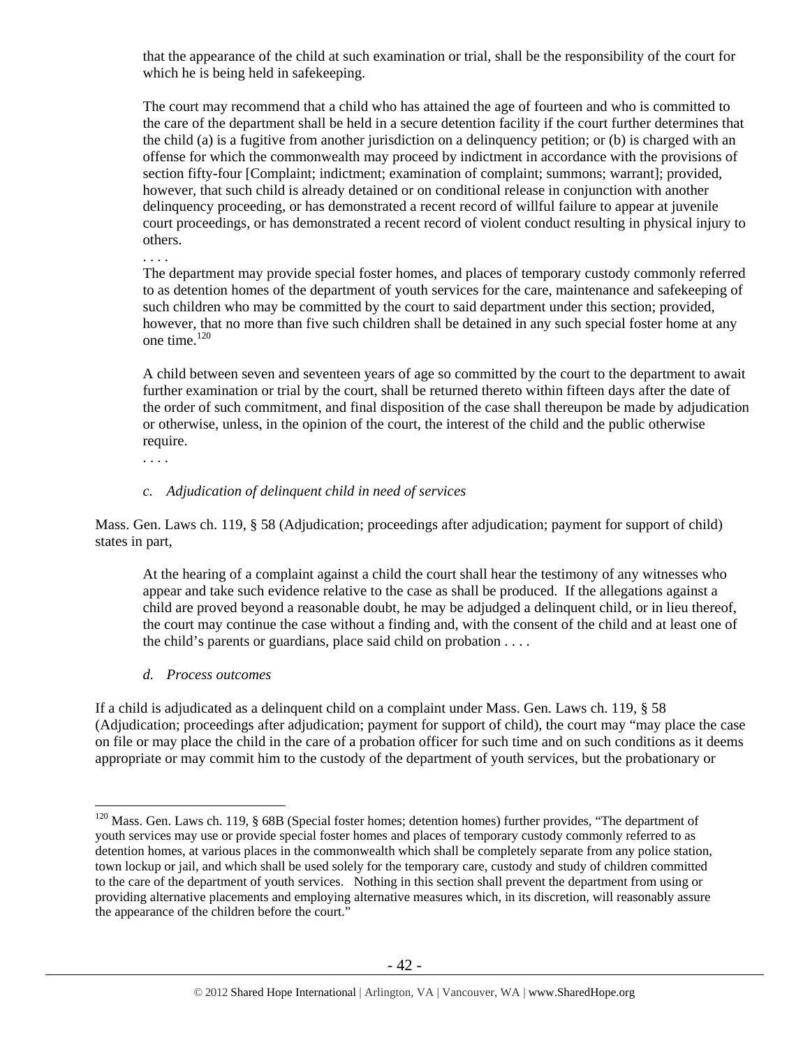> that the appearance of the child at such examination or trial, shall be the responsibility of the court for which he is being held in safekeeping.
>
> The court may recommend that a child who has attained the age of fourteen and who is committed to the care of the department shall be held in a secure detention facility if the court further determines that the child (a) is a fugitive from another jurisdiction on a delinquency petition; or (b) is charged with an offense for which the commonwealth may proceed by indictment in accordance with the provisions of section fifty-four [Complaint; indictment; examination of complaint; summons; warrant]; provided, however, that such child is already detained or on conditional release in conjunction with another delinquency proceeding, or has demonstrated a recent record of willful failure to appear at juvenile court proceedings, or has demonstrated a recent record of violent conduct resulting in physical injury to others.
>
> . . . .
>
> The department may provide special foster homes, and places of temporary custody commonly referred to as detention homes of the department of youth services for the care, maintenance and safekeeping of such children who may be committed by the court to said department under this section; provided, however, that no more than five such children shall be detained in any such special foster home at any one time.[120]
>
> A child between seven and seventeen years of age so committed by the court to the department to await further examination or trial by the court, shall be returned thereto within fifteen days after the date of the order of such commitment, and final disposition of the case shall thereupon be made by adjudication or otherwise, unless, in the opinion of the court, the interest of the child and the public otherwise require.
>
> . . . .

*c. Adjudication of delinquent child in need of services*

Mass. Gen. Laws ch. 119, § 58 (Adjudication; proceedings after adjudication; payment for support of child) states in part,

> At the hearing of a complaint against a child the court shall hear the testimony of any witnesses who appear and take such evidence relative to the case as shall be produced. If the allegations against a child are proved beyond a reasonable doubt, he may be adjudged a delinquent child, or in lieu thereof, the court may continue the case without a finding and, with the consent of the child and at least one of the child's parents or guardians, place said child on probation . . . .

*d. Process outcomes*

If a child is adjudicated as a delinquent child on a complaint under Mass. Gen. Laws ch. 119, § 58 (Adjudication; proceedings after adjudication; payment for support of child), the court may "may place the case on file or may place the child in the care of a probation officer for such time and on such conditions as it deems appropriate or may commit him to the custody of the department of youth services, but the probationary or

---

[120] Mass. Gen. Laws ch. 119, § 68B (Special foster homes; detention homes) further provides, "The department of youth services may use or provide special foster homes and places of temporary custody commonly referred to as detention homes, at various places in the commonwealth which shall be completely separate from any police station, town lockup or jail, and which shall be used solely for the temporary care, custody and study of children committed to the care of the department of youth services. Nothing in this section shall prevent the department from using or providing alternative placements and employing alternative measures which, in its discretion, will reasonably assure the appearance of the children before the court."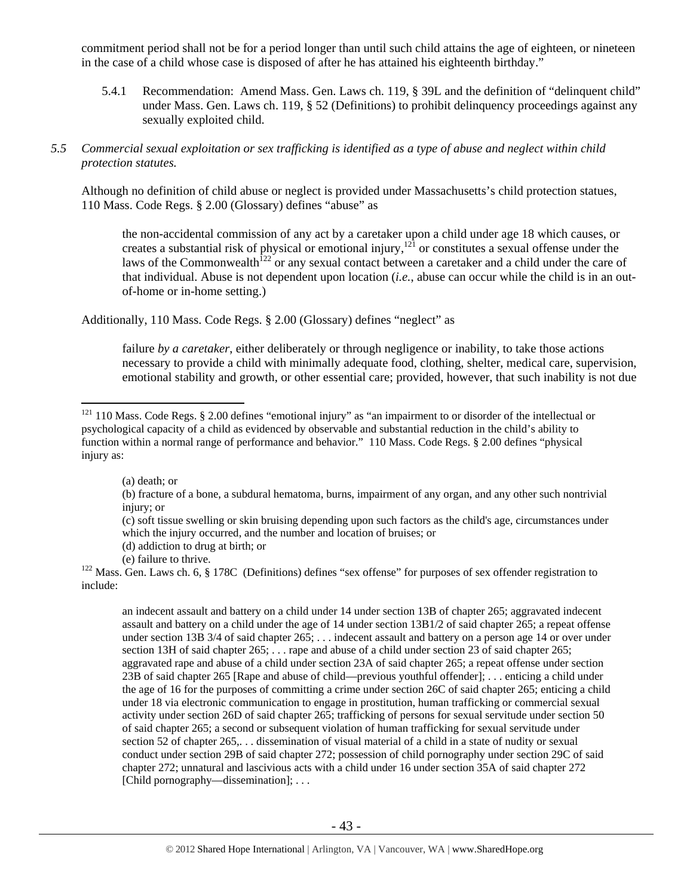commitment period shall not be for a period longer than until such child attains the age of eighteen, or nineteen in the case of a child whose case is disposed of after he has attained his eighteenth birthday."

5.4.1 Recommendation: Amend Mass. Gen. Laws ch. 119, § 39L and the definition of "delinquent child" under Mass. Gen. Laws ch. 119, § 52 (Definitions) to prohibit delinquency proceedings against any sexually exploited child.

*5.5 Commercial sexual exploitation or sex trafficking is identified as a type of abuse and neglect within child protection statutes.*

Although no definition of child abuse or neglect is provided under Massachusetts's child protection statues, 110 Mass. Code Regs. § 2.00 (Glossary) defines "abuse" as

> the non-accidental commission of any act by a caretaker upon a child under age 18 which causes, or creates a substantial risk of physical or emotional injury,[121] or constitutes a sexual offense under the laws of the Commonwealth[122] or any sexual contact between a caretaker and a child under the care of that individual. Abuse is not dependent upon location (*i.e.*, abuse can occur while the child is in an out-of-home or in-home setting.)

Additionally, 110 Mass. Code Regs. § 2.00 (Glossary) defines "neglect" as

> failure *by a caretaker*, either deliberately or through negligence or inability, to take those actions necessary to provide a child with minimally adequate food, clothing, shelter, medical care, supervision, emotional stability and growth, or other essential care; provided, however, that such inability is not due

---

[121] 110 Mass. Code Regs. § 2.00 defines "emotional injury" as "an impairment to or disorder of the intellectual or psychological capacity of a child as evidenced by observable and substantial reduction in the child's ability to function within a normal range of performance and behavior." 110 Mass. Code Regs. § 2.00 defines "physical injury as:

> (a) death; or
> (b) fracture of a bone, a subdural hematoma, burns, impairment of any organ, and any other such nontrivial injury; or
> (c) soft tissue swelling or skin bruising depending upon such factors as the child's age, circumstances under which the injury occurred, and the number and location of bruises; or
> (d) addiction to drug at birth; or
> (e) failure to thrive.

[122] Mass. Gen. Laws ch. 6, § 178C (Definitions) defines "sex offense" for purposes of sex offender registration to include:

> an indecent assault and battery on a child under 14 under section 13B of chapter 265; aggravated indecent assault and battery on a child under the age of 14 under section 13B1/2 of said chapter 265; a repeat offense under section 13B 3/4 of said chapter 265; . . . indecent assault and battery on a person age 14 or over under section 13H of said chapter 265; . . . rape and abuse of a child under section 23 of said chapter 265; aggravated rape and abuse of a child under section 23A of said chapter 265; a repeat offense under section 23B of said chapter 265 [Rape and abuse of child—previous youthful offender]; . . . enticing a child under the age of 16 for the purposes of committing a crime under section 26C of said chapter 265; enticing a child under 18 via electronic communication to engage in prostitution, human trafficking or commercial sexual activity under section 26D of said chapter 265; trafficking of persons for sexual servitude under section 50 of said chapter 265; a second or subsequent violation of human trafficking for sexual servitude under section 52 of chapter 265,. . . dissemination of visual material of a child in a state of nudity or sexual conduct under section 29B of said chapter 272; possession of child pornography under section 29C of said chapter 272; unnatural and lascivious acts with a child under 16 under section 35A of said chapter 272 [Child pornography—dissemination]; . . .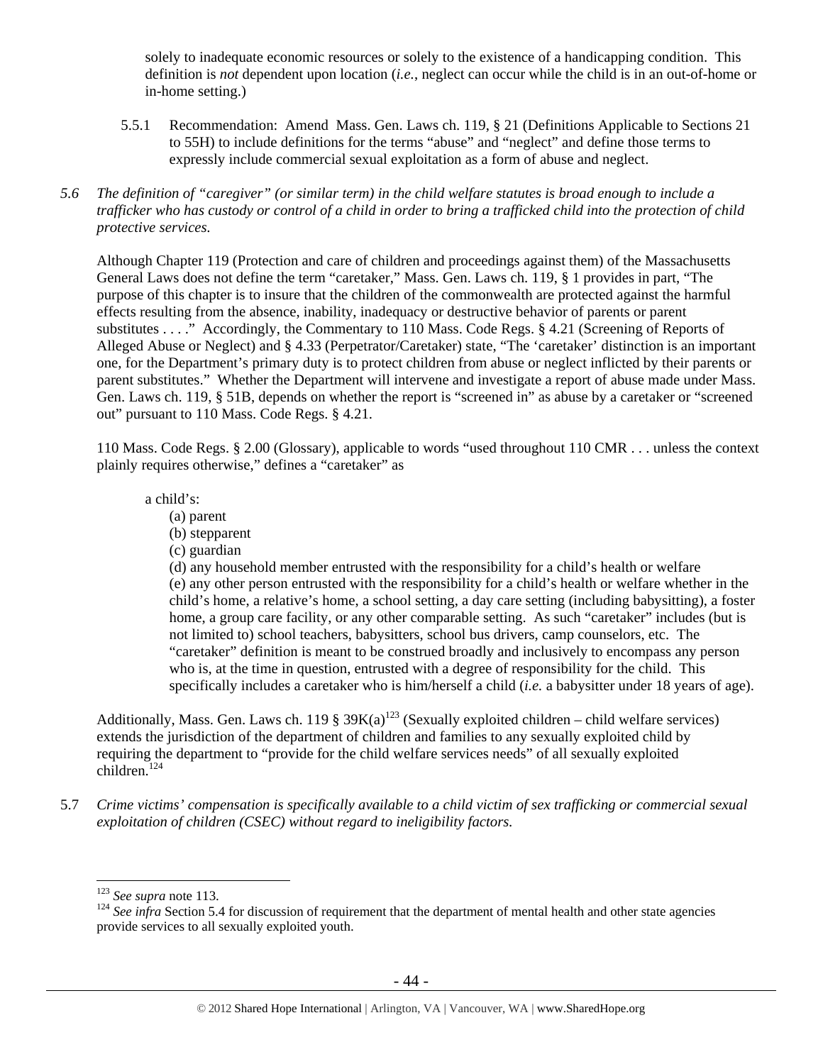solely to inadequate economic resources or solely to the existence of a handicapping condition. This definition is *not* dependent upon location (*i.e.*, neglect can occur while the child is in an out-of-home or in-home setting.)

5.5.1 Recommendation: Amend Mass. Gen. Laws ch. 119, § 21 (Definitions Applicable to Sections 21 to 55H) to include definitions for the terms "abuse" and "neglect" and define those terms to expressly include commercial sexual exploitation as a form of abuse and neglect.

*5.6 The definition of "caregiver" (or similar term) in the child welfare statutes is broad enough to include a trafficker who has custody or control of a child in order to bring a trafficked child into the protection of child protective services.*

Although Chapter 119 (Protection and care of children and proceedings against them) of the Massachusetts General Laws does not define the term "caretaker," Mass. Gen. Laws ch. 119, § 1 provides in part, "The purpose of this chapter is to insure that the children of the commonwealth are protected against the harmful effects resulting from the absence, inability, inadequacy or destructive behavior of parents or parent substitutes . . . ." Accordingly, the Commentary to 110 Mass. Code Regs. § 4.21 (Screening of Reports of Alleged Abuse or Neglect) and § 4.33 (Perpetrator/Caretaker) state, "The 'caretaker' distinction is an important one, for the Department's primary duty is to protect children from abuse or neglect inflicted by their parents or parent substitutes." Whether the Department will intervene and investigate a report of abuse made under Mass. Gen. Laws ch. 119, § 51B, depends on whether the report is "screened in" as abuse by a caretaker or "screened out" pursuant to 110 Mass. Code Regs. § 4.21.

110 Mass. Code Regs. § 2.00 (Glossary), applicable to words "used throughout 110 CMR . . . unless the context plainly requires otherwise," defines a "caretaker" as

> a child's:
> (a) parent
> (b) stepparent
> (c) guardian
> (d) any household member entrusted with the responsibility for a child's health or welfare
> (e) any other person entrusted with the responsibility for a child's health or welfare whether in the child's home, a relative's home, a school setting, a day care setting (including babysitting), a foster home, a group care facility, or any other comparable setting. As such "caretaker" includes (but is not limited to) school teachers, babysitters, school bus drivers, camp counselors, etc. The "caretaker" definition is meant to be construed broadly and inclusively to encompass any person who is, at the time in question, entrusted with a degree of responsibility for the child. This specifically includes a caretaker who is him/herself a child (*i.e.* a babysitter under 18 years of age).

Additionally, Mass. Gen. Laws ch. 119 § 39K(a)[123] (Sexually exploited children – child welfare services) extends the jurisdiction of the department of children and families to any sexually exploited child by requiring the department to "provide for the child welfare services needs" of all sexually exploited children.[124]

5.7 *Crime victims' compensation is specifically available to a child victim of sex trafficking or commercial sexual exploitation of children (CSEC) without regard to ineligibility factors.*

---

[123] *See supra* note 113.

[124] *See infra* Section 5.4 for discussion of requirement that the department of mental health and other state agencies provide services to all sexually exploited youth.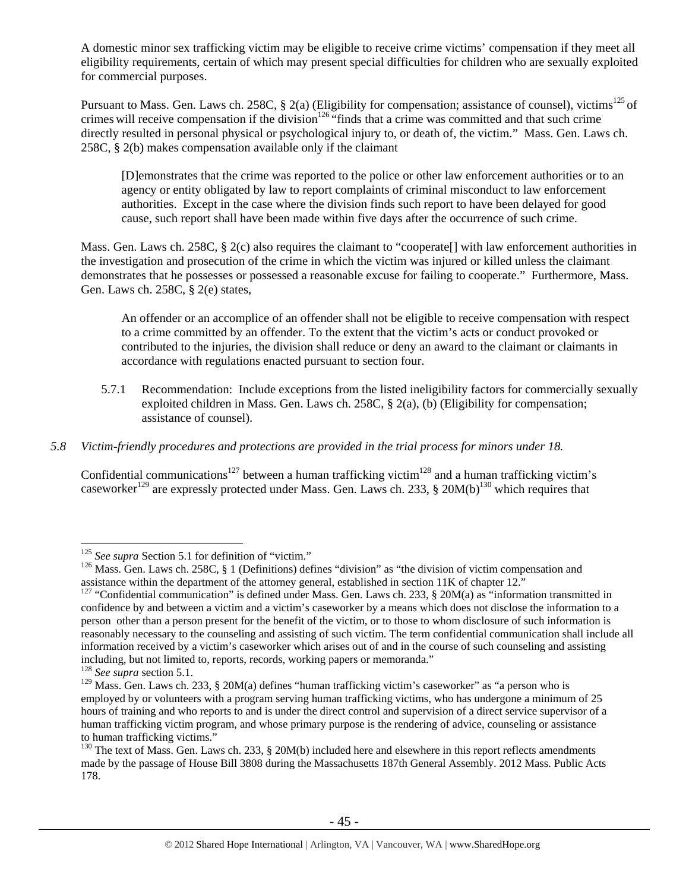A domestic minor sex trafficking victim may be eligible to receive crime victims' compensation if they meet all eligibility requirements, certain of which may present special difficulties for children who are sexually exploited for commercial purposes.

Pursuant to Mass. Gen. Laws ch. 258C, § 2(a) (Eligibility for compensation; assistance of counsel), victims[125] of crimes will receive compensation if the division[126] "finds that a crime was committed and that such crime directly resulted in personal physical or psychological injury to, or death of, the victim." Mass. Gen. Laws ch. 258C, § 2(b) makes compensation available only if the claimant

> [D]emonstrates that the crime was reported to the police or other law enforcement authorities or to an agency or entity obligated by law to report complaints of criminal misconduct to law enforcement authorities. Except in the case where the division finds such report to have been delayed for good cause, such report shall have been made within five days after the occurrence of such crime.

Mass. Gen. Laws ch. 258C, § 2(c) also requires the claimant to "cooperate[] with law enforcement authorities in the investigation and prosecution of the crime in which the victim was injured or killed unless the claimant demonstrates that he possesses or possessed a reasonable excuse for failing to cooperate." Furthermore, Mass. Gen. Laws ch. 258C, § 2(e) states,

> An offender or an accomplice of an offender shall not be eligible to receive compensation with respect to a crime committed by an offender. To the extent that the victim's acts or conduct provoked or contributed to the injuries, the division shall reduce or deny an award to the claimant or claimants in accordance with regulations enacted pursuant to section four.

5.7.1 Recommendation: Include exceptions from the listed ineligibility factors for commercially sexually exploited children in Mass. Gen. Laws ch. 258C, § 2(a), (b) (Eligibility for compensation; assistance of counsel).

*5.8 Victim-friendly procedures and protections are provided in the trial process for minors under 18.*

Confidential communications[127] between a human trafficking victim[128] and a human trafficking victim's caseworker[129] are expressly protected under Mass. Gen. Laws ch. 233, § 20M(b)[130] which requires that

---

[125] *See supra* Section 5.1 for definition of "victim."

[126] Mass. Gen. Laws ch. 258C, § 1 (Definitions) defines "division" as "the division of victim compensation and assistance within the department of the attorney general, established in section 11K of chapter 12."

[127] "Confidential communication" is defined under Mass. Gen. Laws ch. 233, § 20M(a) as "information transmitted in confidence by and between a victim and a victim's caseworker by a means which does not disclose the information to a person other than a person present for the benefit of the victim, or to those to whom disclosure of such information is reasonably necessary to the counseling and assisting of such victim. The term confidential communication shall include all information received by a victim's caseworker which arises out of and in the course of such counseling and assisting including, but not limited to, reports, records, working papers or memoranda."

[128] *See supra* section 5.1.

[129] Mass. Gen. Laws ch. 233, § 20M(a) defines "human trafficking victim's caseworker" as "a person who is employed by or volunteers with a program serving human trafficking victims, who has undergone a minimum of 25 hours of training and who reports to and is under the direct control and supervision of a direct service supervisor of a human trafficking victim program, and whose primary purpose is the rendering of advice, counseling or assistance to human trafficking victims."

[130] The text of Mass. Gen. Laws ch. 233, § 20M(b) included here and elsewhere in this report reflects amendments made by the passage of House Bill 3808 during the Massachusetts 187th General Assembly. 2012 Mass. Public Acts 178.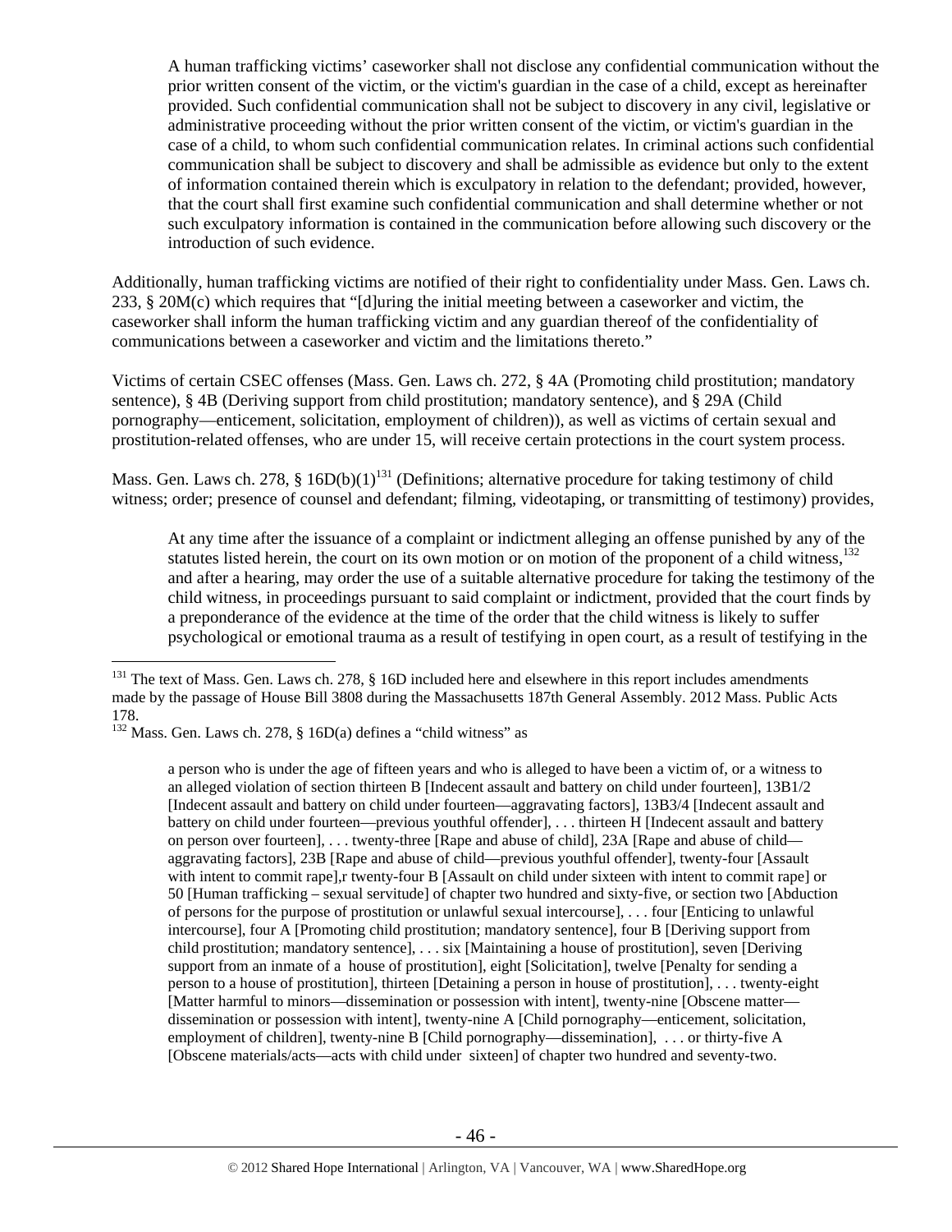> A human trafficking victims' caseworker shall not disclose any confidential communication without the prior written consent of the victim, or the victim's guardian in the case of a child, except as hereinafter provided. Such confidential communication shall not be subject to discovery in any civil, legislative or administrative proceeding without the prior written consent of the victim, or victim's guardian in the case of a child, to whom such confidential communication relates. In criminal actions such confidential communication shall be subject to discovery and shall be admissible as evidence but only to the extent of information contained therein which is exculpatory in relation to the defendant; provided, however, that the court shall first examine such confidential communication and shall determine whether or not such exculpatory information is contained in the communication before allowing such discovery or the introduction of such evidence.

Additionally, human trafficking victims are notified of their right to confidentiality under Mass. Gen. Laws ch. 233, § 20M(c) which requires that "[d]uring the initial meeting between a caseworker and victim, the caseworker shall inform the human trafficking victim and any guardian thereof of the confidentiality of communications between a caseworker and victim and the limitations thereto."

Victims of certain CSEC offenses (Mass. Gen. Laws ch. 272, § 4A (Promoting child prostitution; mandatory sentence), § 4B (Deriving support from child prostitution; mandatory sentence), and § 29A (Child pornography—enticement, solicitation, employment of children)), as well as victims of certain sexual and prostitution-related offenses, who are under 15, will receive certain protections in the court system process.

Mass. Gen. Laws ch. 278, § 16D(b)(1)[131] (Definitions; alternative procedure for taking testimony of child witness; order; presence of counsel and defendant; filming, videotaping, or transmitting of testimony) provides,

> At any time after the issuance of a complaint or indictment alleging an offense punished by any of the statutes listed herein, the court on its own motion or on motion of the proponent of a child witness,[132] and after a hearing, may order the use of a suitable alternative procedure for taking the testimony of the child witness, in proceedings pursuant to said complaint or indictment, provided that the court finds by a preponderance of the evidence at the time of the order that the child witness is likely to suffer psychological or emotional trauma as a result of testifying in open court, as a result of testifying in the

---

[131] The text of Mass. Gen. Laws ch. 278, § 16D included here and elsewhere in this report includes amendments made by the passage of House Bill 3808 during the Massachusetts 187th General Assembly. 2012 Mass. Public Acts 178.

[132] Mass. Gen. Laws ch. 278, § 16D(a) defines a "child witness" as

> a person who is under the age of fifteen years and who is alleged to have been a victim of, or a witness to an alleged violation of section thirteen B [Indecent assault and battery on child under fourteen], 13B1/2 [Indecent assault and battery on child under fourteen—aggravating factors], 13B3/4 [Indecent assault and battery on child under fourteen—previous youthful offender], . . . thirteen H [Indecent assault and battery on person over fourteen], . . . twenty-three [Rape and abuse of child], 23A [Rape and abuse of child—aggravating factors], 23B [Rape and abuse of child—previous youthful offender], twenty-four [Assault with intent to commit rape],r twenty-four B [Assault on child under sixteen with intent to commit rape] or 50 [Human trafficking – sexual servitude] of chapter two hundred and sixty-five, or section two [Abduction of persons for the purpose of prostitution or unlawful sexual intercourse], . . . four [Enticing to unlawful intercourse], four A [Promoting child prostitution; mandatory sentence], four B [Deriving support from child prostitution; mandatory sentence], . . . six [Maintaining a house of prostitution], seven [Deriving support from an inmate of a house of prostitution], eight [Solicitation], twelve [Penalty for sending a person to a house of prostitution], thirteen [Detaining a person in house of prostitution], . . . twenty-eight [Matter harmful to minors—dissemination or possession with intent], twenty-nine [Obscene matter—dissemination or possession with intent], twenty-nine A [Child pornography—enticement, solicitation, employment of children], twenty-nine B [Child pornography—dissemination], . . . or thirty-five A [Obscene materials/acts—acts with child under sixteen] of chapter two hundred and seventy-two.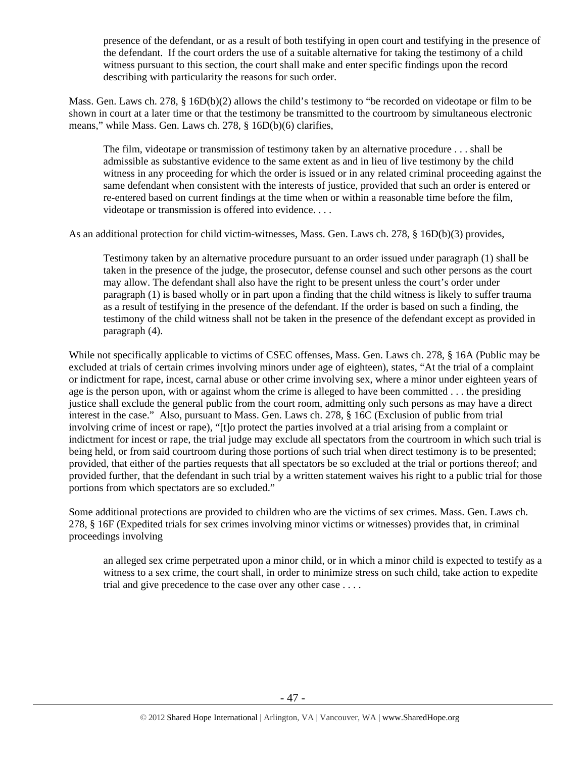> presence of the defendant, or as a result of both testifying in open court and testifying in the presence of the defendant. If the court orders the use of a suitable alternative for taking the testimony of a child witness pursuant to this section, the court shall make and enter specific findings upon the record describing with particularity the reasons for such order.

Mass. Gen. Laws ch. 278, § 16D(b)(2) allows the child's testimony to "be recorded on videotape or film to be shown in court at a later time or that the testimony be transmitted to the courtroom by simultaneous electronic means," while Mass. Gen. Laws ch. 278, § 16D(b)(6) clarifies,

> The film, videotape or transmission of testimony taken by an alternative procedure . . . shall be admissible as substantive evidence to the same extent as and in lieu of live testimony by the child witness in any proceeding for which the order is issued or in any related criminal proceeding against the same defendant when consistent with the interests of justice, provided that such an order is entered or re-entered based on current findings at the time when or within a reasonable time before the film, videotape or transmission is offered into evidence. . . .

As an additional protection for child victim-witnesses, Mass. Gen. Laws ch. 278, § 16D(b)(3) provides,

> Testimony taken by an alternative procedure pursuant to an order issued under paragraph (1) shall be taken in the presence of the judge, the prosecutor, defense counsel and such other persons as the court may allow. The defendant shall also have the right to be present unless the court's order under paragraph (1) is based wholly or in part upon a finding that the child witness is likely to suffer trauma as a result of testifying in the presence of the defendant. If the order is based on such a finding, the testimony of the child witness shall not be taken in the presence of the defendant except as provided in paragraph (4).

While not specifically applicable to victims of CSEC offenses, Mass. Gen. Laws ch. 278, § 16A (Public may be excluded at trials of certain crimes involving minors under age of eighteen), states, "At the trial of a complaint or indictment for rape, incest, carnal abuse or other crime involving sex, where a minor under eighteen years of age is the person upon, with or against whom the crime is alleged to have been committed . . . the presiding justice shall exclude the general public from the court room, admitting only such persons as may have a direct interest in the case." Also, pursuant to Mass. Gen. Laws ch. 278, § 16C (Exclusion of public from trial involving crime of incest or rape), "[t]o protect the parties involved at a trial arising from a complaint or indictment for incest or rape, the trial judge may exclude all spectators from the courtroom in which such trial is being held, or from said courtroom during those portions of such trial when direct testimony is to be presented; provided, that either of the parties requests that all spectators be so excluded at the trial or portions thereof; and provided further, that the defendant in such trial by a written statement waives his right to a public trial for those portions from which spectators are so excluded."

Some additional protections are provided to children who are the victims of sex crimes. Mass. Gen. Laws ch. 278, § 16F (Expedited trials for sex crimes involving minor victims or witnesses) provides that, in criminal proceedings involving

> an alleged sex crime perpetrated upon a minor child, or in which a minor child is expected to testify as a witness to a sex crime, the court shall, in order to minimize stress on such child, take action to expedite trial and give precedence to the case over any other case . . . .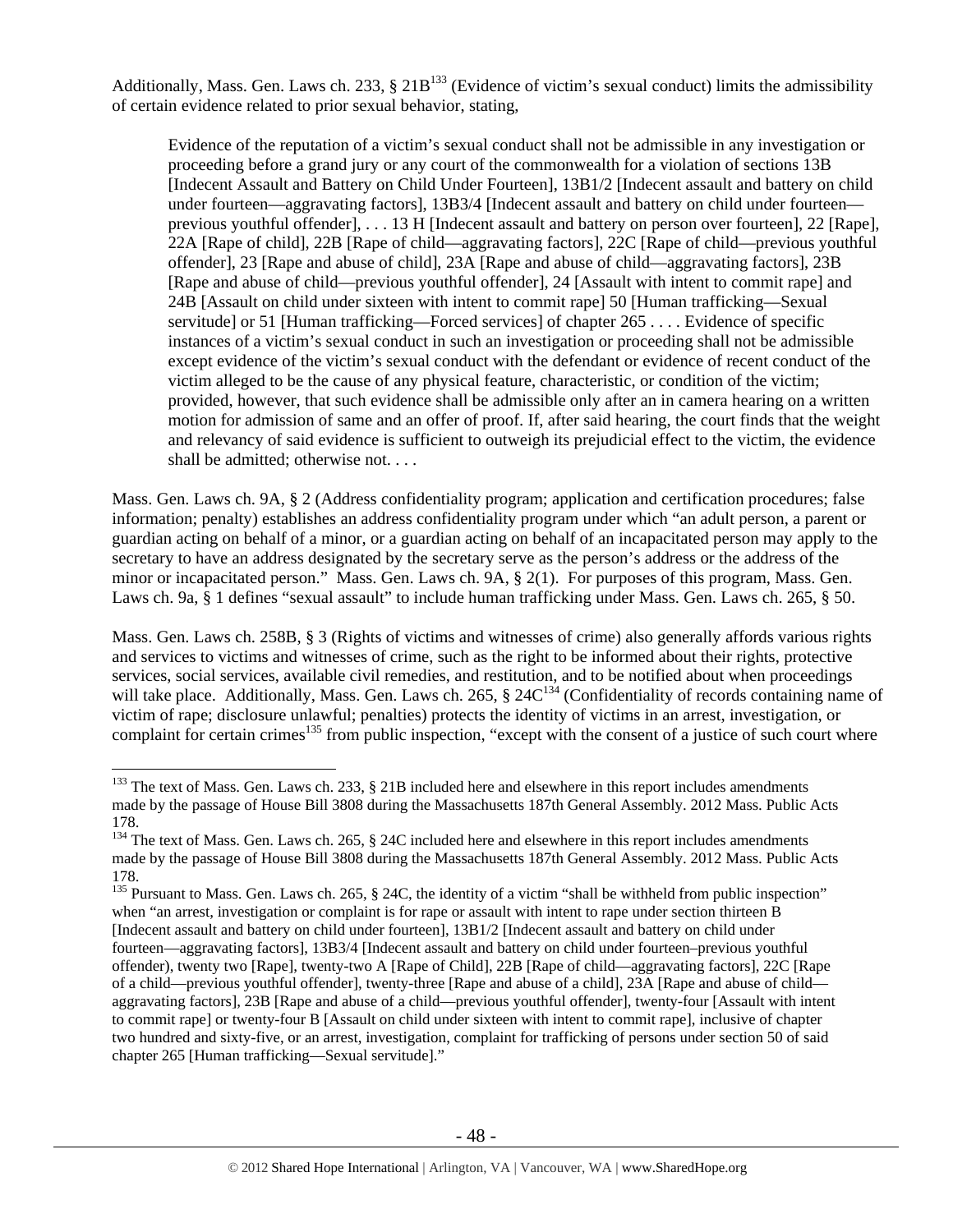Additionally, Mass. Gen. Laws ch. 233, § 21B[133] (Evidence of victim's sexual conduct) limits the admissibility of certain evidence related to prior sexual behavior, stating,

> Evidence of the reputation of a victim's sexual conduct shall not be admissible in any investigation or proceeding before a grand jury or any court of the commonwealth for a violation of sections 13B [Indecent Assault and Battery on Child Under Fourteen], 13B1/2 [Indecent assault and battery on child under fourteen—aggravating factors], 13B3/4 [Indecent assault and battery on child under fourteen—previous youthful offender], . . . 13 H [Indecent assault and battery on person over fourteen], 22 [Rape], 22A [Rape of child], 22B [Rape of child—aggravating factors], 22C [Rape of child—previous youthful offender], 23 [Rape and abuse of child], 23A [Rape and abuse of child—aggravating factors], 23B [Rape and abuse of child—previous youthful offender], 24 [Assault with intent to commit rape] and 24B [Assault on child under sixteen with intent to commit rape] 50 [Human trafficking—Sexual servitude] or 51 [Human trafficking—Forced services] of chapter 265 . . . . Evidence of specific instances of a victim's sexual conduct in such an investigation or proceeding shall not be admissible except evidence of the victim's sexual conduct with the defendant or evidence of recent conduct of the victim alleged to be the cause of any physical feature, characteristic, or condition of the victim; provided, however, that such evidence shall be admissible only after an in camera hearing on a written motion for admission of same and an offer of proof. If, after said hearing, the court finds that the weight and relevancy of said evidence is sufficient to outweigh its prejudicial effect to the victim, the evidence shall be admitted; otherwise not. . . .

Mass. Gen. Laws ch. 9A, § 2 (Address confidentiality program; application and certification procedures; false information; penalty) establishes an address confidentiality program under which "an adult person, a parent or guardian acting on behalf of a minor, or a guardian acting on behalf of an incapacitated person may apply to the secretary to have an address designated by the secretary serve as the person's address or the address of the minor or incapacitated person." Mass. Gen. Laws ch. 9A, § 2(1). For purposes of this program, Mass. Gen. Laws ch. 9a, § 1 defines "sexual assault" to include human trafficking under Mass. Gen. Laws ch. 265, § 50.

Mass. Gen. Laws ch. 258B, § 3 (Rights of victims and witnesses of crime) also generally affords various rights and services to victims and witnesses of crime, such as the right to be informed about their rights, protective services, social services, available civil remedies, and restitution, and to be notified about when proceedings will take place. Additionally, Mass. Gen. Laws ch. 265, § 24C[134] (Confidentiality of records containing name of victim of rape; disclosure unlawful; penalties) protects the identity of victims in an arrest, investigation, or complaint for certain crimes[135] from public inspection, "except with the consent of a justice of such court where

---

[133] The text of Mass. Gen. Laws ch. 233, § 21B included here and elsewhere in this report includes amendments made by the passage of House Bill 3808 during the Massachusetts 187th General Assembly. 2012 Mass. Public Acts 178.

[134] The text of Mass. Gen. Laws ch. 265, § 24C included here and elsewhere in this report includes amendments made by the passage of House Bill 3808 during the Massachusetts 187th General Assembly. 2012 Mass. Public Acts 178.

[135] Pursuant to Mass. Gen. Laws ch. 265, § 24C, the identity of a victim "shall be withheld from public inspection" when "an arrest, investigation or complaint is for rape or assault with intent to rape under section thirteen B [Indecent assault and battery on child under fourteen], 13B1/2 [Indecent assault and battery on child under fourteen—aggravating factors], 13B3/4 [Indecent assault and battery on child under fourteen–previous youthful offender), twenty two [Rape], twenty-two A [Rape of Child], 22B [Rape of child—aggravating factors], 22C [Rape of a child—previous youthful offender], twenty-three [Rape and abuse of a child], 23A [Rape and abuse of child—aggravating factors], 23B [Rape and abuse of a child—previous youthful offender], twenty-four [Assault with intent to commit rape] or twenty-four B [Assault on child under sixteen with intent to commit rape], inclusive of chapter two hundred and sixty-five, or an arrest, investigation, complaint for trafficking of persons under section 50 of said chapter 265 [Human trafficking—Sexual servitude]."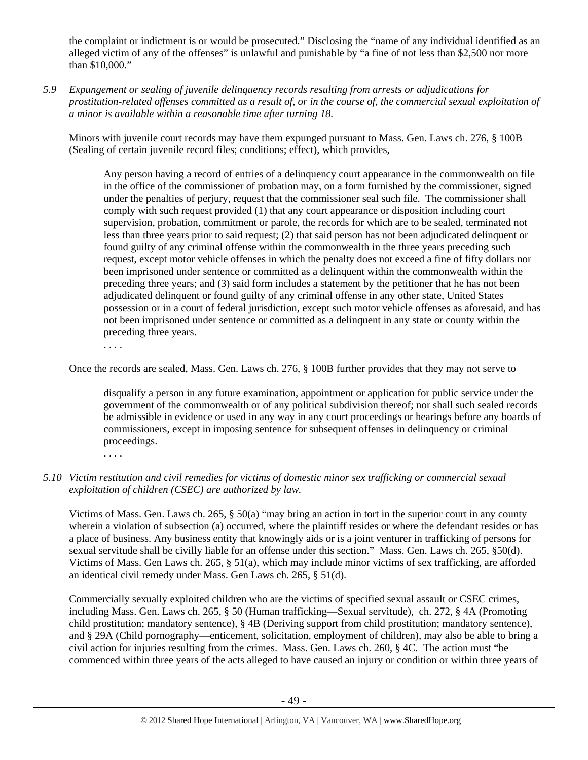the complaint or indictment is or would be prosecuted." Disclosing the "name of any individual identified as an alleged victim of any of the offenses" is unlawful and punishable by "a fine of not less than $2,500 nor more than $10,000."

*5.9 Expungement or sealing of juvenile delinquency records resulting from arrests or adjudications for prostitution-related offenses committed as a result of, or in the course of, the commercial sexual exploitation of a minor is available within a reasonable time after turning 18.*

Minors with juvenile court records may have them expunged pursuant to Mass. Gen. Laws ch. 276, § 100B (Sealing of certain juvenile record files; conditions; effect), which provides,

> Any person having a record of entries of a delinquency court appearance in the commonwealth on file in the office of the commissioner of probation may, on a form furnished by the commissioner, signed under the penalties of perjury, request that the commissioner seal such file. The commissioner shall comply with such request provided (1) that any court appearance or disposition including court supervision, probation, commitment or parole, the records for which are to be sealed, terminated not less than three years prior to said request; (2) that said person has not been adjudicated delinquent or found guilty of any criminal offense within the commonwealth in the three years preceding such request, except motor vehicle offenses in which the penalty does not exceed a fine of fifty dollars nor been imprisoned under sentence or committed as a delinquent within the commonwealth within the preceding three years; and (3) said form includes a statement by the petitioner that he has not been adjudicated delinquent or found guilty of any criminal offense in any other state, United States possession or in a court of federal jurisdiction, except such motor vehicle offenses as aforesaid, and has not been imprisoned under sentence or committed as a delinquent in any state or county within the preceding three years.
>
> . . . .

Once the records are sealed, Mass. Gen. Laws ch. 276, § 100B further provides that they may not serve to

> disqualify a person in any future examination, appointment or application for public service under the government of the commonwealth or of any political subdivision thereof; nor shall such sealed records be admissible in evidence or used in any way in any court proceedings or hearings before any boards of commissioners, except in imposing sentence for subsequent offenses in delinquency or criminal proceedings.
>
> . . . .

*5.10 Victim restitution and civil remedies for victims of domestic minor sex trafficking or commercial sexual exploitation of children (CSEC) are authorized by law.*

Victims of Mass. Gen. Laws ch. 265, § 50(a) "may bring an action in tort in the superior court in any county wherein a violation of subsection (a) occurred, where the plaintiff resides or where the defendant resides or has a place of business. Any business entity that knowingly aids or is a joint venturer in trafficking of persons for sexual servitude shall be civilly liable for an offense under this section." Mass. Gen. Laws ch. 265, §50(d). Victims of Mass. Gen Laws ch. 265, § 51(a), which may include minor victims of sex trafficking, are afforded an identical civil remedy under Mass. Gen Laws ch. 265, § 51(d).

Commercially sexually exploited children who are the victims of specified sexual assault or CSEC crimes, including Mass. Gen. Laws ch. 265, § 50 (Human trafficking—Sexual servitude), ch. 272, § 4A (Promoting child prostitution; mandatory sentence), § 4B (Deriving support from child prostitution; mandatory sentence), and § 29A (Child pornography—enticement, solicitation, employment of children), may also be able to bring a civil action for injuries resulting from the crimes. Mass. Gen. Laws ch. 260, § 4C. The action must "be commenced within three years of the acts alleged to have caused an injury or condition or within three years of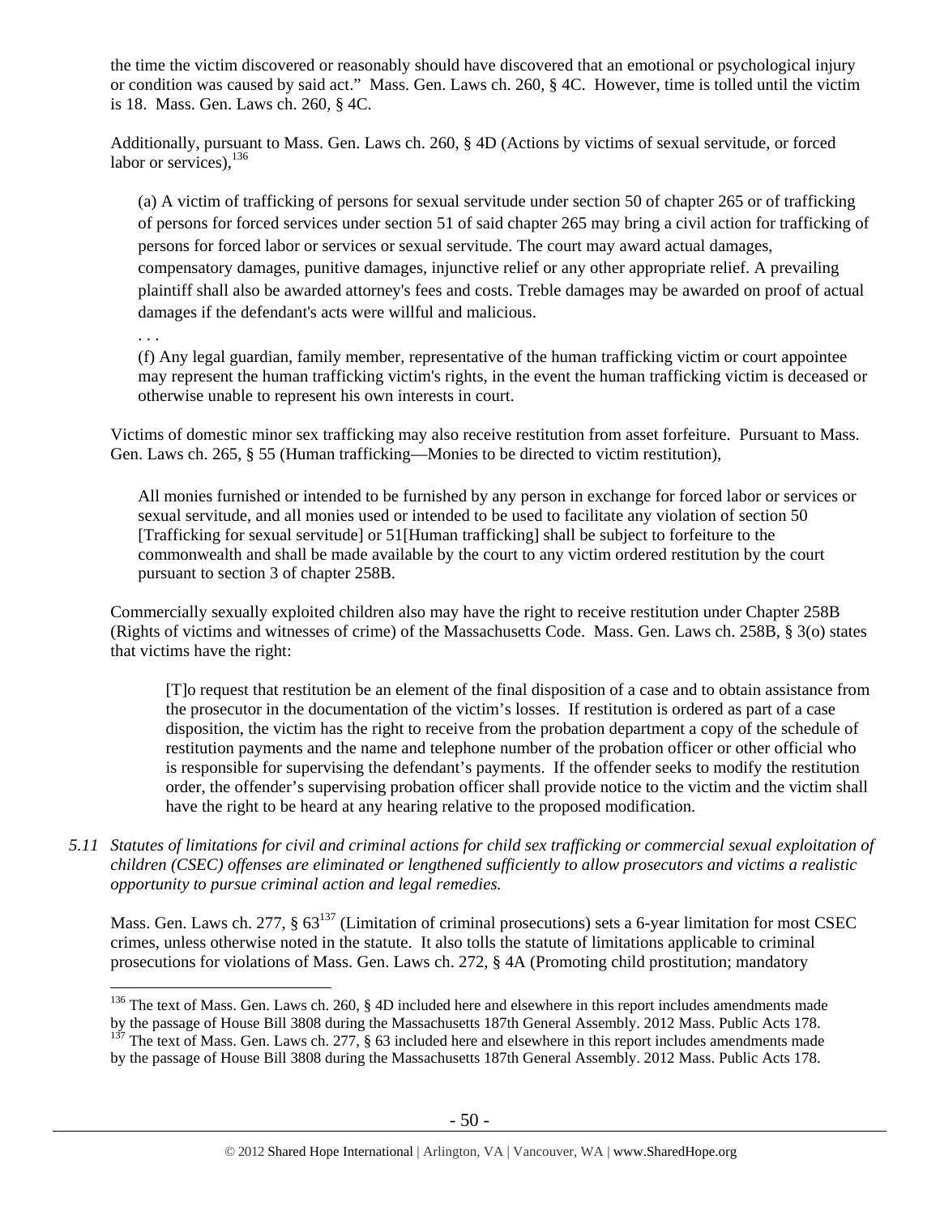the time the victim discovered or reasonably should have discovered that an emotional or psychological injury or condition was caused by said act." Mass. Gen. Laws ch. 260, § 4C. However, time is tolled until the victim is 18. Mass. Gen. Laws ch. 260, § 4C.

Additionally, pursuant to Mass. Gen. Laws ch. 260, § 4D (Actions by victims of sexual servitude, or forced labor or services),[136]

> (a) A victim of trafficking of persons for sexual servitude under section 50 of chapter 265 or of trafficking of persons for forced services under section 51 of said chapter 265 may bring a civil action for trafficking of persons for forced labor or services or sexual servitude. The court may award actual damages, compensatory damages, punitive damages, injunctive relief or any other appropriate relief. A prevailing plaintiff shall also be awarded attorney's fees and costs. Treble damages may be awarded on proof of actual damages if the defendant's acts were willful and malicious.
>
> . . .
>
> (f) Any legal guardian, family member, representative of the human trafficking victim or court appointee may represent the human trafficking victim's rights, in the event the human trafficking victim is deceased or otherwise unable to represent his own interests in court.

Victims of domestic minor sex trafficking may also receive restitution from asset forfeiture. Pursuant to Mass. Gen. Laws ch. 265, § 55 (Human trafficking—Monies to be directed to victim restitution),

> All monies furnished or intended to be furnished by any person in exchange for forced labor or services or sexual servitude, and all monies used or intended to be used to facilitate any violation of section 50 [Trafficking for sexual servitude] or 51[Human trafficking] shall be subject to forfeiture to the commonwealth and shall be made available by the court to any victim ordered restitution by the court pursuant to section 3 of chapter 258B.

Commercially sexually exploited children also may have the right to receive restitution under Chapter 258B (Rights of victims and witnesses of crime) of the Massachusetts Code. Mass. Gen. Laws ch. 258B, § 3(o) states that victims have the right:

> [T]o request that restitution be an element of the final disposition of a case and to obtain assistance from the prosecutor in the documentation of the victim's losses. If restitution is ordered as part of a case disposition, the victim has the right to receive from the probation department a copy of the schedule of restitution payments and the name and telephone number of the probation officer or other official who is responsible for supervising the defendant's payments. If the offender seeks to modify the restitution order, the offender's supervising probation officer shall provide notice to the victim and the victim shall have the right to be heard at any hearing relative to the proposed modification.

*5.11 Statutes of limitations for civil and criminal actions for child sex trafficking or commercial sexual exploitation of children (CSEC) offenses are eliminated or lengthened sufficiently to allow prosecutors and victims a realistic opportunity to pursue criminal action and legal remedies.*

Mass. Gen. Laws ch. 277, § 63[137] (Limitation of criminal prosecutions) sets a 6-year limitation for most CSEC crimes, unless otherwise noted in the statute. It also tolls the statute of limitations applicable to criminal prosecutions for violations of Mass. Gen. Laws ch. 272, § 4A (Promoting child prostitution; mandatory

---

[136] The text of Mass. Gen. Laws ch. 260, § 4D included here and elsewhere in this report includes amendments made by the passage of House Bill 3808 during the Massachusetts 187th General Assembly. 2012 Mass. Public Acts 178.

[137] The text of Mass. Gen. Laws ch. 277, § 63 included here and elsewhere in this report includes amendments made by the passage of House Bill 3808 during the Massachusetts 187th General Assembly. 2012 Mass. Public Acts 178.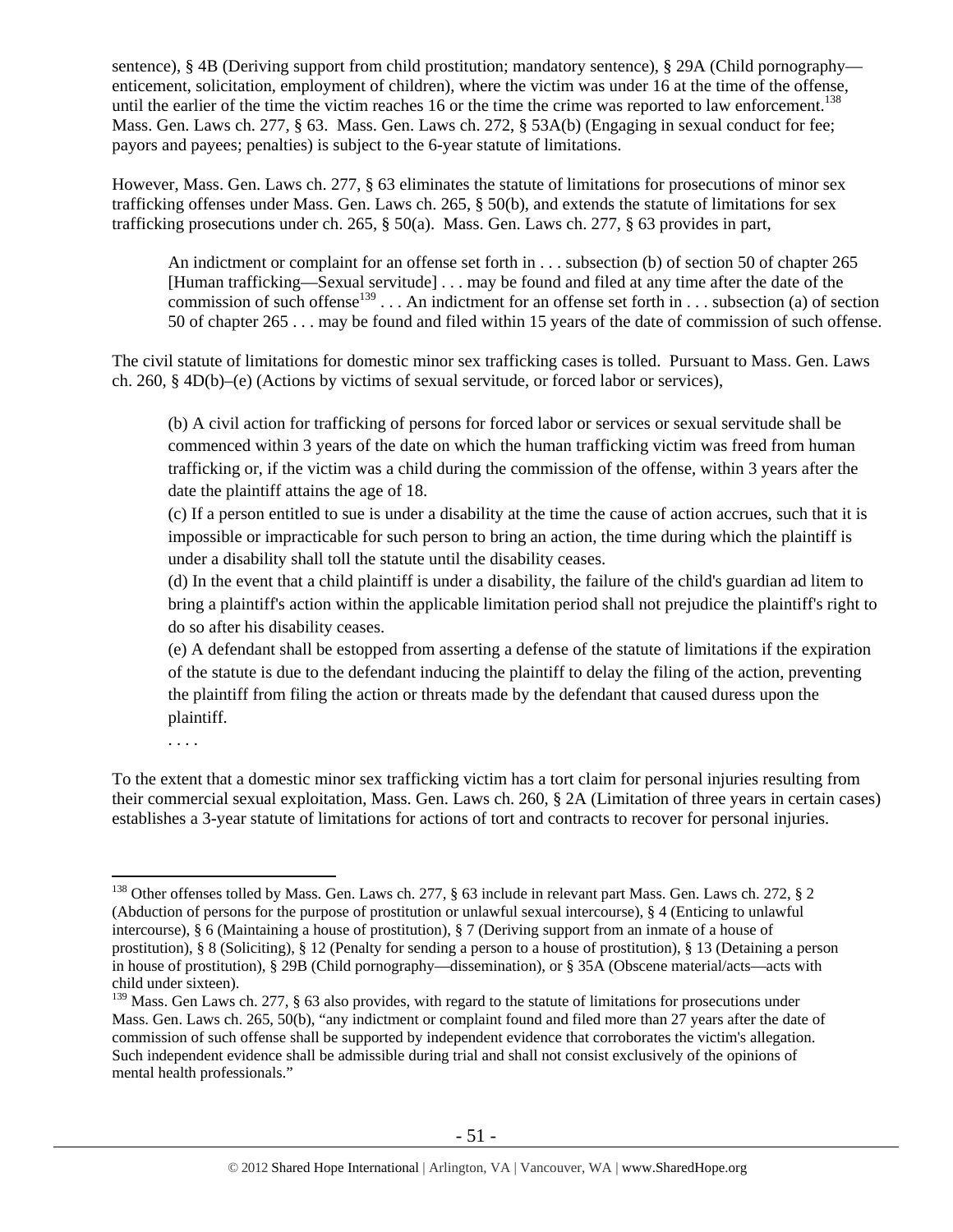sentence), § 4B (Deriving support from child prostitution; mandatory sentence), § 29A (Child pornography—enticement, solicitation, employment of children), where the victim was under 16 at the time of the offense, until the earlier of the time the victim reaches 16 or the time the crime was reported to law enforcement.[138] Mass. Gen. Laws ch. 277, § 63. Mass. Gen. Laws ch. 272, § 53A(b) (Engaging in sexual conduct for fee; payors and payees; penalties) is subject to the 6-year statute of limitations.

However, Mass. Gen. Laws ch. 277, § 63 eliminates the statute of limitations for prosecutions of minor sex trafficking offenses under Mass. Gen. Laws ch. 265, § 50(b), and extends the statute of limitations for sex trafficking prosecutions under ch. 265, § 50(a). Mass. Gen. Laws ch. 277, § 63 provides in part,

> An indictment or complaint for an offense set forth in . . . subsection (b) of section 50 of chapter 265 [Human trafficking—Sexual servitude] . . . may be found and filed at any time after the date of the commission of such offense[139] . . . An indictment for an offense set forth in . . . subsection (a) of section 50 of chapter 265 . . . may be found and filed within 15 years of the date of commission of such offense.

The civil statute of limitations for domestic minor sex trafficking cases is tolled. Pursuant to Mass. Gen. Laws ch. 260, § 4D(b)–(e) (Actions by victims of sexual servitude, or forced labor or services),

> (b) A civil action for trafficking of persons for forced labor or services or sexual servitude shall be commenced within 3 years of the date on which the human trafficking victim was freed from human trafficking or, if the victim was a child during the commission of the offense, within 3 years after the date the plaintiff attains the age of 18.
>
> (c) If a person entitled to sue is under a disability at the time the cause of action accrues, such that it is impossible or impracticable for such person to bring an action, the time during which the plaintiff is under a disability shall toll the statute until the disability ceases.
>
> (d) In the event that a child plaintiff is under a disability, the failure of the child's guardian ad litem to bring a plaintiff's action within the applicable limitation period shall not prejudice the plaintiff's right to do so after his disability ceases.
>
> (e) A defendant shall be estopped from asserting a defense of the statute of limitations if the expiration of the statute is due to the defendant inducing the plaintiff to delay the filing of the action, preventing the plaintiff from filing the action or threats made by the defendant that caused duress upon the plaintiff.
>
> . . . .

To the extent that a domestic minor sex trafficking victim has a tort claim for personal injuries resulting from their commercial sexual exploitation, Mass. Gen. Laws ch. 260, § 2A (Limitation of three years in certain cases) establishes a 3-year statute of limitations for actions of tort and contracts to recover for personal injuries.

---

[138] Other offenses tolled by Mass. Gen. Laws ch. 277, § 63 include in relevant part Mass. Gen. Laws ch. 272, § 2 (Abduction of persons for the purpose of prostitution or unlawful sexual intercourse), § 4 (Enticing to unlawful intercourse), § 6 (Maintaining a house of prostitution), § 7 (Deriving support from an inmate of a house of prostitution), § 8 (Soliciting), § 12 (Penalty for sending a person to a house of prostitution), § 13 (Detaining a person in house of prostitution), § 29B (Child pornography—dissemination), or § 35A (Obscene material/acts—acts with child under sixteen).

[139] Mass. Gen Laws ch. 277, § 63 also provides, with regard to the statute of limitations for prosecutions under Mass. Gen. Laws ch. 265, 50(b), "any indictment or complaint found and filed more than 27 years after the date of commission of such offense shall be supported by independent evidence that corroborates the victim's allegation. Such independent evidence shall be admissible during trial and shall not consist exclusively of the opinions of mental health professionals."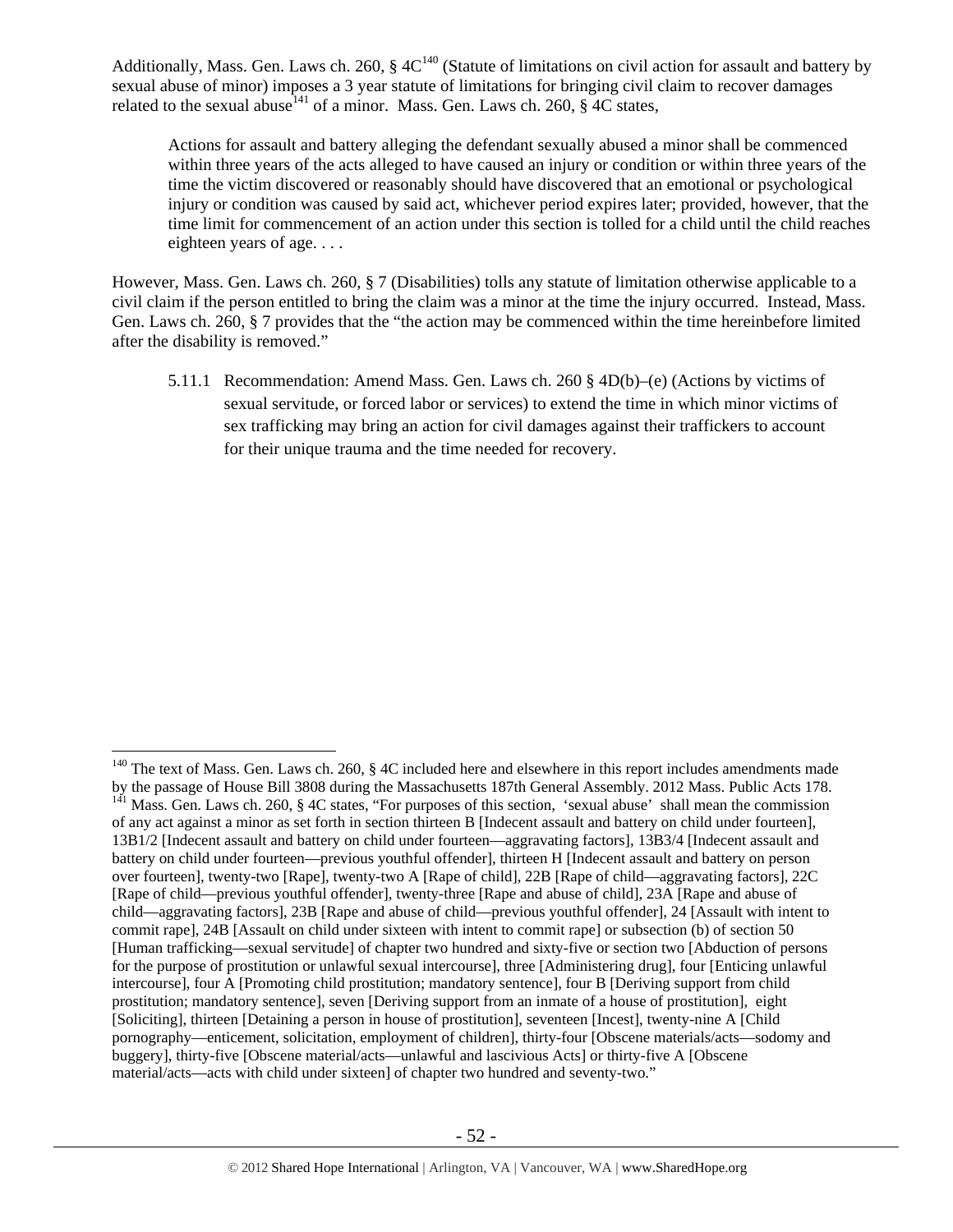Additionally, Mass. Gen. Laws ch. 260, § 4C[140] (Statute of limitations on civil action for assault and battery by sexual abuse of minor) imposes a 3 year statute of limitations for bringing civil claim to recover damages related to the sexual abuse[141] of a minor. Mass. Gen. Laws ch. 260, § 4C states,

> Actions for assault and battery alleging the defendant sexually abused a minor shall be commenced within three years of the acts alleged to have caused an injury or condition or within three years of the time the victim discovered or reasonably should have discovered that an emotional or psychological injury or condition was caused by said act, whichever period expires later; provided, however, that the time limit for commencement of an action under this section is tolled for a child until the child reaches eighteen years of age. . . .

However, Mass. Gen. Laws ch. 260, § 7 (Disabilities) tolls any statute of limitation otherwise applicable to a civil claim if the person entitled to bring the claim was a minor at the time the injury occurred. Instead, Mass. Gen. Laws ch. 260, § 7 provides that the "the action may be commenced within the time hereinbefore limited after the disability is removed."

5.11.1 Recommendation: Amend Mass. Gen. Laws ch. 260 § 4D(b)–(e) (Actions by victims of sexual servitude, or forced labor or services) to extend the time in which minor victims of sex trafficking may bring an action for civil damages against their traffickers to account for their unique trauma and the time needed for recovery.

---

[140] The text of Mass. Gen. Laws ch. 260, § 4C included here and elsewhere in this report includes amendments made by the passage of House Bill 3808 during the Massachusetts 187th General Assembly. 2012 Mass. Public Acts 178.

[141] Mass. Gen. Laws ch. 260, § 4C states, "For purposes of this section, 'sexual abuse' shall mean the commission of any act against a minor as set forth in section thirteen B [Indecent assault and battery on child under fourteen], 13B1/2 [Indecent assault and battery on child under fourteen—aggravating factors], 13B3/4 [Indecent assault and battery on child under fourteen—previous youthful offender], thirteen H [Indecent assault and battery on person over fourteen], twenty-two [Rape], twenty-two A [Rape of child], 22B [Rape of child—aggravating factors], 22C [Rape of child—previous youthful offender], twenty-three [Rape and abuse of child], 23A [Rape and abuse of child—aggravating factors], 23B [Rape and abuse of child—previous youthful offender], 24 [Assault with intent to commit rape], 24B [Assault on child under sixteen with intent to commit rape] or subsection (b) of section 50 [Human trafficking—sexual servitude] of chapter two hundred and sixty-five or section two [Abduction of persons for the purpose of prostitution or unlawful sexual intercourse], three [Administering drug], four [Enticing unlawful intercourse], four A [Promoting child prostitution; mandatory sentence], four B [Deriving support from child prostitution; mandatory sentence], seven [Deriving support from an inmate of a house of prostitution], eight [Soliciting], thirteen [Detaining a person in house of prostitution], seventeen [Incest], twenty-nine A [Child pornography—enticement, solicitation, employment of children], thirty-four [Obscene materials/acts—sodomy and buggery], thirty-five [Obscene material/acts—unlawful and lascivious Acts] or thirty-five A [Obscene material/acts—acts with child under sixteen] of chapter two hundred and seventy-two."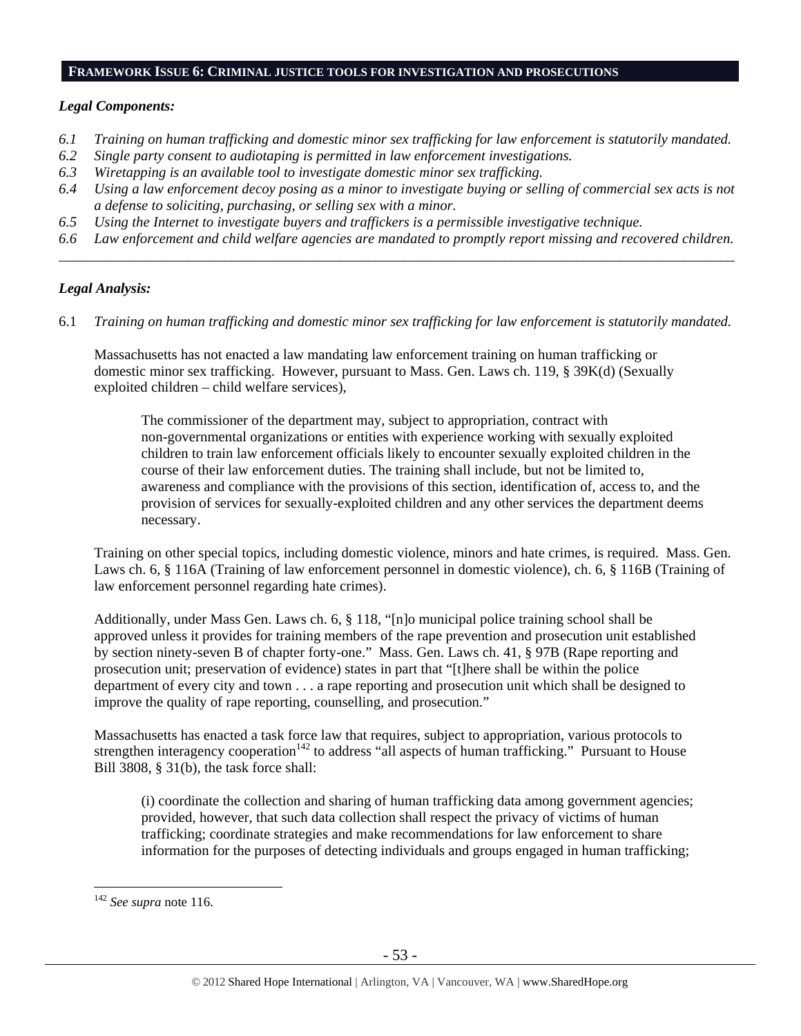## FRAMEWORK ISSUE 6: CRIMINAL JUSTICE TOOLS FOR INVESTIGATION AND PROSECUTIONS

### *Legal Components:*

*6.1 Training on human trafficking and domestic minor sex trafficking for law enforcement is statutorily mandated.*
*6.2 Single party consent to audiotaping is permitted in law enforcement investigations.*
*6.3 Wiretapping is an available tool to investigate domestic minor sex trafficking.*
*6.4 Using a law enforcement decoy posing as a minor to investigate buying or selling of commercial sex acts is not a defense to soliciting, purchasing, or selling sex with a minor.*
*6.5 Using the Internet to investigate buyers and traffickers is a permissible investigative technique.*
*6.6 Law enforcement and child welfare agencies are mandated to promptly report missing and recovered children.*

---

### *Legal Analysis:*

6.1 *Training on human trafficking and domestic minor sex trafficking for law enforcement is statutorily mandated.*

Massachusetts has not enacted a law mandating law enforcement training on human trafficking or domestic minor sex trafficking. However, pursuant to Mass. Gen. Laws ch. 119, § 39K(d) (Sexually exploited children – child welfare services),

> The commissioner of the department may, subject to appropriation, contract with non-governmental organizations or entities with experience working with sexually exploited children to train law enforcement officials likely to encounter sexually exploited children in the course of their law enforcement duties. The training shall include, but not be limited to, awareness and compliance with the provisions of this section, identification of, access to, and the provision of services for sexually-exploited children and any other services the department deems necessary.

Training on other special topics, including domestic violence, minors and hate crimes, is required. Mass. Gen. Laws ch. 6, § 116A (Training of law enforcement personnel in domestic violence), ch. 6, § 116B (Training of law enforcement personnel regarding hate crimes).

Additionally, under Mass Gen. Laws ch. 6, § 118, "[n]o municipal police training school shall be approved unless it provides for training members of the rape prevention and prosecution unit established by section ninety-seven B of chapter forty-one." Mass. Gen. Laws ch. 41, § 97B (Rape reporting and prosecution unit; preservation of evidence) states in part that "[t]here shall be within the police department of every city and town . . . a rape reporting and prosecution unit which shall be designed to improve the quality of rape reporting, counselling, and prosecution."

Massachusetts has enacted a task force law that requires, subject to appropriation, various protocols to strengthen interagency cooperation[142] to address "all aspects of human trafficking." Pursuant to House Bill 3808, § 31(b), the task force shall:

> (i) coordinate the collection and sharing of human trafficking data among government agencies; provided, however, that such data collection shall respect the privacy of victims of human trafficking; coordinate strategies and make recommendations for law enforcement to share information for the purposes of detecting individuals and groups engaged in human trafficking;

---

[142] *See supra* note 116.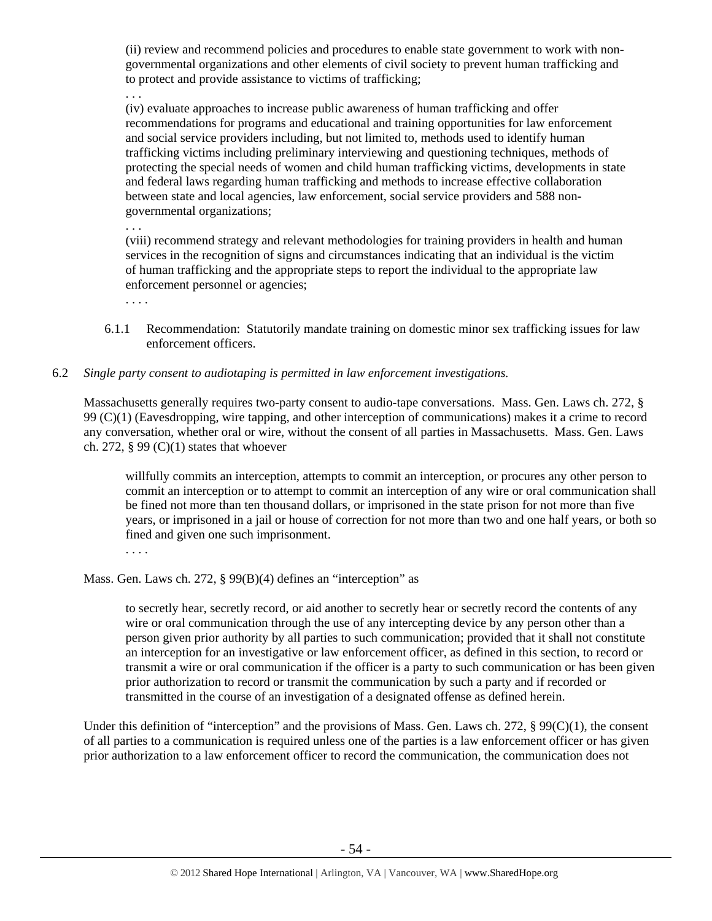(ii) review and recommend policies and procedures to enable state government to work with non-governmental organizations and other elements of civil society to prevent human trafficking and to protect and provide assistance to victims of trafficking;

. . .

(iv) evaluate approaches to increase public awareness of human trafficking and offer recommendations for programs and educational and training opportunities for law enforcement and social service providers including, but not limited to, methods used to identify human trafficking victims including preliminary interviewing and questioning techniques, methods of protecting the special needs of women and child human trafficking victims, developments in state and federal laws regarding human trafficking and methods to increase effective collaboration between state and local agencies, law enforcement, social service providers and 588 non-governmental organizations;

. . .

(viii) recommend strategy and relevant methodologies for training providers in health and human services in the recognition of signs and circumstances indicating that an individual is the victim of human trafficking and the appropriate steps to report the individual to the appropriate law enforcement personnel or agencies;

. . . .

6.1.1 Recommendation: Statutorily mandate training on domestic minor sex trafficking issues for law enforcement officers.

6.2 *Single party consent to audiotaping is permitted in law enforcement investigations.*

Massachusetts generally requires two-party consent to audio-tape conversations. Mass. Gen. Laws ch. 272, § 99 (C)(1) (Eavesdropping, wire tapping, and other interception of communications) makes it a crime to record any conversation, whether oral or wire, without the consent of all parties in Massachusetts. Mass. Gen. Laws ch. 272, § 99 (C)(1) states that whoever

> willfully commits an interception, attempts to commit an interception, or procures any other person to commit an interception or to attempt to commit an interception of any wire or oral communication shall be fined not more than ten thousand dollars, or imprisoned in the state prison for not more than five years, or imprisoned in a jail or house of correction for not more than two and one half years, or both so fined and given one such imprisonment.
>
> . . . .

Mass. Gen. Laws ch. 272, § 99(B)(4) defines an "interception" as

> to secretly hear, secretly record, or aid another to secretly hear or secretly record the contents of any wire or oral communication through the use of any intercepting device by any person other than a person given prior authority by all parties to such communication; provided that it shall not constitute an interception for an investigative or law enforcement officer, as defined in this section, to record or transmit a wire or oral communication if the officer is a party to such communication or has been given prior authorization to record or transmit the communication by such a party and if recorded or transmitted in the course of an investigation of a designated offense as defined herein.

Under this definition of "interception" and the provisions of Mass. Gen. Laws ch. 272, § 99(C)(1), the consent of all parties to a communication is required unless one of the parties is a law enforcement officer or has given prior authorization to a law enforcement officer to record the communication, the communication does not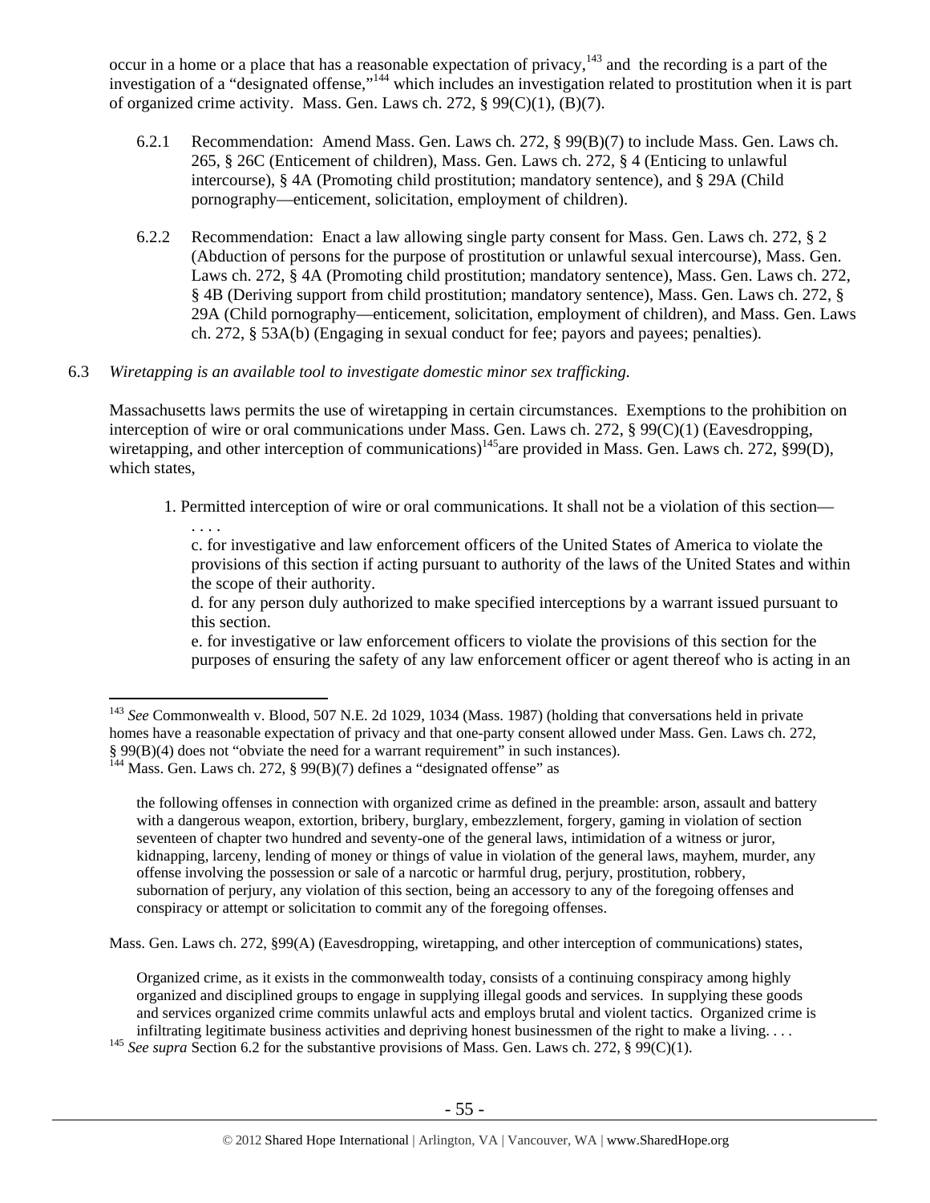occur in a home or a place that has a reasonable expectation of privacy,[143] and the recording is a part of the investigation of a "designated offense,"[144] which includes an investigation related to prostitution when it is part of organized crime activity. Mass. Gen. Laws ch. 272, § 99(C)(1), (B)(7).

6.2.1 Recommendation: Amend Mass. Gen. Laws ch. 272, § 99(B)(7) to include Mass. Gen. Laws ch. 265, § 26C (Enticement of children), Mass. Gen. Laws ch. 272, § 4 (Enticing to unlawful intercourse), § 4A (Promoting child prostitution; mandatory sentence), and § 29A (Child pornography—enticement, solicitation, employment of children).

6.2.2 Recommendation: Enact a law allowing single party consent for Mass. Gen. Laws ch. 272, § 2 (Abduction of persons for the purpose of prostitution or unlawful sexual intercourse), Mass. Gen. Laws ch. 272, § 4A (Promoting child prostitution; mandatory sentence), Mass. Gen. Laws ch. 272, § 4B (Deriving support from child prostitution; mandatory sentence), Mass. Gen. Laws ch. 272, § 29A (Child pornography—enticement, solicitation, employment of children), and Mass. Gen. Laws ch. 272, § 53A(b) (Engaging in sexual conduct for fee; payors and payees; penalties).

6.3 *Wiretapping is an available tool to investigate domestic minor sex trafficking.*

Massachusetts laws permits the use of wiretapping in certain circumstances. Exemptions to the prohibition on interception of wire or oral communications under Mass. Gen. Laws ch. 272, § 99(C)(1) (Eavesdropping, wiretapping, and other interception of communications)[145] are provided in Mass. Gen. Laws ch. 272, §99(D), which states,

> 1. Permitted interception of wire or oral communications. It shall not be a violation of this section—
>
> . . . .
>
> c. for investigative and law enforcement officers of the United States of America to violate the provisions of this section if acting pursuant to authority of the laws of the United States and within the scope of their authority.
>
> d. for any person duly authorized to make specified interceptions by a warrant issued pursuant to this section.
>
> e. for investigative or law enforcement officers to violate the provisions of this section for the purposes of ensuring the safety of any law enforcement officer or agent thereof who is acting in an

---

[143] *See* Commonwealth v. Blood, 507 N.E. 2d 1029, 1034 (Mass. 1987) (holding that conversations held in private homes have a reasonable expectation of privacy and that one-party consent allowed under Mass. Gen. Laws ch. 272, § 99(B)(4) does not "obviate the need for a warrant requirement" in such instances).

[144] Mass. Gen. Laws ch. 272, § 99(B)(7) defines a "designated offense" as

> the following offenses in connection with organized crime as defined in the preamble: arson, assault and battery with a dangerous weapon, extortion, bribery, burglary, embezzlement, forgery, gaming in violation of section seventeen of chapter two hundred and seventy-one of the general laws, intimidation of a witness or juror, kidnapping, larceny, lending of money or things of value in violation of the general laws, mayhem, murder, any offense involving the possession or sale of a narcotic or harmful drug, perjury, prostitution, robbery, subornation of perjury, any violation of this section, being an accessory to any of the foregoing offenses and conspiracy or attempt or solicitation to commit any of the foregoing offenses.

Mass. Gen. Laws ch. 272, §99(A) (Eavesdropping, wiretapping, and other interception of communications) states,

> Organized crime, as it exists in the commonwealth today, consists of a continuing conspiracy among highly organized and disciplined groups to engage in supplying illegal goods and services. In supplying these goods and services organized crime commits unlawful acts and employs brutal and violent tactics. Organized crime is infiltrating legitimate business activities and depriving honest businessmen of the right to make a living. . . .

[145] *See supra* Section 6.2 for the substantive provisions of Mass. Gen. Laws ch. 272, § 99(C)(1).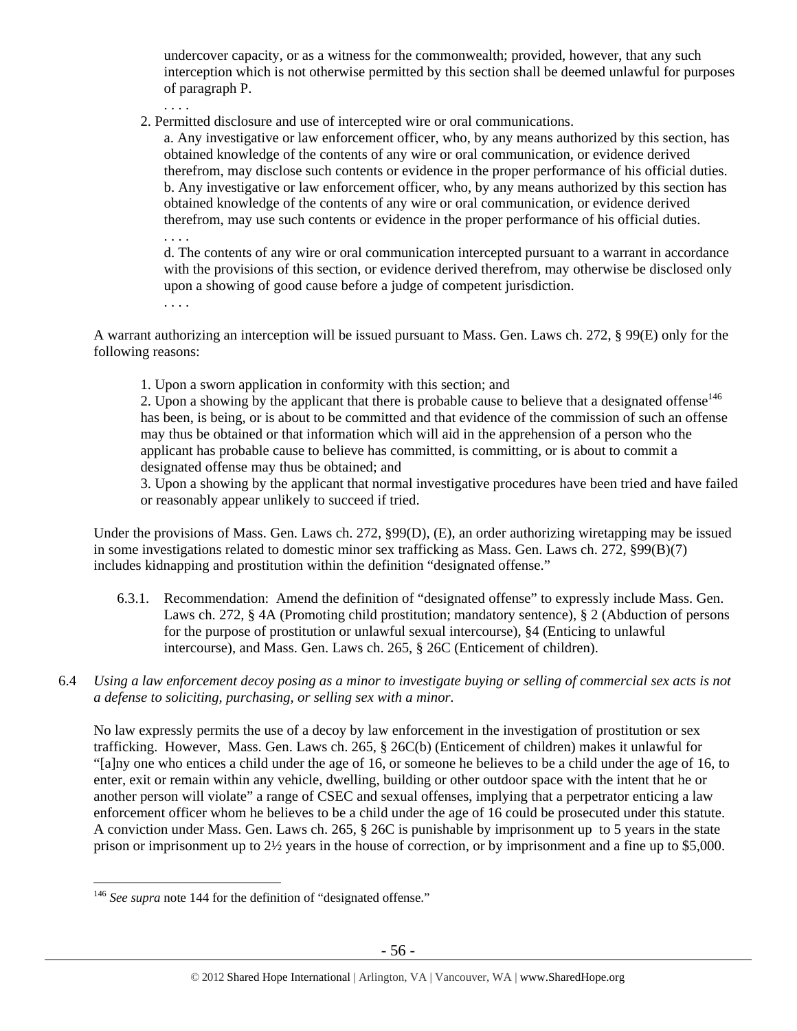undercover capacity, or as a witness for the commonwealth; provided, however, that any such interception which is not otherwise permitted by this section shall be deemed unlawful for purposes of paragraph P.

. . . .

2. Permitted disclosure and use of intercepted wire or oral communications.

a. Any investigative or law enforcement officer, who, by any means authorized by this section, has obtained knowledge of the contents of any wire or oral communication, or evidence derived therefrom, may disclose such contents or evidence in the proper performance of his official duties.

b. Any investigative or law enforcement officer, who, by any means authorized by this section has obtained knowledge of the contents of any wire or oral communication, or evidence derived therefrom, may use such contents or evidence in the proper performance of his official duties.

. . . .

d. The contents of any wire or oral communication intercepted pursuant to a warrant in accordance with the provisions of this section, or evidence derived therefrom, may otherwise be disclosed only upon a showing of good cause before a judge of competent jurisdiction.

. . . .

A warrant authorizing an interception will be issued pursuant to Mass. Gen. Laws ch. 272, § 99(E) only for the following reasons:

1. Upon a sworn application in conformity with this section; and
2. Upon a showing by the applicant that there is probable cause to believe that a designated offense[146] has been, is being, or is about to be committed and that evidence of the commission of such an offense may thus be obtained or that information which will aid in the apprehension of a person who the applicant has probable cause to believe has committed, is committing, or is about to commit a designated offense may thus be obtained; and
3. Upon a showing by the applicant that normal investigative procedures have been tried and have failed or reasonably appear unlikely to succeed if tried.

Under the provisions of Mass. Gen. Laws ch. 272, §99(D), (E), an order authorizing wiretapping may be issued in some investigations related to domestic minor sex trafficking as Mass. Gen. Laws ch. 272, §99(B)(7) includes kidnapping and prostitution within the definition "designated offense."

6.3.1. Recommendation: Amend the definition of "designated offense" to expressly include Mass. Gen. Laws ch. 272, § 4A (Promoting child prostitution; mandatory sentence), § 2 (Abduction of persons for the purpose of prostitution or unlawful sexual intercourse), §4 (Enticing to unlawful intercourse), and Mass. Gen. Laws ch. 265, § 26C (Enticement of children).

6.4 *Using a law enforcement decoy posing as a minor to investigate buying or selling of commercial sex acts is not a defense to soliciting, purchasing, or selling sex with a minor.*

No law expressly permits the use of a decoy by law enforcement in the investigation of prostitution or sex trafficking. However, Mass. Gen. Laws ch. 265, § 26C(b) (Enticement of children) makes it unlawful for "[a]ny one who entices a child under the age of 16, or someone he believes to be a child under the age of 16, to enter, exit or remain within any vehicle, dwelling, building or other outdoor space with the intent that he or another person will violate" a range of CSEC and sexual offenses, implying that a perpetrator enticing a law enforcement officer whom he believes to be a child under the age of 16 could be prosecuted under this statute. A conviction under Mass. Gen. Laws ch. 265, § 26C is punishable by imprisonment up to 5 years in the state prison or imprisonment up to 2½ years in the house of correction, or by imprisonment and a fine up to $5,000.

---

[146] *See supra* note 144 for the definition of "designated offense."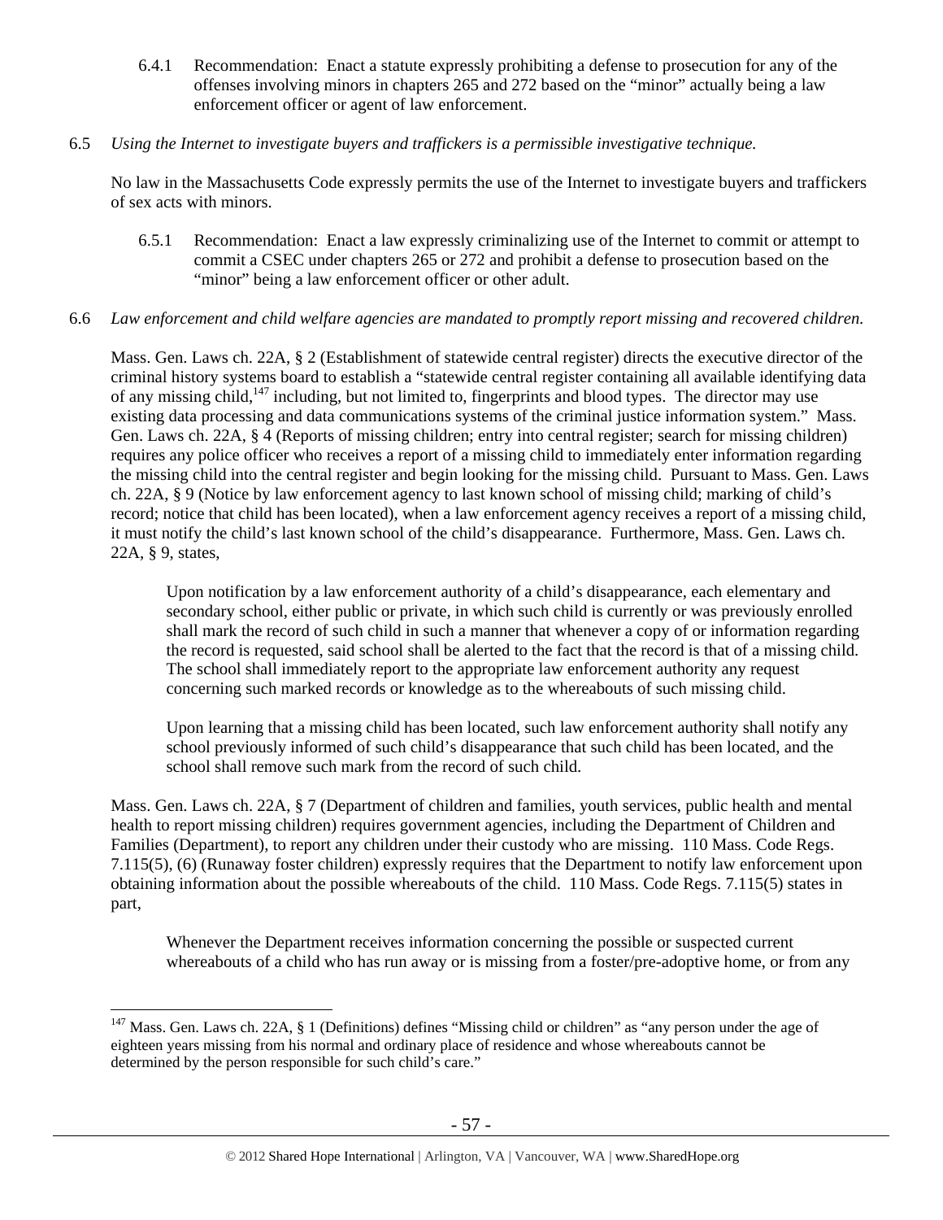6.4.1 Recommendation: Enact a statute expressly prohibiting a defense to prosecution for any of the offenses involving minors in chapters 265 and 272 based on the "minor" actually being a law enforcement officer or agent of law enforcement.

6.5 *Using the Internet to investigate buyers and traffickers is a permissible investigative technique.*

No law in the Massachusetts Code expressly permits the use of the Internet to investigate buyers and traffickers of sex acts with minors.

6.5.1 Recommendation: Enact a law expressly criminalizing use of the Internet to commit or attempt to commit a CSEC under chapters 265 or 272 and prohibit a defense to prosecution based on the "minor" being a law enforcement officer or other adult.

6.6 *Law enforcement and child welfare agencies are mandated to promptly report missing and recovered children.*

Mass. Gen. Laws ch. 22A, § 2 (Establishment of statewide central register) directs the executive director of the criminal history systems board to establish a "statewide central register containing all available identifying data of any missing child,[147] including, but not limited to, fingerprints and blood types. The director may use existing data processing and data communications systems of the criminal justice information system." Mass. Gen. Laws ch. 22A, § 4 (Reports of missing children; entry into central register; search for missing children) requires any police officer who receives a report of a missing child to immediately enter information regarding the missing child into the central register and begin looking for the missing child. Pursuant to Mass. Gen. Laws ch. 22A, § 9 (Notice by law enforcement agency to last known school of missing child; marking of child's record; notice that child has been located), when a law enforcement agency receives a report of a missing child, it must notify the child's last known school of the child's disappearance. Furthermore, Mass. Gen. Laws ch. 22A, § 9, states,

> Upon notification by a law enforcement authority of a child's disappearance, each elementary and secondary school, either public or private, in which such child is currently or was previously enrolled shall mark the record of such child in such a manner that whenever a copy of or information regarding the record is requested, said school shall be alerted to the fact that the record is that of a missing child. The school shall immediately report to the appropriate law enforcement authority any request concerning such marked records or knowledge as to the whereabouts of such missing child.
>
> Upon learning that a missing child has been located, such law enforcement authority shall notify any school previously informed of such child's disappearance that such child has been located, and the school shall remove such mark from the record of such child.

Mass. Gen. Laws ch. 22A, § 7 (Department of children and families, youth services, public health and mental health to report missing children) requires government agencies, including the Department of Children and Families (Department), to report any children under their custody who are missing. 110 Mass. Code Regs. 7.115(5), (6) (Runaway foster children) expressly requires that the Department to notify law enforcement upon obtaining information about the possible whereabouts of the child. 110 Mass. Code Regs. 7.115(5) states in part,

> Whenever the Department receives information concerning the possible or suspected current whereabouts of a child who has run away or is missing from a foster/pre-adoptive home, or from any

[147] Mass. Gen. Laws ch. 22A, § 1 (Definitions) defines "Missing child or children" as "any person under the age of eighteen years missing from his normal and ordinary place of residence and whose whereabouts cannot be determined by the person responsible for such child's care."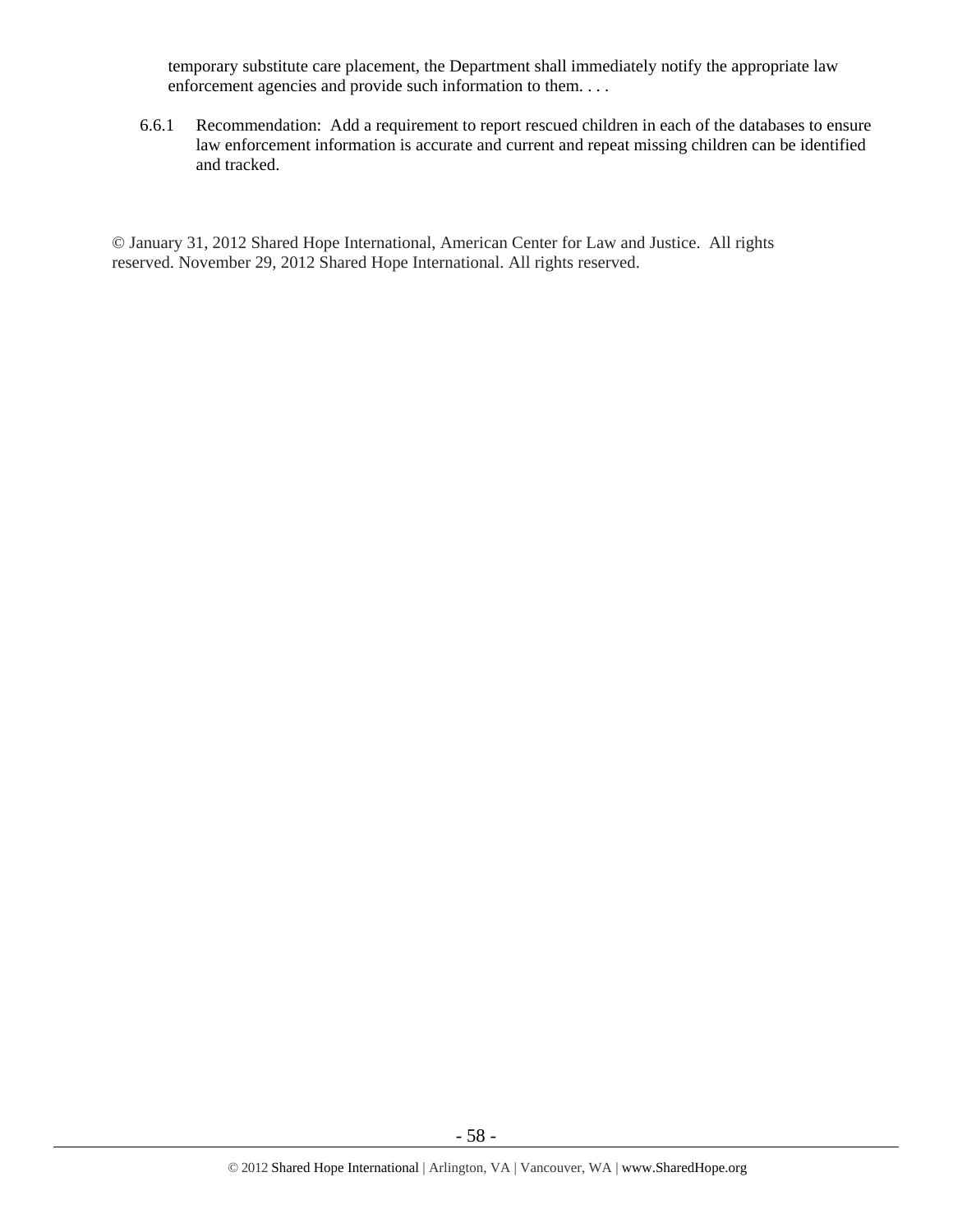temporary substitute care placement, the Department shall immediately notify the appropriate law enforcement agencies and provide such information to them. . . .

6.6.1 Recommendation: Add a requirement to report rescued children in each of the databases to ensure law enforcement information is accurate and current and repeat missing children can be identified and tracked.

© January 31, 2012 Shared Hope International, American Center for Law and Justice. All rights reserved. November 29, 2012 Shared Hope International. All rights reserved.